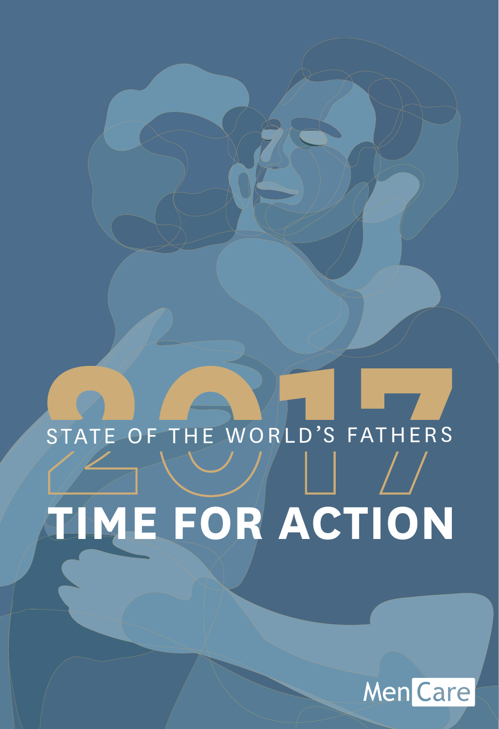# 2017

## STATE OF THE WORLD'S FATHERS

# TIME FOR ACTION

MenCare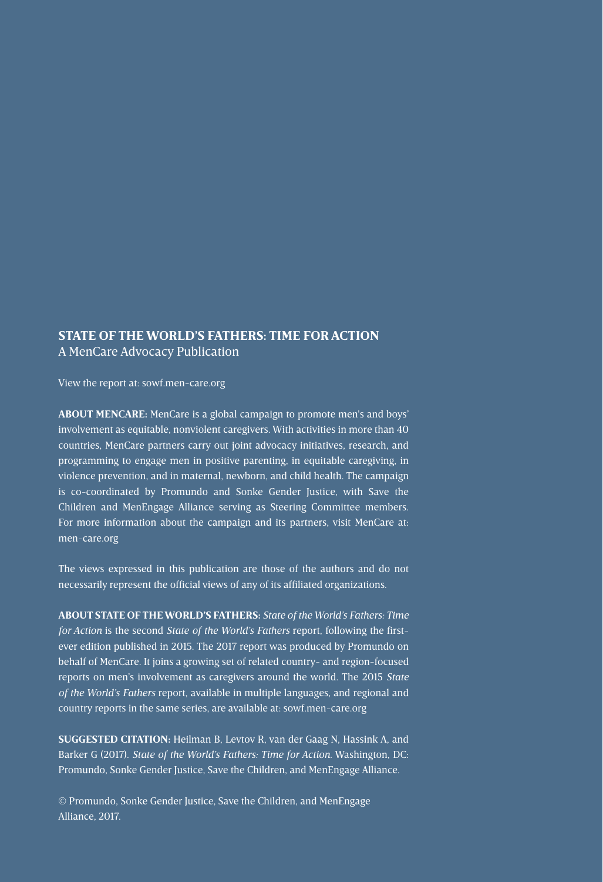**STATE OF THE WORLD'S FATHERS: TIME FOR ACTION**
A MenCare Advocacy Publication

View the report at: sowf.men-care.org

**ABOUT MENCARE:** MenCare is a global campaign to promote men's and boys' involvement as equitable, nonviolent caregivers. With activities in more than 40 countries, MenCare partners carry out joint advocacy initiatives, research, and programming to engage men in positive parenting, in equitable caregiving, in violence prevention, and in maternal, newborn, and child health. The campaign is co-coordinated by Promundo and Sonke Gender Justice, with Save the Children and MenEngage Alliance serving as Steering Committee members. For more information about the campaign and its partners, visit MenCare at: men-care.org

The views expressed in this publication are those of the authors and do not necessarily represent the official views of any of its affiliated organizations.

**ABOUT STATE OF THE WORLD'S FATHERS:** *State of the World's Fathers: Time for Action* is the second *State of the World's Fathers* report, following the first-ever edition published in 2015. The 2017 report was produced by Promundo on behalf of MenCare. It joins a growing set of related country- and region-focused reports on men's involvement as caregivers around the world. The 2015 *State of the World's Fathers* report, available in multiple languages, and regional and country reports in the same series, are available at: sowf.men-care.org

**SUGGESTED CITATION:** Heilman B, Levtov R, van der Gaag N, Hassink A, and Barker G (2017). *State of the World's Fathers: Time for Action.* Washington, DC: Promundo, Sonke Gender Justice, Save the Children, and MenEngage Alliance.

© Promundo, Sonke Gender Justice, Save the Children, and MenEngage Alliance, 2017.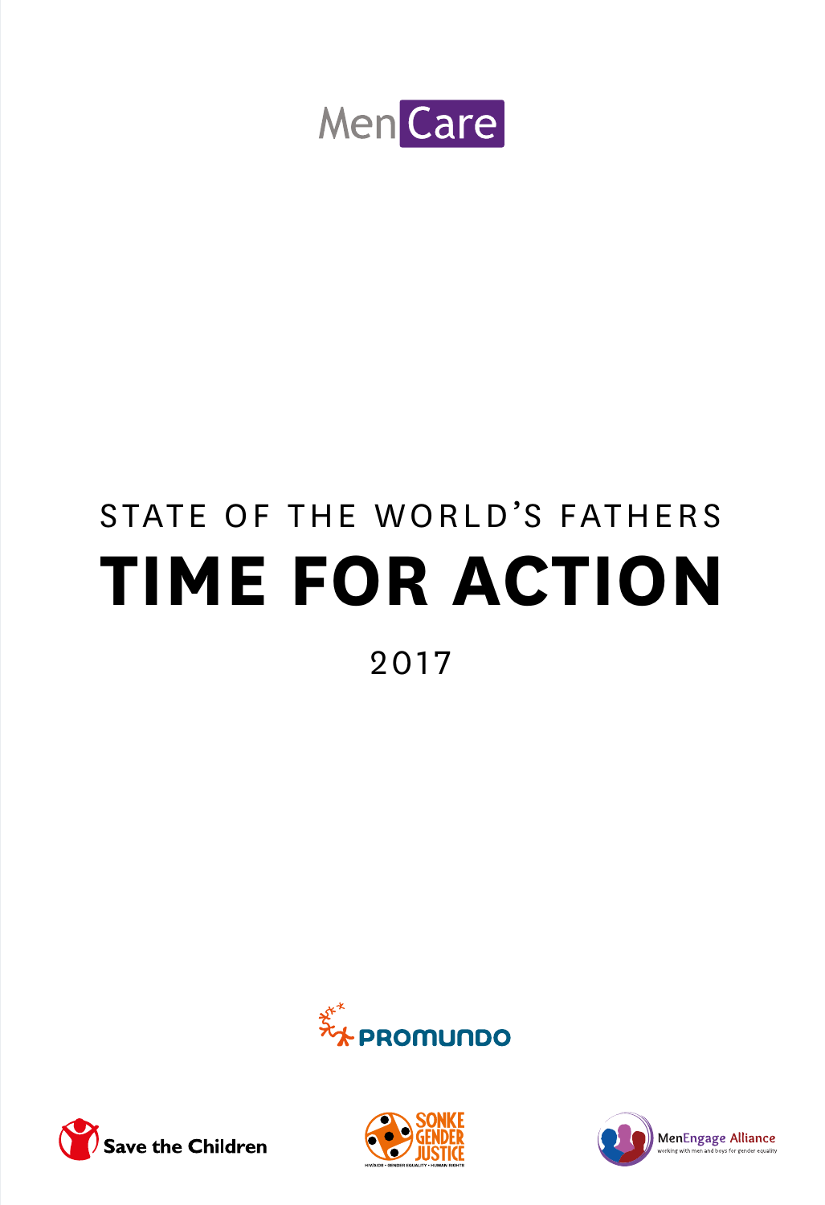MenCare

STATE OF THE WORLD'S FATHERS

# TIME FOR ACTION

2017

PROMUNDO

Save the Children

SONKE GENDER JUSTICE

HIV/AIDS • GENDER EQUALITY • HUMAN RIGHTS

MenEngage Alliance

working with men and boys for gender equality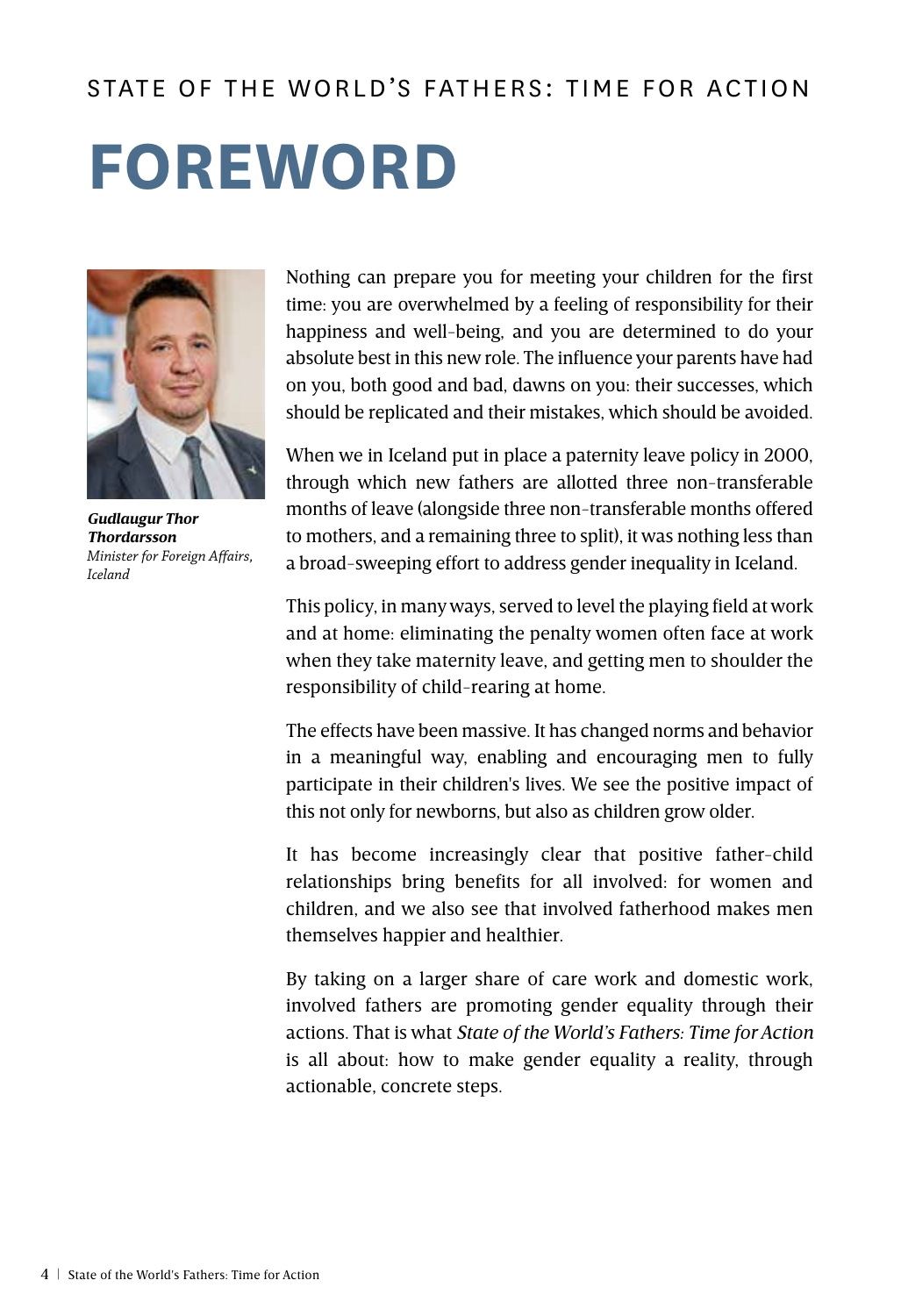# FOREWORD

***Gudlaugur Thor Thordarsson***
*Minister for Foreign Affairs, Iceland*

Nothing can prepare you for meeting your children for the first time: you are overwhelmed by a feeling of responsibility for their happiness and well-being, and you are determined to do your absolute best in this new role. The influence your parents have had on you, both good and bad, dawns on you: their successes, which should be replicated and their mistakes, which should be avoided.

When we in Iceland put in place a paternity leave policy in 2000, through which new fathers are allotted three non-transferable months of leave (alongside three non-transferable months offered to mothers, and a remaining three to split), it was nothing less than a broad-sweeping effort to address gender inequality in Iceland.

This policy, in many ways, served to level the playing field at work and at home: eliminating the penalty women often face at work when they take maternity leave, and getting men to shoulder the responsibility of child-rearing at home.

The effects have been massive. It has changed norms and behavior in a meaningful way, enabling and encouraging men to fully participate in their children's lives. We see the positive impact of this not only for newborns, but also as children grow older.

It has become increasingly clear that positive father-child relationships bring benefits for all involved: for women and children, and we also see that involved fatherhood makes men themselves happier and healthier.

By taking on a larger share of care work and domestic work, involved fathers are promoting gender equality through their actions. That is what *State of the World's Fathers: Time for Action* is all about: how to make gender equality a reality, through actionable, concrete steps.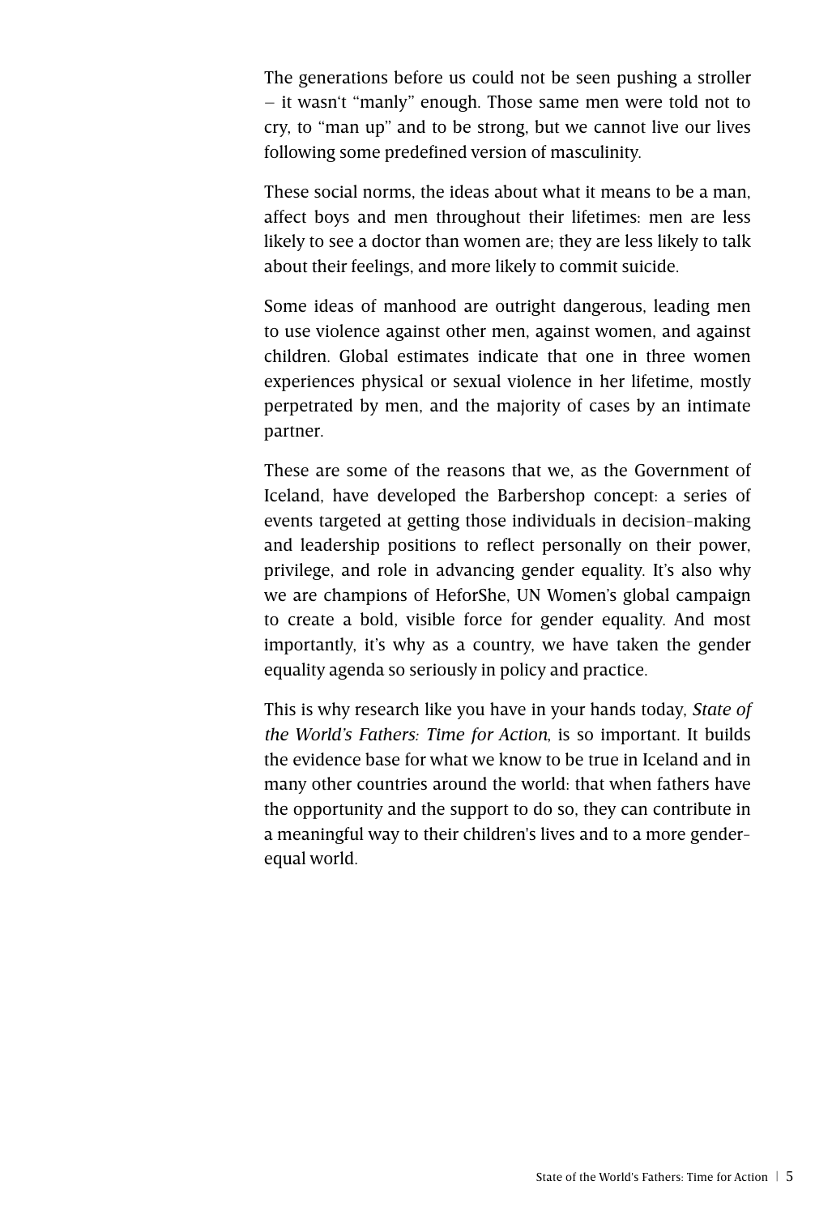The generations before us could not be seen pushing a stroller – it wasn't "manly" enough. Those same men were told not to cry, to "man up" and to be strong, but we cannot live our lives following some predefined version of masculinity.

These social norms, the ideas about what it means to be a man, affect boys and men throughout their lifetimes: men are less likely to see a doctor than women are; they are less likely to talk about their feelings, and more likely to commit suicide.

Some ideas of manhood are outright dangerous, leading men to use violence against other men, against women, and against children. Global estimates indicate that one in three women experiences physical or sexual violence in her lifetime, mostly perpetrated by men, and the majority of cases by an intimate partner.

These are some of the reasons that we, as the Government of Iceland, have developed the Barbershop concept: a series of events targeted at getting those individuals in decision-making and leadership positions to reflect personally on their power, privilege, and role in advancing gender equality. It's also why we are champions of HeforShe, UN Women's global campaign to create a bold, visible force for gender equality. And most importantly, it's why as a country, we have taken the gender equality agenda so seriously in policy and practice.

This is why research like you have in your hands today, *State of the World's Fathers: Time for Action*, is so important. It builds the evidence base for what we know to be true in Iceland and in many other countries around the world: that when fathers have the opportunity and the support to do so, they can contribute in a meaningful way to their children's lives and to a more gender-equal world.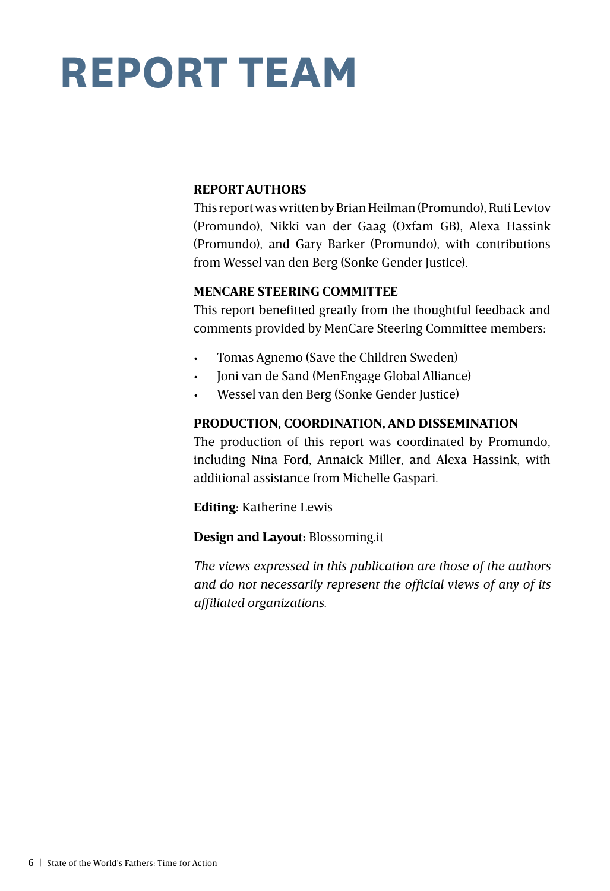# REPORT TEAM

**REPORT AUTHORS**

This report was written by Brian Heilman (Promundo), Ruti Levtov (Promundo), Nikki van der Gaag (Oxfam GB), Alexa Hassink (Promundo), and Gary Barker (Promundo), with contributions from Wessel van den Berg (Sonke Gender Justice).

**MENCARE STEERING COMMITTEE**

This report benefitted greatly from the thoughtful feedback and comments provided by MenCare Steering Committee members:

- Tomas Agnemo (Save the Children Sweden)
- Joni van de Sand (MenEngage Global Alliance)
- Wessel van den Berg (Sonke Gender Justice)

**PRODUCTION, COORDINATION, AND DISSEMINATION**

The production of this report was coordinated by Promundo, including Nina Ford, Annaick Miller, and Alexa Hassink, with additional assistance from Michelle Gaspari.

**Editing:** Katherine Lewis

**Design and Layout:** Blossoming.it

*The views expressed in this publication are those of the authors and do not necessarily represent the official views of any of its affiliated organizations.*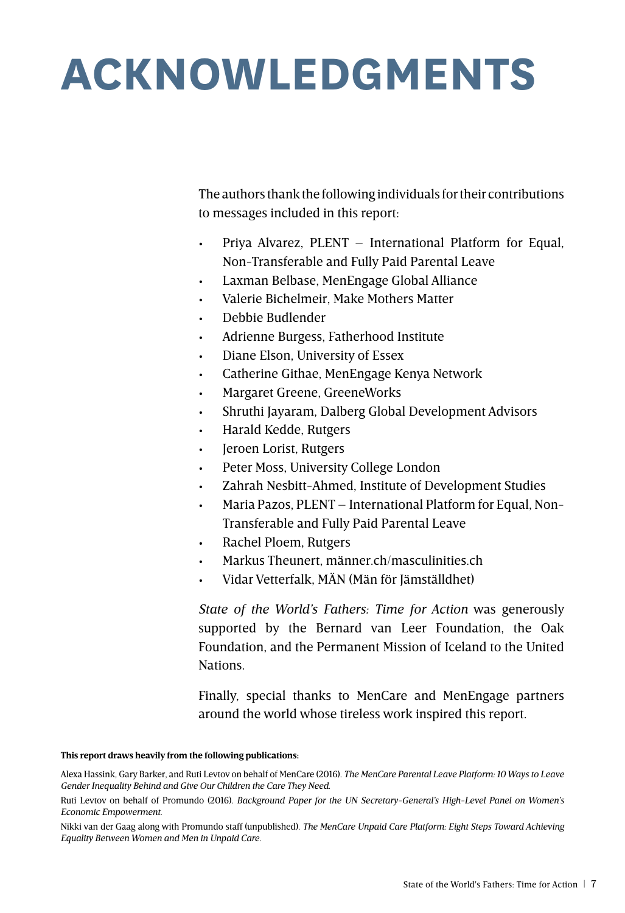# ACKNOWLEDGMENTS

The authors thank the following individuals for their contributions to messages included in this report:

- Priya Alvarez, PLENT – International Platform for Equal, Non-Transferable and Fully Paid Parental Leave
- Laxman Belbase, MenEngage Global Alliance
- Valerie Bichelmeir, Make Mothers Matter
- Debbie Budlender
- Adrienne Burgess, Fatherhood Institute
- Diane Elson, University of Essex
- Catherine Githae, MenEngage Kenya Network
- Margaret Greene, GreeneWorks
- Shruthi Jayaram, Dalberg Global Development Advisors
- Harald Kedde, Rutgers
- Jeroen Lorist, Rutgers
- Peter Moss, University College London
- Zahrah Nesbitt-Ahmed, Institute of Development Studies
- Maria Pazos, PLENT – International Platform for Equal, Non-Transferable and Fully Paid Parental Leave
- Rachel Ploem, Rutgers
- Markus Theunert, männer.ch/masculinities.ch
- Vidar Vetterfalk, MÄN (Män för Jämställdhet)

*State of the World's Fathers: Time for Action* was generously supported by the Bernard van Leer Foundation, the Oak Foundation, and the Permanent Mission of Iceland to the United Nations.

Finally, special thanks to MenCare and MenEngage partners around the world whose tireless work inspired this report.

**This report draws heavily from the following publications:**

Alexa Hassink, Gary Barker, and Ruti Levtov on behalf of MenCare (2016). *The MenCare Parental Leave Platform: 10 Ways to Leave Gender Inequality Behind and Give Our Children the Care They Need.*

Ruti Levtov on behalf of Promundo (2016). *Background Paper for the UN Secretary-General's High-Level Panel on Women's Economic Empowerment.*

Nikki van der Gaag along with Promundo staff (unpublished). *The MenCare Unpaid Care Platform: Eight Steps Toward Achieving Equality Between Women and Men in Unpaid Care.*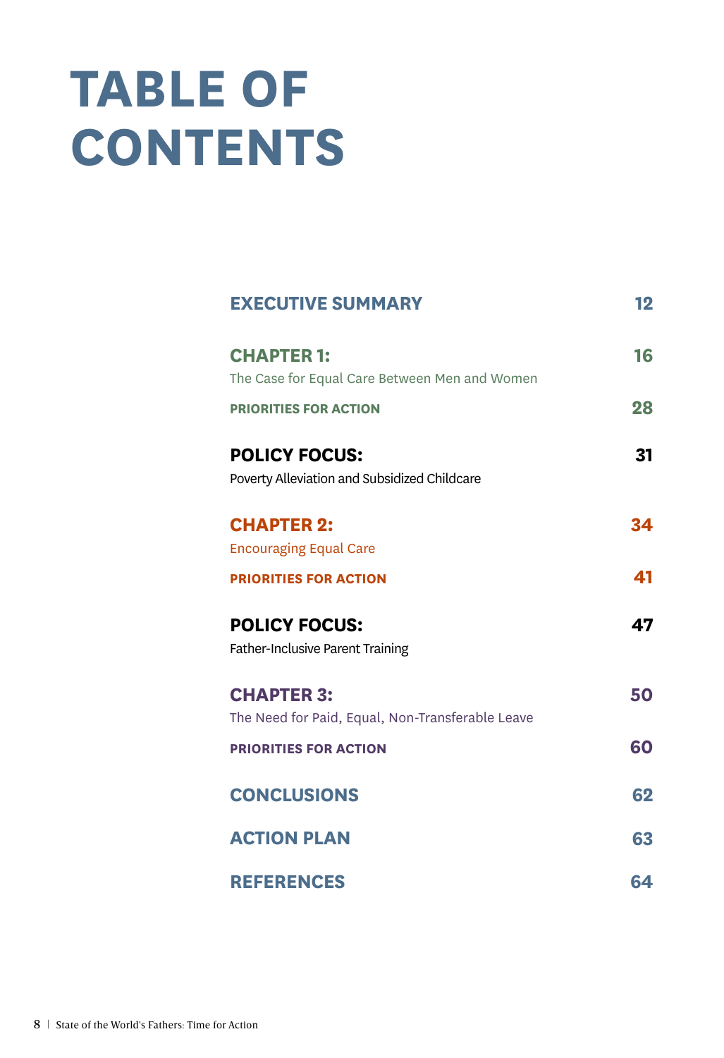# TABLE OF CONTENTS

| | |
|---|---|
| **EXECUTIVE SUMMARY** | **12** |
| **CHAPTER 1:** The Case for Equal Care Between Men and Women | **16** |
| **PRIORITIES FOR ACTION** | **28** |
| **POLICY FOCUS:** Poverty Alleviation and Subsidized Childcare | **31** |
| **CHAPTER 2:** Encouraging Equal Care | **34** |
| **PRIORITIES FOR ACTION** | **41** |
| **POLICY FOCUS:** Father-Inclusive Parent Training | **47** |
| **CHAPTER 3:** The Need for Paid, Equal, Non-Transferable Leave | **50** |
| **PRIORITIES FOR ACTION** | **60** |
| **CONCLUSIONS** | **62** |
| **ACTION PLAN** | **63** |
| **REFERENCES** | **64** |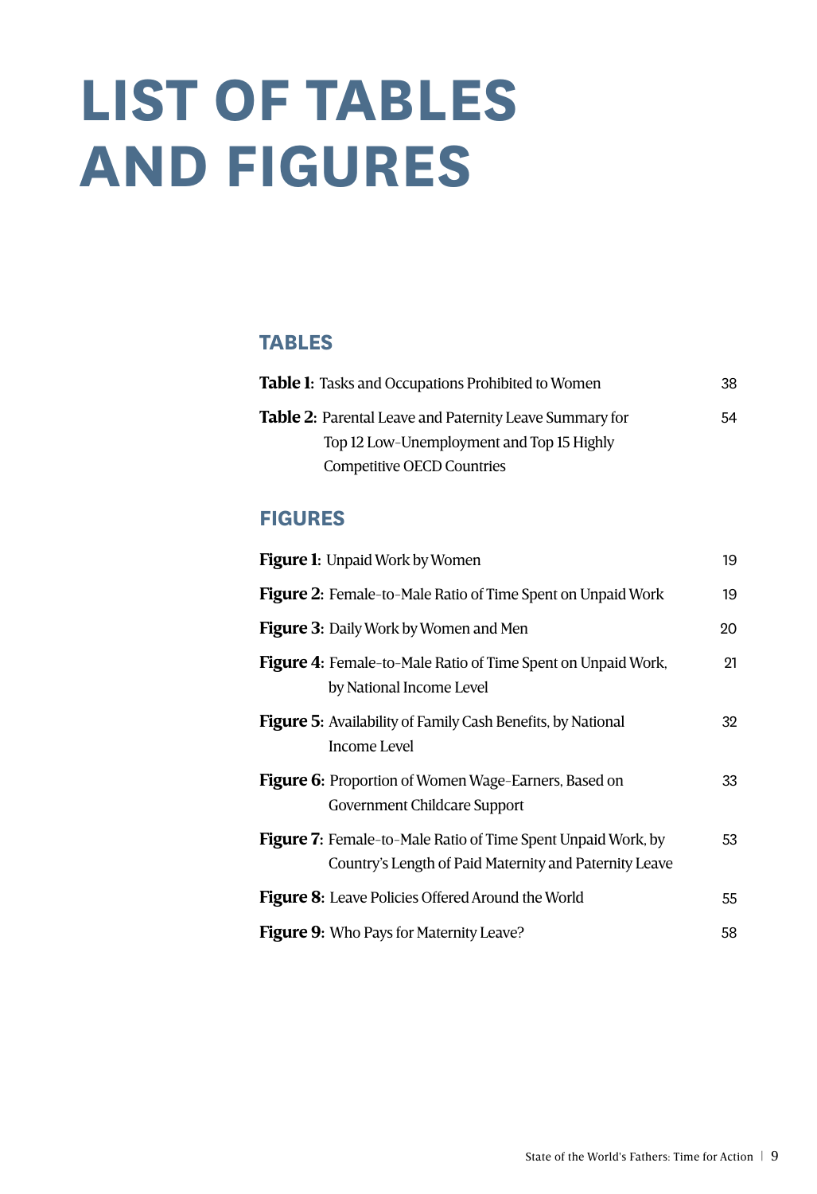# LIST OF TABLES AND FIGURES

## TABLES

**Table 1:** Tasks and Occupations Prohibited to Women 38

**Table 2:** Parental Leave and Paternity Leave Summary for Top 12 Low-Unemployment and Top 15 Highly Competitive OECD Countries 54

## FIGURES

**Figure 1:** Unpaid Work by Women 19

**Figure 2:** Female-to-Male Ratio of Time Spent on Unpaid Work 19

**Figure 3:** Daily Work by Women and Men 20

**Figure 4:** Female-to-Male Ratio of Time Spent on Unpaid Work, by National Income Level 21

**Figure 5:** Availability of Family Cash Benefits, by National Income Level 32

**Figure 6:** Proportion of Women Wage-Earners, Based on Government Childcare Support 33

**Figure 7:** Female-to-Male Ratio of Time Spent Unpaid Work, by Country's Length of Paid Maternity and Paternity Leave 53

**Figure 8:** Leave Policies Offered Around the World 55

**Figure 9:** Who Pays for Maternity Leave? 58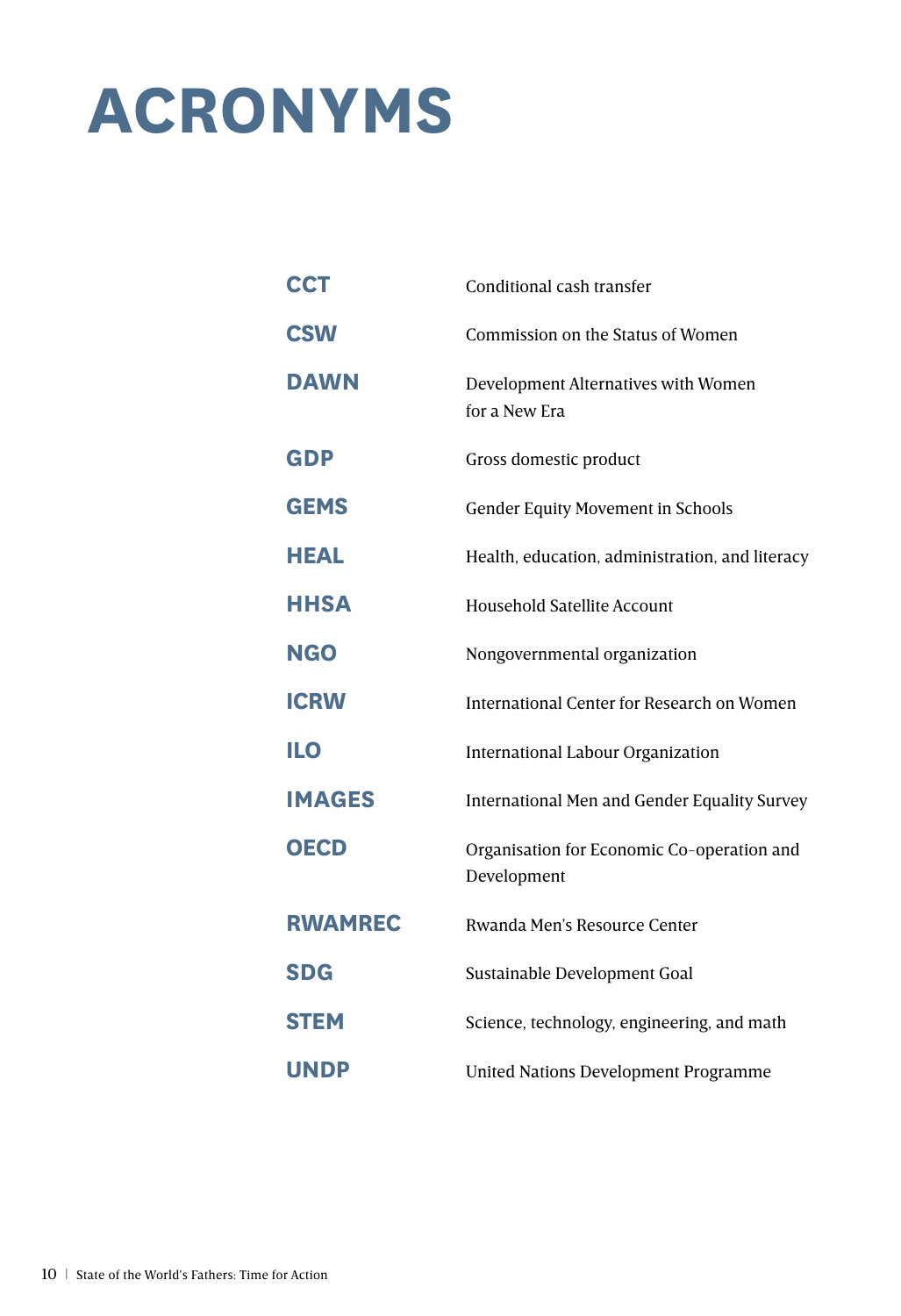# ACRONYMS

| | |
|---|---|
| **CCT** | Conditional cash transfer |
| **CSW** | Commission on the Status of Women |
| **DAWN** | Development Alternatives with Women for a New Era |
| **GDP** | Gross domestic product |
| **GEMS** | Gender Equity Movement in Schools |
| **HEAL** | Health, education, administration, and literacy |
| **HHSA** | Household Satellite Account |
| **NGO** | Nongovernmental organization |
| **ICRW** | International Center for Research on Women |
| **ILO** | International Labour Organization |
| **IMAGES** | International Men and Gender Equality Survey |
| **OECD** | Organisation for Economic Co-operation and Development |
| **RWAMREC** | Rwanda Men's Resource Center |
| **SDG** | Sustainable Development Goal |
| **STEM** | Science, technology, engineering, and math |
| **UNDP** | United Nations Development Programme |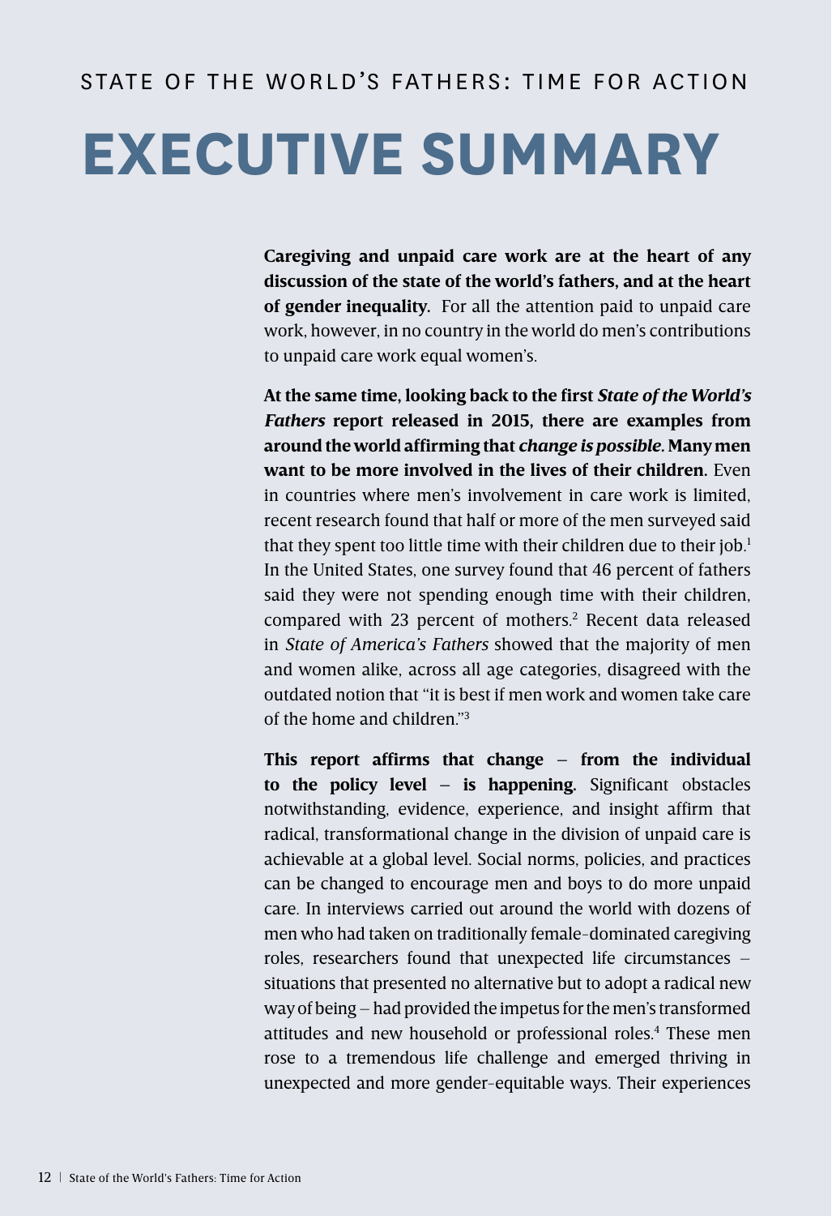STATE OF THE WORLD'S FATHERS: TIME FOR ACTION

# EXECUTIVE SUMMARY

**Caregiving and unpaid care work are at the heart of any discussion of the state of the world's fathers, and at the heart of gender inequality.** For all the attention paid to unpaid care work, however, in no country in the world do men's contributions to unpaid care work equal women's.

**At the same time, looking back to the first *State of the World's Fathers* report released in 2015, there are examples from around the world affirming that *change is possible*. Many men want to be more involved in the lives of their children.** Even in countries where men's involvement in care work is limited, recent research found that half or more of the men surveyed said that they spent too little time with their children due to their job.[1] In the United States, one survey found that 46 percent of fathers said they were not spending enough time with their children, compared with 23 percent of mothers.[2] Recent data released in *State of America's Fathers* showed that the majority of men and women alike, across all age categories, disagreed with the outdated notion that "it is best if men work and women take care of the home and children."[3]

**This report affirms that change – from the individual to the policy level – is happening.** Significant obstacles notwithstanding, evidence, experience, and insight affirm that radical, transformational change in the division of unpaid care is achievable at a global level. Social norms, policies, and practices can be changed to encourage men and boys to do more unpaid care. In interviews carried out around the world with dozens of men who had taken on traditionally female-dominated caregiving roles, researchers found that unexpected life circumstances – situations that presented no alternative but to adopt a radical new way of being – had provided the impetus for the men's transformed attitudes and new household or professional roles.[4] These men rose to a tremendous life challenge and emerged thriving in unexpected and more gender-equitable ways. Their experiences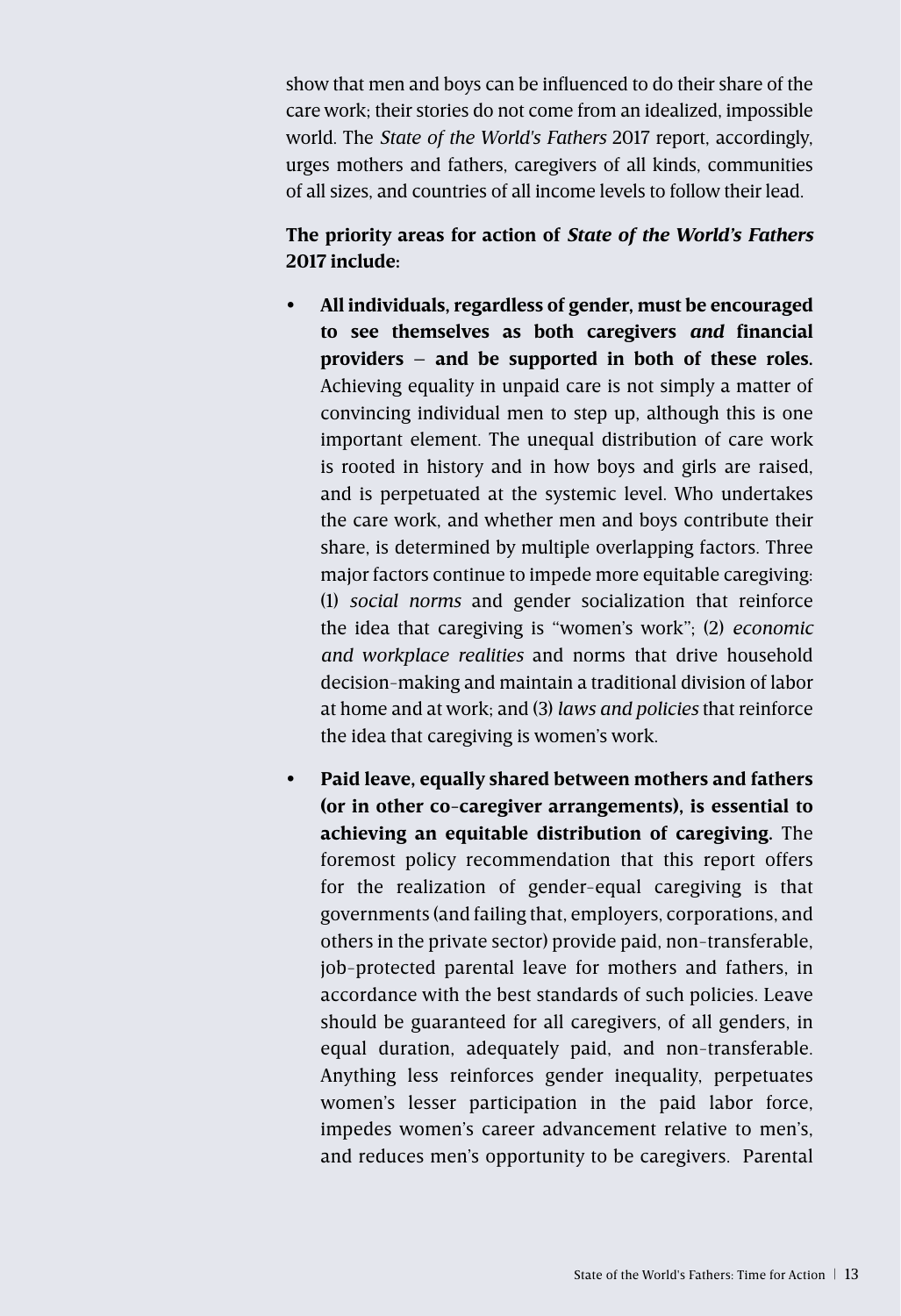show that men and boys can be influenced to do their share of the care work; their stories do not come from an idealized, impossible world. The *State of the World's Fathers* 2017 report, accordingly, urges mothers and fathers, caregivers of all kinds, communities of all sizes, and countries of all income levels to follow their lead.

**The priority areas for action of *State of the World's Fathers* 2017 include:**

- **All individuals, regardless of gender, must be encouraged to see themselves as both caregivers *and* financial providers – and be supported in both of these roles.** Achieving equality in unpaid care is not simply a matter of convincing individual men to step up, although this is one important element. The unequal distribution of care work is rooted in history and in how boys and girls are raised, and is perpetuated at the systemic level. Who undertakes the care work, and whether men and boys contribute their share, is determined by multiple overlapping factors. Three major factors continue to impede more equitable caregiving: (1) *social norms* and gender socialization that reinforce the idea that caregiving is "women's work"; (2) *economic and workplace realities* and norms that drive household decision-making and maintain a traditional division of labor at home and at work; and (3) *laws and policies* that reinforce the idea that caregiving is women's work.

- **Paid leave, equally shared between mothers and fathers (or in other co-caregiver arrangements), is essential to achieving an equitable distribution of caregiving.** The foremost policy recommendation that this report offers for the realization of gender-equal caregiving is that governments (and failing that, employers, corporations, and others in the private sector) provide paid, non-transferable, job-protected parental leave for mothers and fathers, in accordance with the best standards of such policies. Leave should be guaranteed for all caregivers, of all genders, in equal duration, adequately paid, and non-transferable. Anything less reinforces gender inequality, perpetuates women's lesser participation in the paid labor force, impedes women's career advancement relative to men's, and reduces men's opportunity to be caregivers. Parental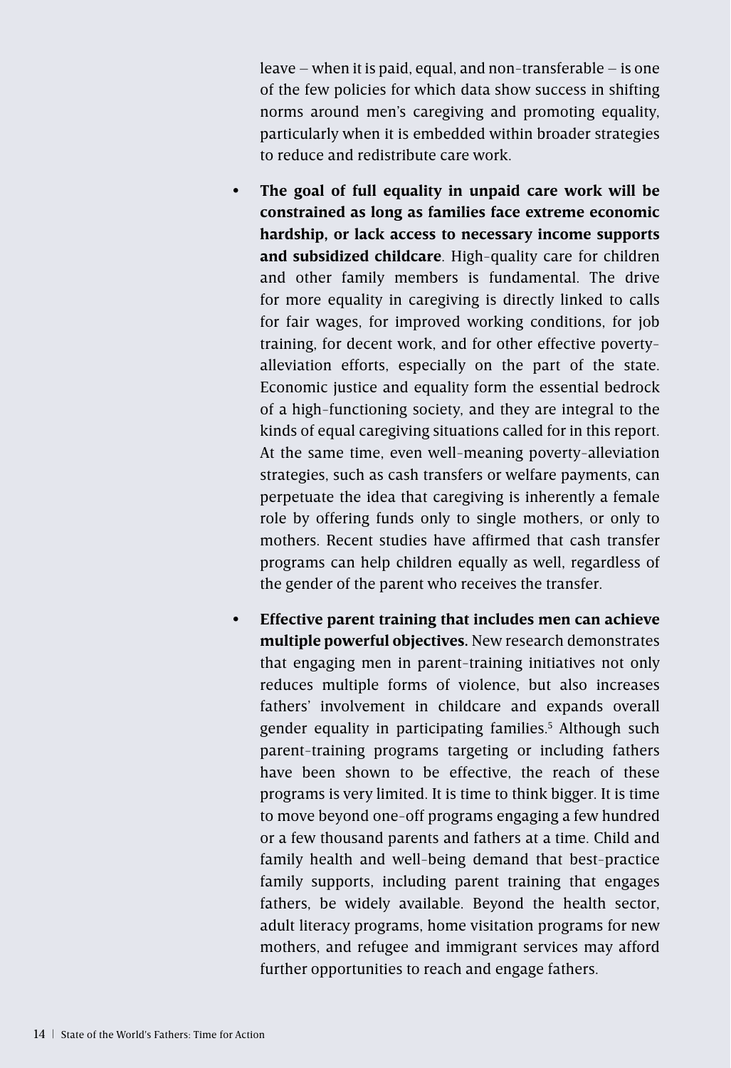leave – when it is paid, equal, and non-transferable – is one of the few policies for which data show success in shifting norms around men's caregiving and promoting equality, particularly when it is embedded within broader strategies to reduce and redistribute care work.

- **The goal of full equality in unpaid care work will be constrained as long as families face extreme economic hardship, or lack access to necessary income supports and subsidized childcare**. High-quality care for children and other family members is fundamental. The drive for more equality in caregiving is directly linked to calls for fair wages, for improved working conditions, for job training, for decent work, and for other effective poverty-alleviation efforts, especially on the part of the state. Economic justice and equality form the essential bedrock of a high-functioning society, and they are integral to the kinds of equal caregiving situations called for in this report. At the same time, even well-meaning poverty-alleviation strategies, such as cash transfers or welfare payments, can perpetuate the idea that caregiving is inherently a female role by offering funds only to single mothers, or only to mothers. Recent studies have affirmed that cash transfer programs can help children equally as well, regardless of the gender of the parent who receives the transfer.

- **Effective parent training that includes men can achieve multiple powerful objectives.** New research demonstrates that engaging men in parent-training initiatives not only reduces multiple forms of violence, but also increases fathers' involvement in childcare and expands overall gender equality in participating families.[5] Although such parent-training programs targeting or including fathers have been shown to be effective, the reach of these programs is very limited. It is time to think bigger. It is time to move beyond one-off programs engaging a few hundred or a few thousand parents and fathers at a time. Child and family health and well-being demand that best-practice family supports, including parent training that engages fathers, be widely available. Beyond the health sector, adult literacy programs, home visitation programs for new mothers, and refugee and immigrant services may afford further opportunities to reach and engage fathers.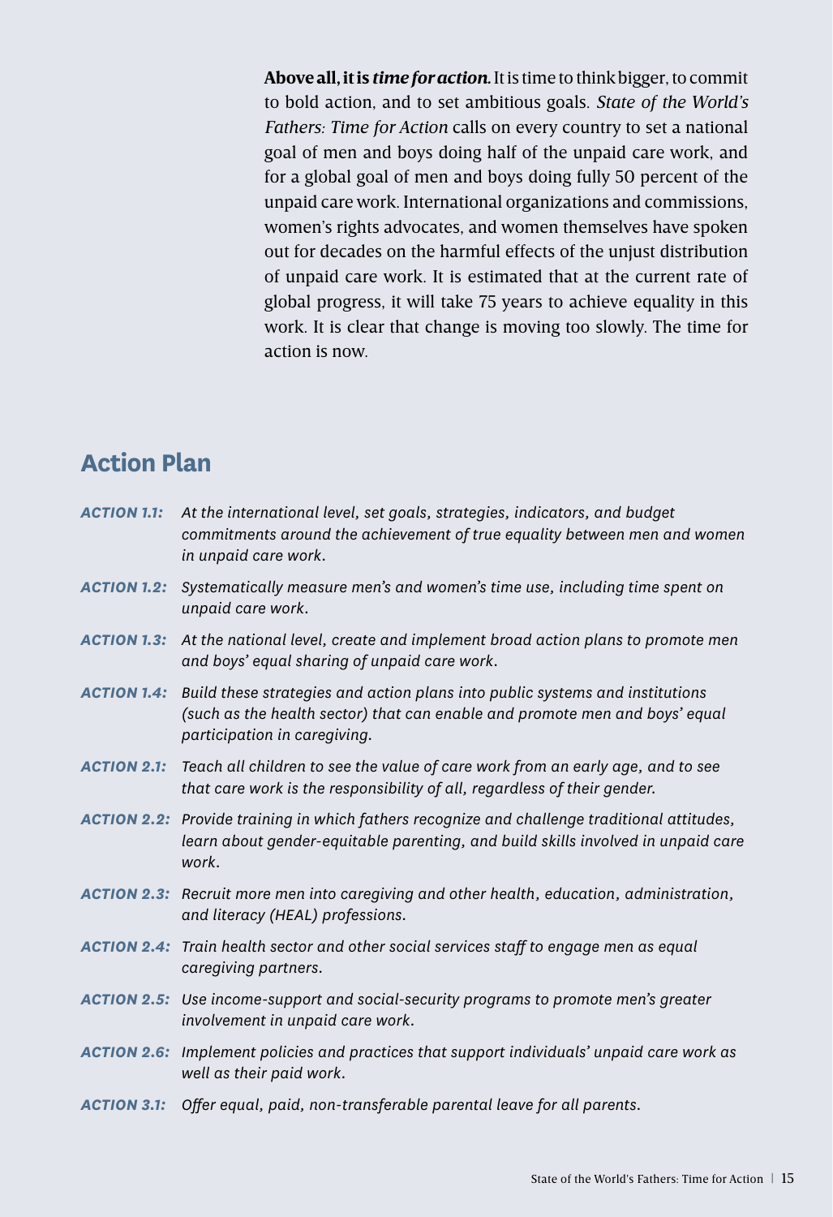**Above all, it is *time for action*.** It is time to think bigger, to commit to bold action, and to set ambitious goals. *State of the World's Fathers: Time for Action* calls on every country to set a national goal of men and boys doing half of the unpaid care work, and for a global goal of men and boys doing fully 50 percent of the unpaid care work. International organizations and commissions, women's rights advocates, and women themselves have spoken out for decades on the harmful effects of the unjust distribution of unpaid care work. It is estimated that at the current rate of global progress, it will take 75 years to achieve equality in this work. It is clear that change is moving too slowly. The time for action is now.

## Action Plan

***ACTION 1.1:*** *At the international level, set goals, strategies, indicators, and budget commitments around the achievement of true equality between men and women in unpaid care work.*

***ACTION 1.2:*** *Systematically measure men's and women's time use, including time spent on unpaid care work.*

***ACTION 1.3:*** *At the national level, create and implement broad action plans to promote men and boys' equal sharing of unpaid care work.*

***ACTION 1.4:*** *Build these strategies and action plans into public systems and institutions (such as the health sector) that can enable and promote men and boys' equal participation in caregiving.*

***ACTION 2.1:*** *Teach all children to see the value of care work from an early age, and to see that care work is the responsibility of all, regardless of their gender.*

***ACTION 2.2:*** *Provide training in which fathers recognize and challenge traditional attitudes, learn about gender-equitable parenting, and build skills involved in unpaid care work.*

***ACTION 2.3:*** *Recruit more men into caregiving and other health, education, administration, and literacy (HEAL) professions.*

***ACTION 2.4:*** *Train health sector and other social services staff to engage men as equal caregiving partners.*

***ACTION 2.5:*** *Use income-support and social-security programs to promote men's greater involvement in unpaid care work.*

***ACTION 2.6:*** *Implement policies and practices that support individuals' unpaid care work as well as their paid work.*

***ACTION 3.1:*** *Offer equal, paid, non-transferable parental leave for all parents.*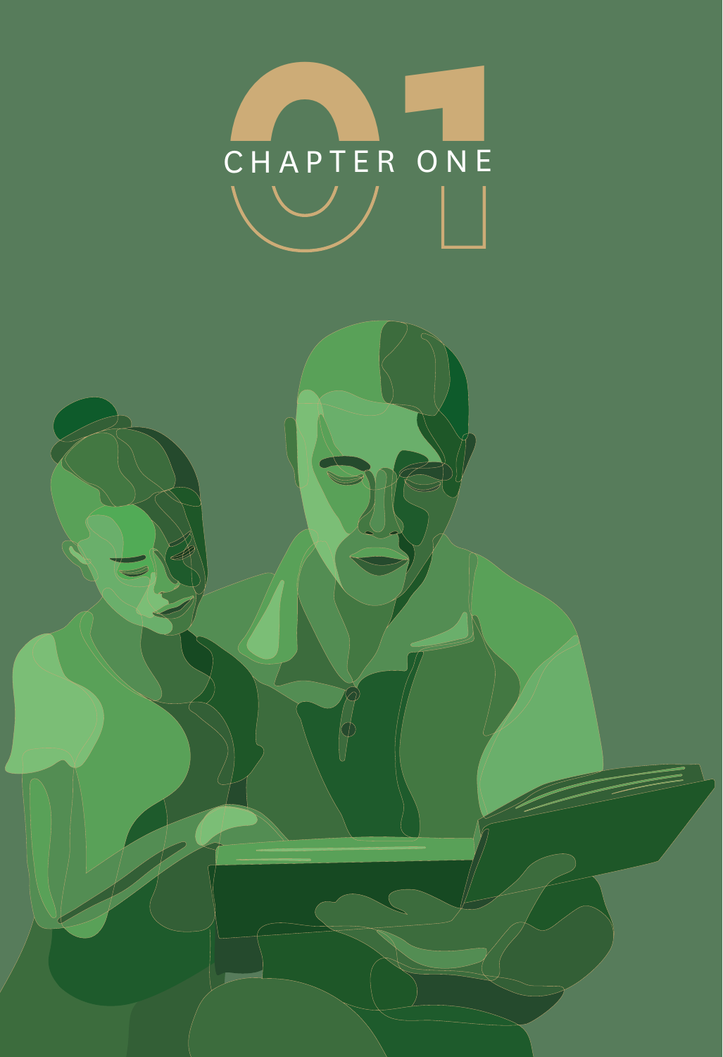# 01 CHAPTER ONE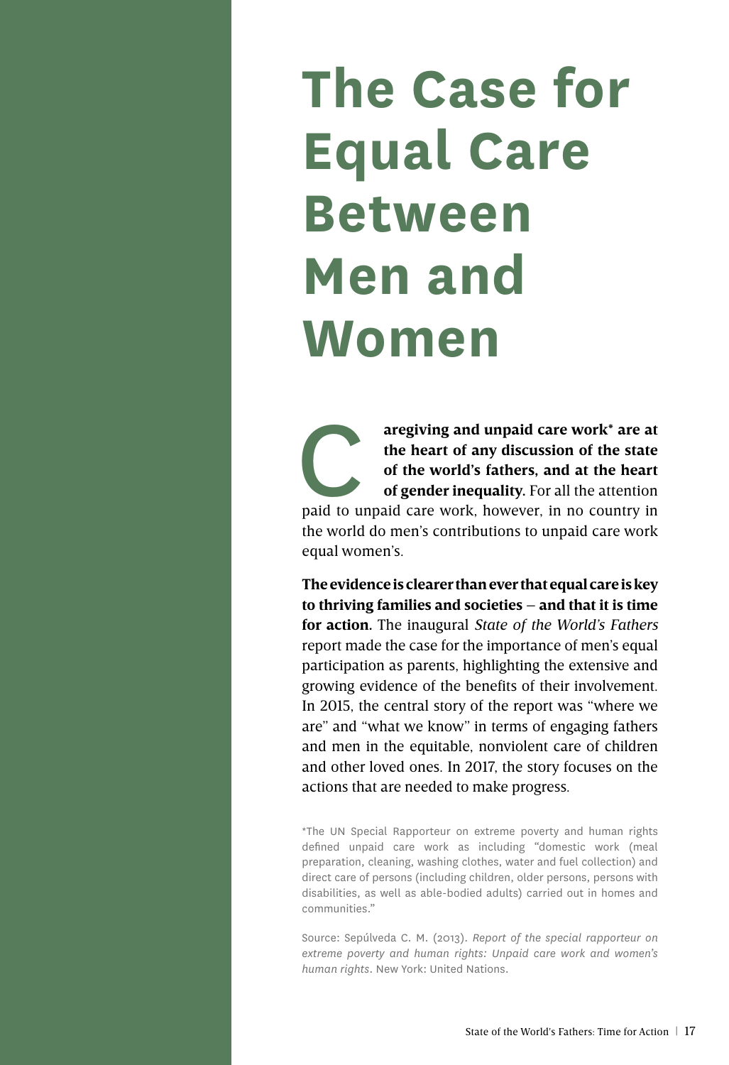# The Case for Equal Care Between Men and Women

**Caregiving and unpaid care work* are at the heart of any discussion of the state of the world's fathers, and at the heart of gender inequality.** For all the attention paid to unpaid care work, however, in no country in the world do men's contributions to unpaid care work equal women's.

**The evidence is clearer than ever that equal care is key to thriving families and societies – and that it is time for action.** The inaugural *State of the World's Fathers* report made the case for the importance of men's equal participation as parents, highlighting the extensive and growing evidence of the benefits of their involvement. In 2015, the central story of the report was "where we are" and "what we know" in terms of engaging fathers and men in the equitable, nonviolent care of children and other loved ones. In 2017, the story focuses on the actions that are needed to make progress.

*The UN Special Rapporteur on extreme poverty and human rights defined unpaid care work as including "domestic work (meal preparation, cleaning, washing clothes, water and fuel collection) and direct care of persons (including children, older persons, persons with disabilities, as well as able-bodied adults) carried out in homes and communities."

Source: Sepúlveda C. M. (2013). *Report of the special rapporteur on extreme poverty and human rights: Unpaid care work and women's human rights*. New York: United Nations.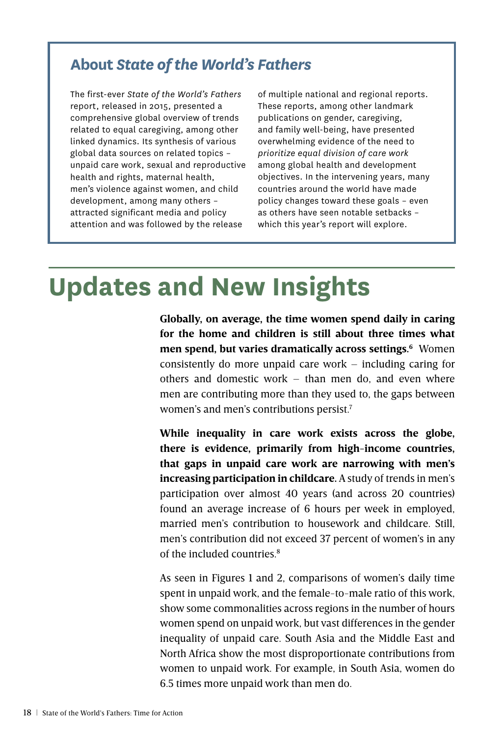## About *State of the World's Fathers*

The first-ever *State of the World's Fathers* report, released in 2015, presented a comprehensive global overview of trends related to equal caregiving, among other linked dynamics. Its synthesis of various global data sources on related topics – unpaid care work, sexual and reproductive health and rights, maternal health, men's violence against women, and child development, among many others – attracted significant media and policy attention and was followed by the release of multiple national and regional reports. These reports, among other landmark publications on gender, caregiving, and family well-being, have presented overwhelming evidence of the need to *prioritize equal division of care work* among global health and development objectives. In the intervening years, many countries around the world have made policy changes toward these goals – even as others have seen notable setbacks – which this year's report will explore.

# Updates and New Insights

**Globally, on average, the time women spend daily in caring for the home and children is still about three times what men spend, but varies dramatically across settings.[6]** Women consistently do more unpaid care work – including caring for others and domestic work – than men do, and even where men are contributing more than they used to, the gaps between women's and men's contributions persist.[7]

**While inequality in care work exists across the globe, there is evidence, primarily from high-income countries, that gaps in unpaid care work are narrowing with men's increasing participation in childcare.** A study of trends in men's participation over almost 40 years (and across 20 countries) found an average increase of 6 hours per week in employed, married men's contribution to housework and childcare. Still, men's contribution did not exceed 37 percent of women's in any of the included countries.[8]

As seen in Figures 1 and 2, comparisons of women's daily time spent in unpaid work, and the female-to-male ratio of this work, show some commonalities across regions in the number of hours women spend on unpaid work, but vast differences in the gender inequality of unpaid care. South Asia and the Middle East and North Africa show the most disproportionate contributions from women to unpaid work. For example, in South Asia, women do 6.5 times more unpaid work than men do.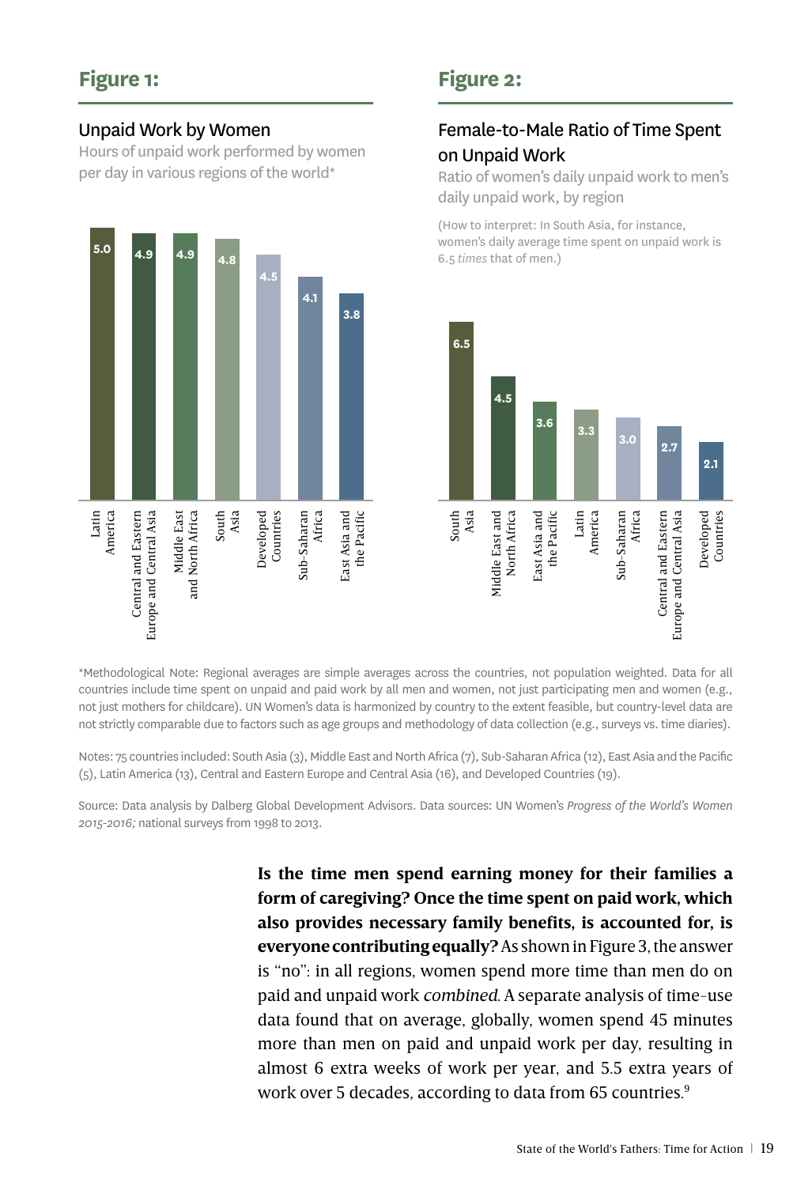## Figure 1:

### Unpaid Work by Women

Hours of unpaid work performed by women per day in various regions of the world*

| Region | Hours |
|---|---|
| Latin America | 5.0 |
| Central and Eastern Europe and Central Asia | 4.9 |
| Middle East and North Africa | 4.9 |
| South Asia | 4.8 |
| Developed Countries | 4.5 |
| Sub-Saharan Africa | 4.1 |
| East Asia and the Pacific | 3.8 |

## Figure 2:

### Female-to-Male Ratio of Time Spent on Unpaid Work

Ratio of women's daily unpaid work to men's daily unpaid work, by region

(How to interpret: In South Asia, for instance, women's daily average time spent on unpaid work is 6.5 *times* that of men.)

| Region | Ratio |
|---|---|
| South Asia | 6.5 |
| Middle East and North Africa | 4.5 |
| East Asia and the Pacific | 3.6 |
| Latin America | 3.3 |
| Sub-Saharan Africa | 3.0 |
| Central and Eastern Europe and Central Asia | 2.7 |
| Developed Countries | 2.1 |

*Methodological Note: Regional averages are simple averages across the countries, not population weighted. Data for all countries include time spent on unpaid and paid work by all men and women, not just participating men and women (e.g., not just mothers for childcare). UN Women's data is harmonized by country to the extent feasible, but country-level data are not strictly comparable due to factors such as age groups and methodology of data collection (e.g., surveys vs. time diaries).

Notes: 75 countries included: South Asia (3), Middle East and North Africa (7), Sub-Saharan Africa (12), East Asia and the Pacific (5), Latin America (13), Central and Eastern Europe and Central Asia (16), and Developed Countries (19).

Source: Data analysis by Dalberg Global Development Advisors. Data sources: UN Women's *Progress of the World's Women 2015-2016;* national surveys from 1998 to 2013.

**Is the time men spend earning money for their families a form of caregiving? Once the time spent on paid work, which also provides necessary family benefits, is accounted for, is everyone contributing equally?** As shown in Figure 3, the answer is "no": in all regions, women spend more time than men do on paid and unpaid work *combined*. A separate analysis of time-use data found that on average, globally, women spend 45 minutes more than men on paid and unpaid work per day, resulting in almost 6 extra weeks of work per year, and 5.5 extra years of work over 5 decades, according to data from 65 countries.[9]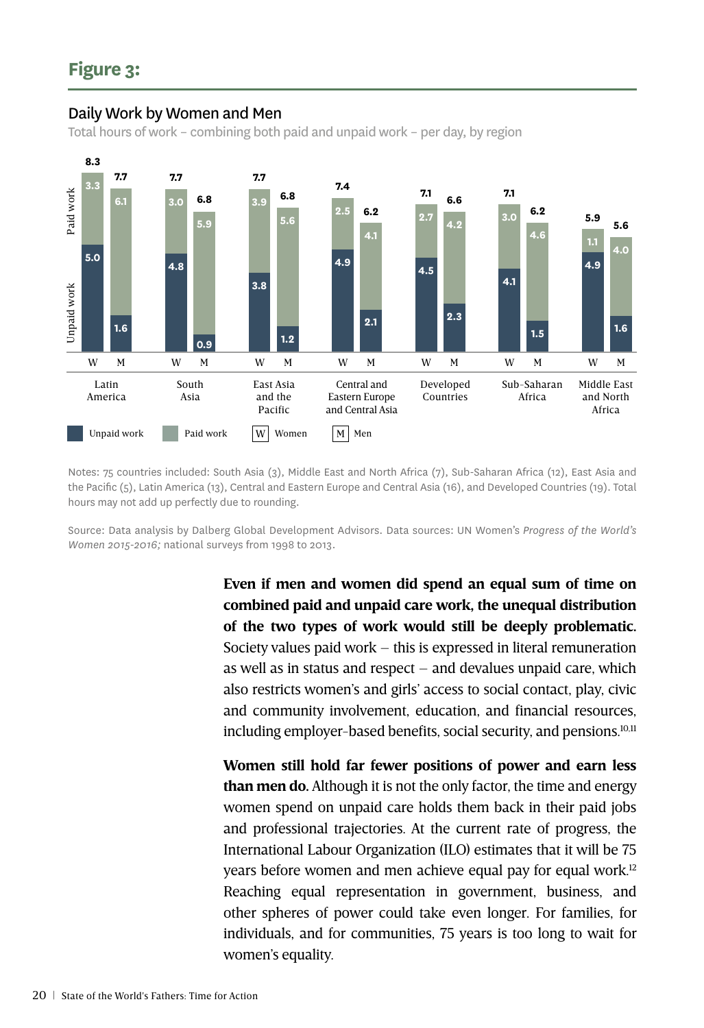## Figure 3:

### Daily Work by Women and Men

Total hours of work – combining both paid and unpaid work – per day, by region

| Region | | Total | Paid work | Unpaid work |
|---|---|---|---|---|
| Latin America | W | 8.3 | 3.3 | 5.0 |
| | M | 7.7 | 6.1 | 1.6 |
| South Asia | W | 7.7 | 3.0 | 4.8 |
| | M | 6.8 | 5.9 | 0.9 |
| East Asia and the Pacific | W | 7.7 | 3.9 | 3.8 |
| | M | 6.8 | 5.6 | 1.2 |
| Central and Eastern Europe and Central Asia | W | 7.4 | 2.5 | 4.9 |
| | M | 6.2 | 4.1 | 2.1 |
| Developed Countries | W | 7.1 | 2.7 | 4.5 |
| | M | 6.6 | 4.2 | 2.3 |
| Sub-Saharan Africa | W | 7.1 | 3.0 | 4.1 |
| | M | 6.2 | 4.6 | 1.5 |
| Middle East and North Africa | W | 5.9 | 1.1 | 4.9 |
| | M | 5.6 | 4.0 | 1.6 |

Unpaid work | Paid work | W Women | M Men

Notes: 75 countries included: South Asia (3), Middle East and North Africa (7), Sub-Saharan Africa (12), East Asia and the Pacific (5), Latin America (13), Central and Eastern Europe and Central Asia (16), and Developed Countries (19). Total hours may not add up perfectly due to rounding.

Source: Data analysis by Dalberg Global Development Advisors. Data sources: UN Women's *Progress of the World's Women 2015-2016;* national surveys from 1998 to 2013.

**Even if men and women did spend an equal sum of time on combined paid and unpaid care work, the unequal distribution of the two types of work would still be deeply problematic.** Society values paid work – this is expressed in literal remuneration as well as in status and respect – and devalues unpaid care, which also restricts women's and girls' access to social contact, play, civic and community involvement, education, and financial resources, including employer-based benefits, social security, and pensions.[10,11]

**Women still hold far fewer positions of power and earn less than men do.** Although it is not the only factor, the time and energy women spend on unpaid care holds them back in their paid jobs and professional trajectories. At the current rate of progress, the International Labour Organization (ILO) estimates that it will be 75 years before women and men achieve equal pay for equal work.[12] Reaching equal representation in government, business, and other spheres of power could take even longer. For families, for individuals, and for communities, 75 years is too long to wait for women's equality.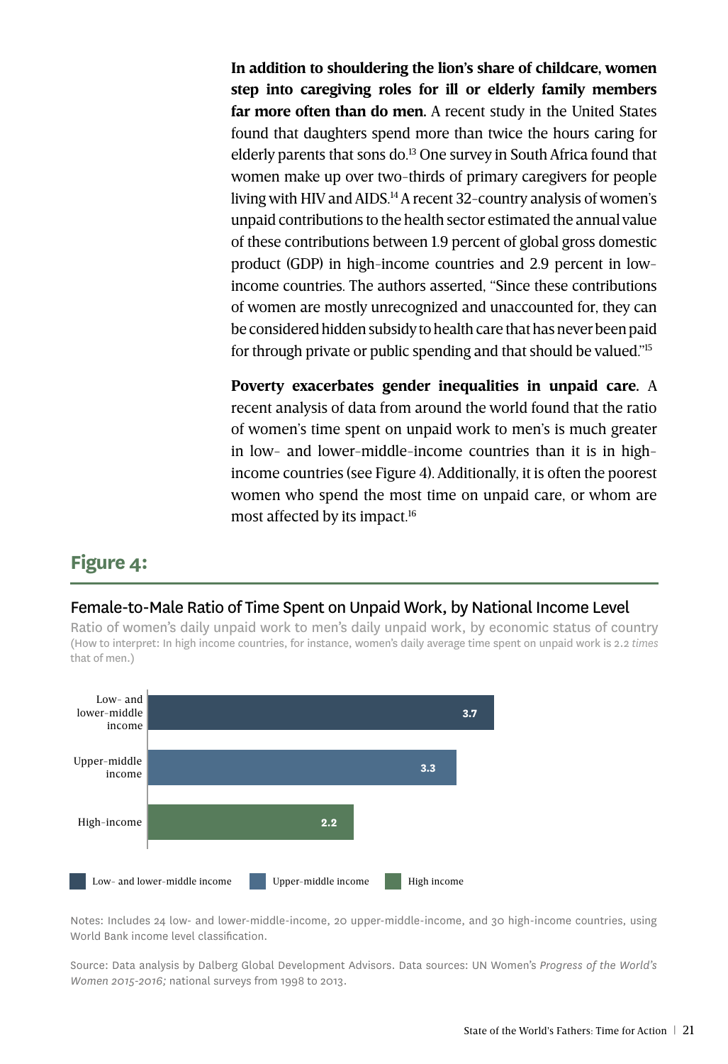**In addition to shouldering the lion's share of childcare, women step into caregiving roles for ill or elderly family members far more often than do men.** A recent study in the United States found that daughters spend more than twice the hours caring for elderly parents that sons do.[13] One survey in South Africa found that women make up over two-thirds of primary caregivers for people living with HIV and AIDS.[14] A recent 32-country analysis of women's unpaid contributions to the health sector estimated the annual value of these contributions between 1.9 percent of global gross domestic product (GDP) in high-income countries and 2.9 percent in low-income countries. The authors asserted, "Since these contributions of women are mostly unrecognized and unaccounted for, they can be considered hidden subsidy to health care that has never been paid for through private or public spending and that should be valued."[15]

**Poverty exacerbates gender inequalities in unpaid care.** A recent analysis of data from around the world found that the ratio of women's time spent on unpaid work to men's is much greater in low- and lower-middle-income countries than it is in high-income countries (see Figure 4). Additionally, it is often the poorest women who spend the most time on unpaid care, or whom are most affected by its impact.[16]

## Figure 4:

### Female-to-Male Ratio of Time Spent on Unpaid Work, by National Income Level

Ratio of women's daily unpaid work to men's daily unpaid work, by economic status of country
(How to interpret: In high income countries, for instance, women's daily average time spent on unpaid work is 2.2 *times* that of men.)

| Income level | Ratio |
| --- | --- |
| Low- and lower-middle income | 3.7 |
| Upper-middle income | 3.3 |
| High-income | 2.2 |

Notes: Includes 24 low- and lower-middle-income, 20 upper-middle-income, and 30 high-income countries, using World Bank income level classification.

Source: Data analysis by Dalberg Global Development Advisors. Data sources: UN Women's *Progress of the World's Women 2015-2016;* national surveys from 1998 to 2013.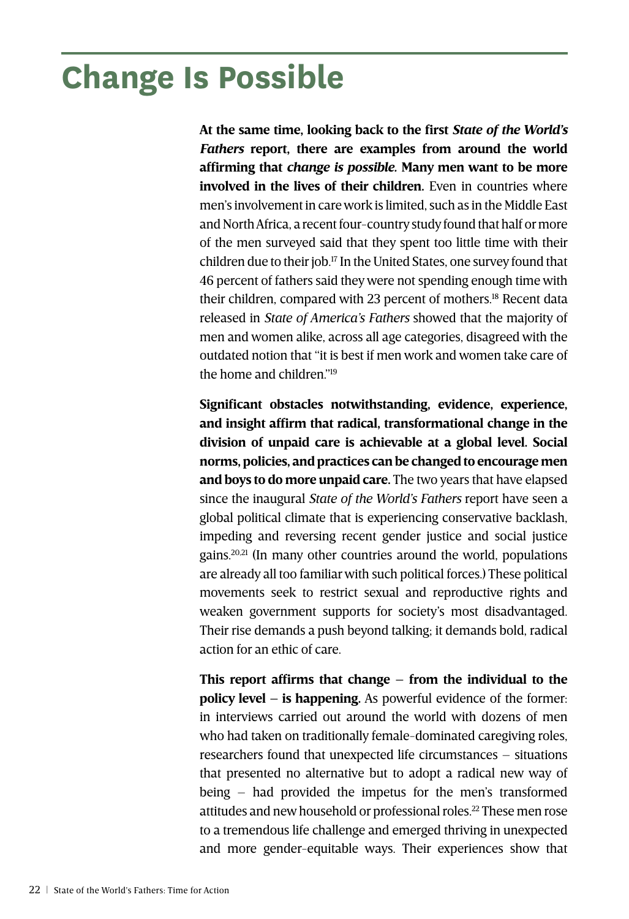# Change Is Possible

**At the same time, looking back to the first *State of the World's Fathers* report, there are examples from around the world affirming that *change is possible.* Many men want to be more involved in the lives of their children.** Even in countries where men's involvement in care work is limited, such as in the Middle East and North Africa, a recent four-country study found that half or more of the men surveyed said that they spent too little time with their children due to their job.[17] In the United States, one survey found that 46 percent of fathers said they were not spending enough time with their children, compared with 23 percent of mothers.[18] Recent data released in *State of America's Fathers* showed that the majority of men and women alike, across all age categories, disagreed with the outdated notion that "it is best if men work and women take care of the home and children."[19]

**Significant obstacles notwithstanding, evidence, experience, and insight affirm that radical, transformational change in the division of unpaid care is achievable at a global level. Social norms, policies, and practices can be changed to encourage men and boys to do more unpaid care.** The two years that have elapsed since the inaugural *State of the World's Fathers* report have seen a global political climate that is experiencing conservative backlash, impeding and reversing recent gender justice and social justice gains.[20,21] (In many other countries around the world, populations are already all too familiar with such political forces.) These political movements seek to restrict sexual and reproductive rights and weaken government supports for society's most disadvantaged. Their rise demands a push beyond talking; it demands bold, radical action for an ethic of care.

**This report affirms that change – from the individual to the policy level – is happening.** As powerful evidence of the former: in interviews carried out around the world with dozens of men who had taken on traditionally female-dominated caregiving roles, researchers found that unexpected life circumstances – situations that presented no alternative but to adopt a radical new way of being – had provided the impetus for the men's transformed attitudes and new household or professional roles.[22] These men rose to a tremendous life challenge and emerged thriving in unexpected and more gender-equitable ways. Their experiences show that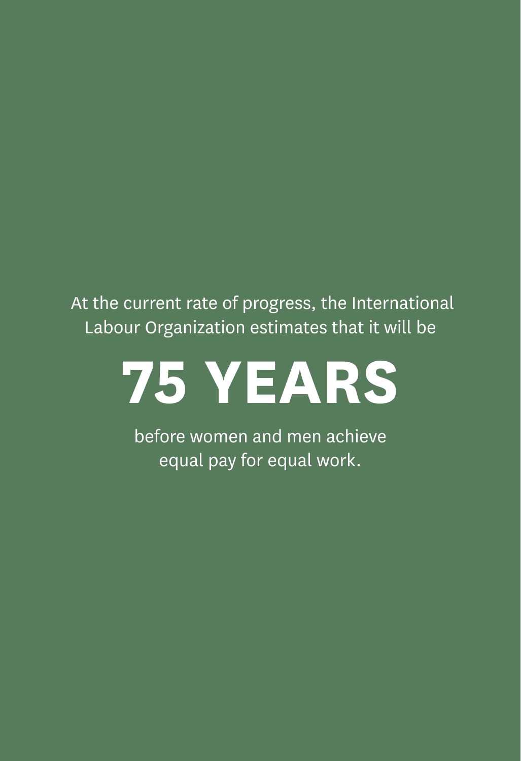At the current rate of progress, the International Labour Organization estimates that it will be

# 75 YEARS

before women and men achieve equal pay for equal work.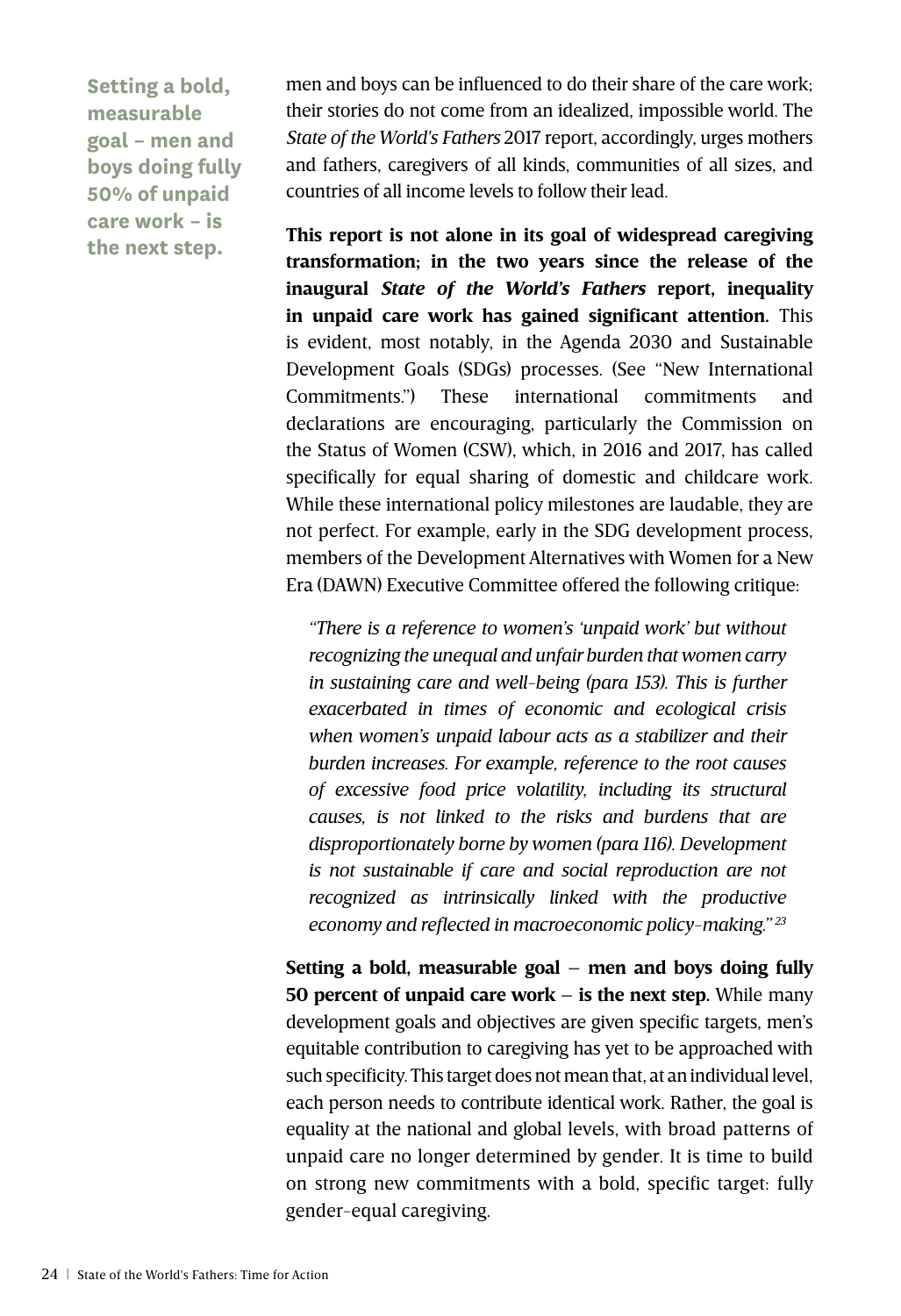**Setting a bold, measurable goal – men and boys doing fully 50% of unpaid care work – is the next step.**

men and boys can be influenced to do their share of the care work; their stories do not come from an idealized, impossible world. The *State of the World's Fathers* 2017 report, accordingly, urges mothers and fathers, caregivers of all kinds, communities of all sizes, and countries of all income levels to follow their lead.

**This report is not alone in its goal of widespread caregiving transformation; in the two years since the release of the inaugural *State of the World's Fathers* report, inequality in unpaid care work has gained significant attention.** This is evident, most notably, in the Agenda 2030 and Sustainable Development Goals (SDGs) processes. (See "New International Commitments.") These international commitments and declarations are encouraging, particularly the Commission on the Status of Women (CSW), which, in 2016 and 2017, has called specifically for equal sharing of domestic and childcare work. While these international policy milestones are laudable, they are not perfect. For example, early in the SDG development process, members of the Development Alternatives with Women for a New Era (DAWN) Executive Committee offered the following critique:

> *"There is a reference to women's 'unpaid work' but without recognizing the unequal and unfair burden that women carry in sustaining care and well-being (para 153). This is further exacerbated in times of economic and ecological crisis when women's unpaid labour acts as a stabilizer and their burden increases. For example, reference to the root causes of excessive food price volatility, including its structural causes, is not linked to the risks and burdens that are disproportionately borne by women (para 116). Development is not sustainable if care and social reproduction are not recognized as intrinsically linked with the productive economy and reflected in macroeconomic policy-making."* [23]

**Setting a bold, measurable goal – men and boys doing fully 50 percent of unpaid care work – is the next step.** While many development goals and objectives are given specific targets, men's equitable contribution to caregiving has yet to be approached with such specificity. This target does not mean that, at an individual level, each person needs to contribute identical work. Rather, the goal is equality at the national and global levels, with broad patterns of unpaid care no longer determined by gender. It is time to build on strong new commitments with a bold, specific target: fully gender-equal caregiving.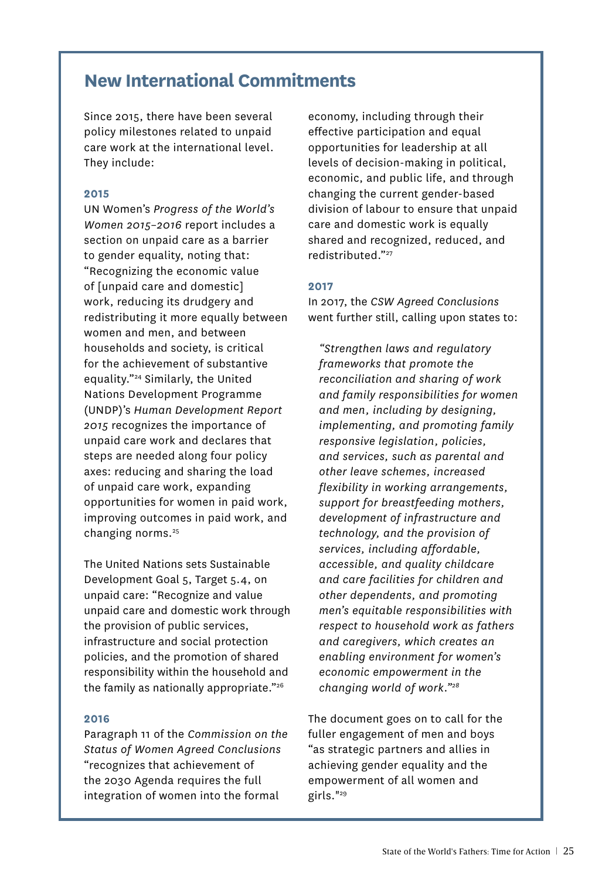## New International Commitments

Since 2015, there have been several policy milestones related to unpaid care work at the international level. They include:

**2015**

UN Women's *Progress of the World's Women 2015–2016* report includes a section on unpaid care as a barrier to gender equality, noting that: "Recognizing the economic value of [unpaid care and domestic] work, reducing its drudgery and redistributing it more equally between women and men, and between households and society, is critical for the achievement of substantive equality."[24] Similarly, the United Nations Development Programme (UNDP)'s *Human Development Report 2015* recognizes the importance of unpaid care work and declares that steps are needed along four policy axes: reducing and sharing the load of unpaid care work, expanding opportunities for women in paid work, improving outcomes in paid work, and changing norms.[25]

The United Nations sets Sustainable Development Goal 5, Target 5.4, on unpaid care: "Recognize and value unpaid care and domestic work through the provision of public services, infrastructure and social protection policies, and the promotion of shared responsibility within the household and the family as nationally appropriate."[26]

**2016**

Paragraph 11 of the *Commission on the Status of Women Agreed Conclusions* "recognizes that achievement of the 2030 Agenda requires the full integration of women into the formal economy, including through their effective participation and equal opportunities for leadership at all levels of decision-making in political, economic, and public life, and through changing the current gender-based division of labour to ensure that unpaid care and domestic work is equally shared and recognized, reduced, and redistributed."[27]

**2017**

In 2017, the *CSW Agreed Conclusions* went further still, calling upon states to:

> *"Strengthen laws and regulatory frameworks that promote the reconciliation and sharing of work and family responsibilities for women and men, including by designing, implementing, and promoting family responsive legislation, policies, and services, such as parental and other leave schemes, increased flexibility in working arrangements, support for breastfeeding mothers, development of infrastructure and technology, and the provision of services, including affordable, accessible, and quality childcare and care facilities for children and other dependents, and promoting men's equitable responsibilities with respect to household work as fathers and caregivers, which creates an enabling environment for women's economic empowerment in the changing world of work."*[28]

The document goes on to call for the fuller engagement of men and boys "as strategic partners and allies in achieving gender equality and the empowerment of all women and girls."[29]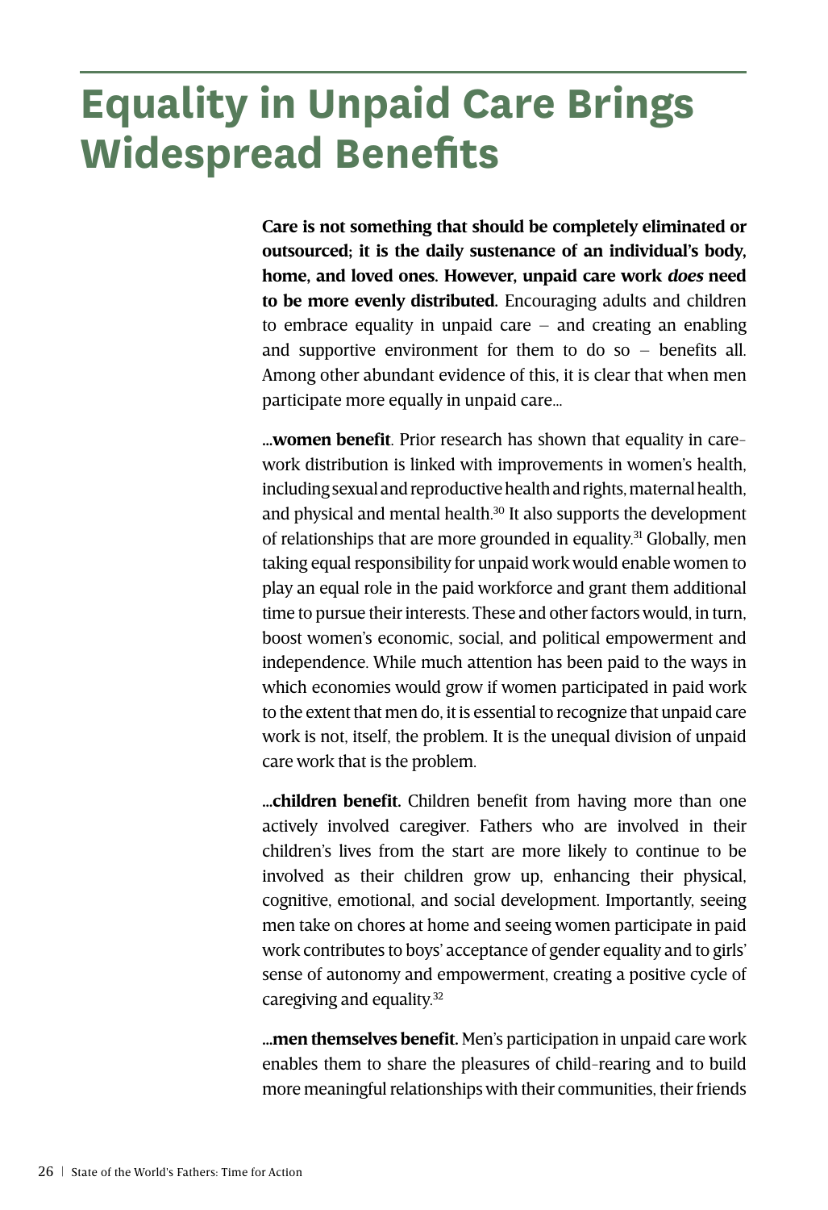# Equality in Unpaid Care Brings Widespread Benefits

**Care is not something that should be completely eliminated or outsourced; it is the daily sustenance of an individual's body, home, and loved ones. However, unpaid care work *does* need to be more evenly distributed.** Encouraging adults and children to embrace equality in unpaid care – and creating an enabling and supportive environment for them to do so – benefits all. Among other abundant evidence of this, it is clear that when men participate more equally in unpaid care...

**...women benefit**. Prior research has shown that equality in care-work distribution is linked with improvements in women's health, including sexual and reproductive health and rights, maternal health, and physical and mental health.[30] It also supports the development of relationships that are more grounded in equality.[31] Globally, men taking equal responsibility for unpaid work would enable women to play an equal role in the paid workforce and grant them additional time to pursue their interests. These and other factors would, in turn, boost women's economic, social, and political empowerment and independence. While much attention has been paid to the ways in which economies would grow if women participated in paid work to the extent that men do, it is essential to recognize that unpaid care work is not, itself, the problem. It is the unequal division of unpaid care work that is the problem.

**...children benefit.** Children benefit from having more than one actively involved caregiver. Fathers who are involved in their children's lives from the start are more likely to continue to be involved as their children grow up, enhancing their physical, cognitive, emotional, and social development. Importantly, seeing men take on chores at home and seeing women participate in paid work contributes to boys' acceptance of gender equality and to girls' sense of autonomy and empowerment, creating a positive cycle of caregiving and equality.[32]

**...men themselves benefit.** Men's participation in unpaid care work enables them to share the pleasures of child-rearing and to build more meaningful relationships with their communities, their friends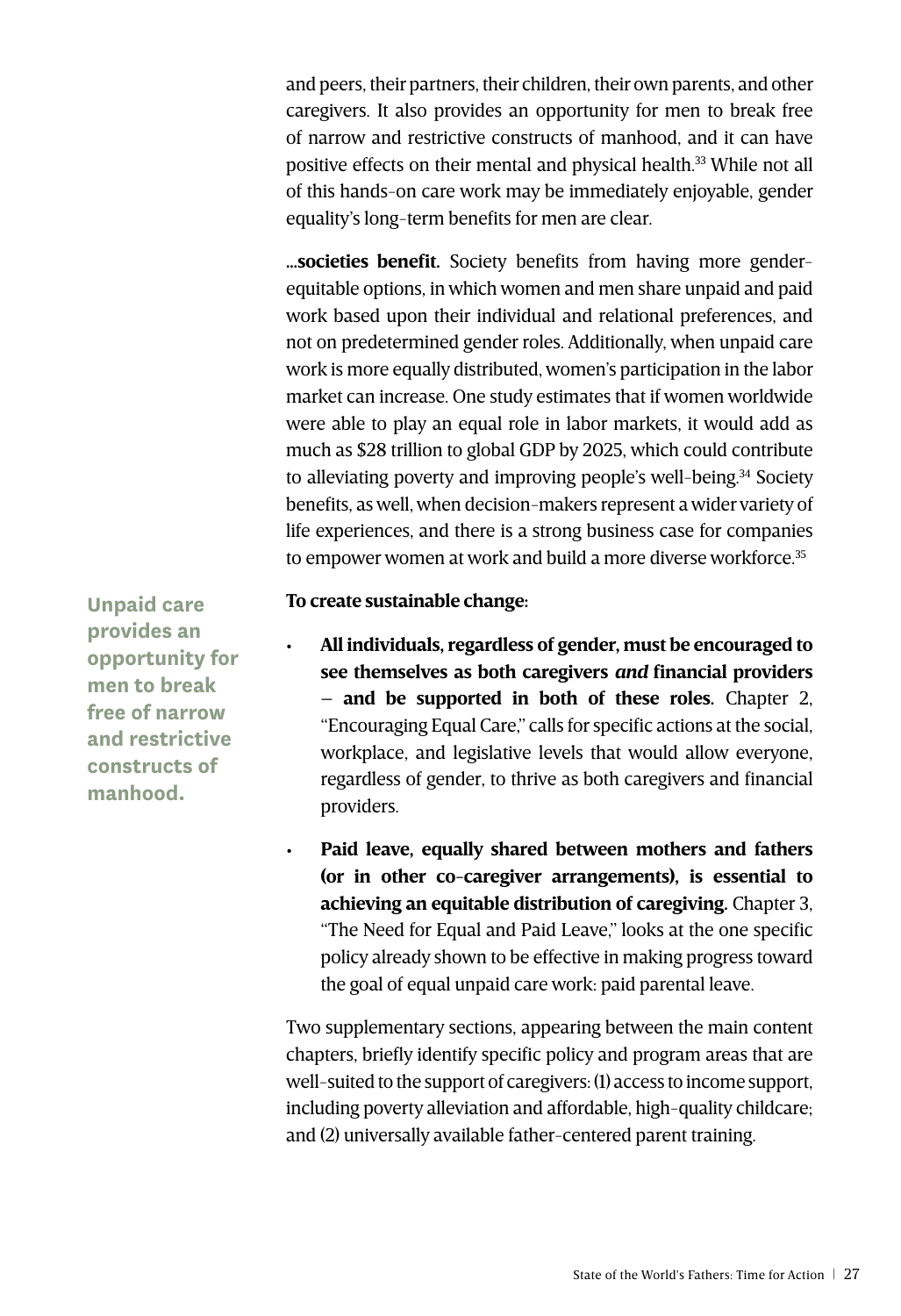and peers, their partners, their children, their own parents, and other caregivers. It also provides an opportunity for men to break free of narrow and restrictive constructs of manhood, and it can have positive effects on their mental and physical health.[33] While not all of this hands-on care work may be immediately enjoyable, gender equality's long-term benefits for men are clear.

**...societies benefit.** Society benefits from having more gender-equitable options, in which women and men share unpaid and paid work based upon their individual and relational preferences, and not on predetermined gender roles. Additionally, when unpaid care work is more equally distributed, women's participation in the labor market can increase. One study estimates that if women worldwide were able to play an equal role in labor markets, it would add as much as $28 trillion to global GDP by 2025, which could contribute to alleviating poverty and improving people's well-being.[34] Society benefits, as well, when decision-makers represent a wider variety of life experiences, and there is a strong business case for companies to empower women at work and build a more diverse workforce.[35]

**Unpaid care provides an opportunity for men to break free of narrow and restrictive constructs of manhood.**

**To create sustainable change:**

- **All individuals, regardless of gender, must be encouraged to see themselves as both caregivers *and* financial providers – and be supported in both of these roles.** Chapter 2, "Encouraging Equal Care," calls for specific actions at the social, workplace, and legislative levels that would allow everyone, regardless of gender, to thrive as both caregivers and financial providers.
- **Paid leave, equally shared between mothers and fathers (or in other co-caregiver arrangements), is essential to achieving an equitable distribution of caregiving.** Chapter 3, "The Need for Equal and Paid Leave," looks at the one specific policy already shown to be effective in making progress toward the goal of equal unpaid care work: paid parental leave.

Two supplementary sections, appearing between the main content chapters, briefly identify specific policy and program areas that are well-suited to the support of caregivers: (1) access to income support, including poverty alleviation and affordable, high-quality childcare; and (2) universally available father-centered parent training.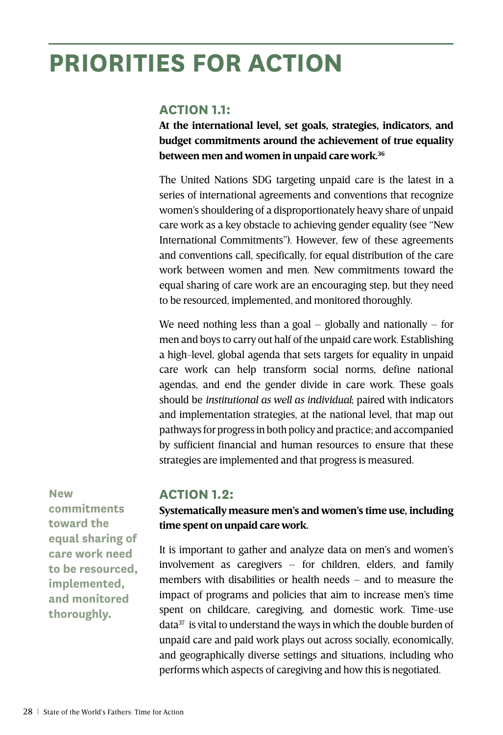# PRIORITIES FOR ACTION

## ACTION 1.1:

**At the international level, set goals, strategies, indicators, and budget commitments around the achievement of true equality between men and women in unpaid care work.[36]**

The United Nations SDG targeting unpaid care is the latest in a series of international agreements and conventions that recognize women's shouldering of a disproportionately heavy share of unpaid care work as a key obstacle to achieving gender equality (see "New International Commitments"). However, few of these agreements and conventions call, specifically, for equal distribution of the care work between women and men. New commitments toward the equal sharing of care work are an encouraging step, but they need to be resourced, implemented, and monitored thoroughly.

We need nothing less than a goal – globally and nationally – for men and boys to carry out half of the unpaid care work. Establishing a high-level, global agenda that sets targets for equality in unpaid care work can help transform social norms, define national agendas, and end the gender divide in care work. These goals should be *institutional as well as individual*; paired with indicators and implementation strategies, at the national level, that map out pathways for progress in both policy and practice; and accompanied by sufficient financial and human resources to ensure that these strategies are implemented and that progress is measured.

**New commitments toward the equal sharing of care work need to be resourced, implemented, and monitored thoroughly.**

## ACTION 1.2:

**Systematically measure men's and women's time use, including time spent on unpaid care work.**

It is important to gather and analyze data on men's and women's involvement as caregivers – for children, elders, and family members with disabilities or health needs – and to measure the impact of programs and policies that aim to increase men's time spent on childcare, caregiving, and domestic work. Time-use data[37] is vital to understand the ways in which the double burden of unpaid care and paid work plays out across socially, economically, and geographically diverse settings and situations, including who performs which aspects of caregiving and how this is negotiated.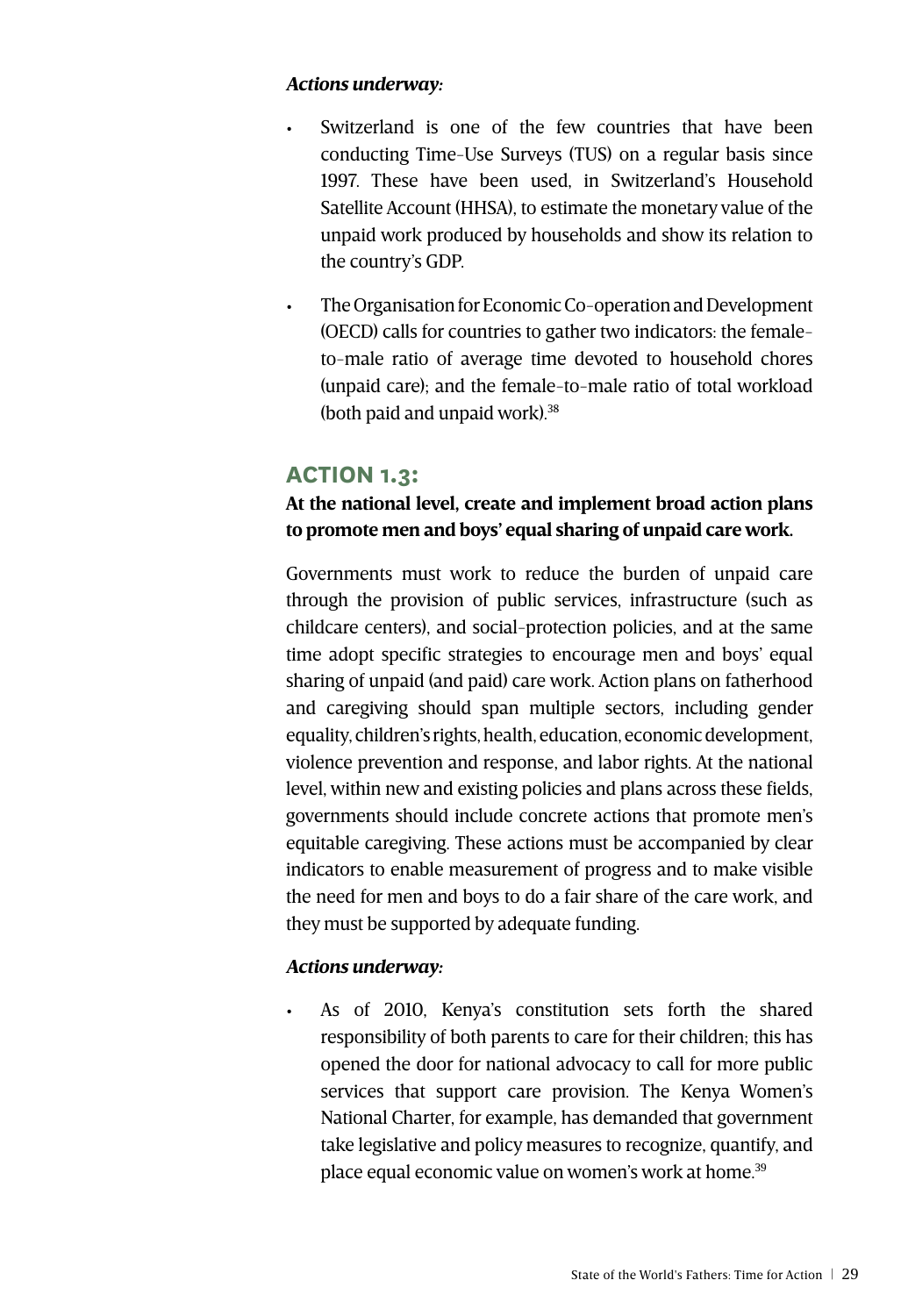*Actions underway:*

- Switzerland is one of the few countries that have been conducting Time-Use Surveys (TUS) on a regular basis since 1997. These have been used, in Switzerland's Household Satellite Account (HHSA), to estimate the monetary value of the unpaid work produced by households and show its relation to the country's GDP.
- The Organisation for Economic Co-operation and Development (OECD) calls for countries to gather two indicators: the female-to-male ratio of average time devoted to household chores (unpaid care); and the female-to-male ratio of total workload (both paid and unpaid work).[38]

## ACTION 1.3:

**At the national level, create and implement broad action plans to promote men and boys' equal sharing of unpaid care work.**

Governments must work to reduce the burden of unpaid care through the provision of public services, infrastructure (such as childcare centers), and social-protection policies, and at the same time adopt specific strategies to encourage men and boys' equal sharing of unpaid (and paid) care work. Action plans on fatherhood and caregiving should span multiple sectors, including gender equality, children's rights, health, education, economic development, violence prevention and response, and labor rights. At the national level, within new and existing policies and plans across these fields, governments should include concrete actions that promote men's equitable caregiving. These actions must be accompanied by clear indicators to enable measurement of progress and to make visible the need for men and boys to do a fair share of the care work, and they must be supported by adequate funding.

*Actions underway:*

- As of 2010, Kenya's constitution sets forth the shared responsibility of both parents to care for their children; this has opened the door for national advocacy to call for more public services that support care provision. The Kenya Women's National Charter, for example, has demanded that government take legislative and policy measures to recognize, quantify, and place equal economic value on women's work at home.[39]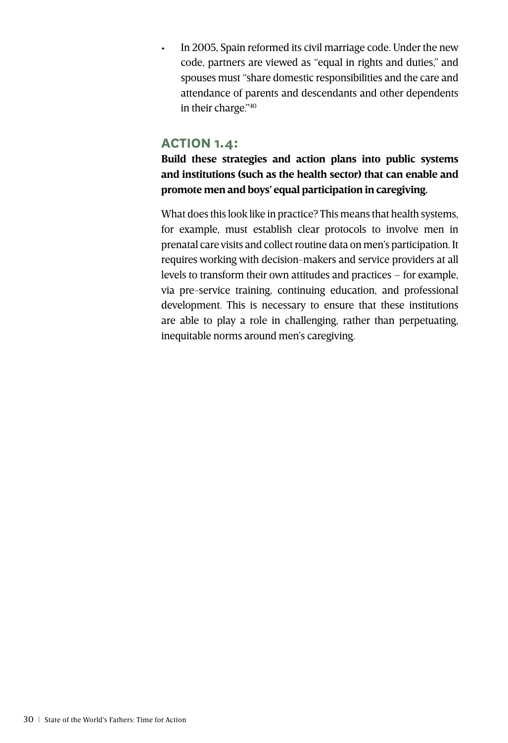- In 2005, Spain reformed its civil marriage code. Under the new code, partners are viewed as "equal in rights and duties," and spouses must "share domestic responsibilities and the care and attendance of parents and descendants and other dependents in their charge."[40]

### ACTION 1.4:

**Build these strategies and action plans into public systems and institutions (such as the health sector) that can enable and promote men and boys' equal participation in caregiving.**

What does this look like in practice? This means that health systems, for example, must establish clear protocols to involve men in prenatal care visits and collect routine data on men's participation. It requires working with decision-makers and service providers at all levels to transform their own attitudes and practices – for example, via pre-service training, continuing education, and professional development. This is necessary to ensure that these institutions are able to play a role in challenging, rather than perpetuating, inequitable norms around men's caregiving.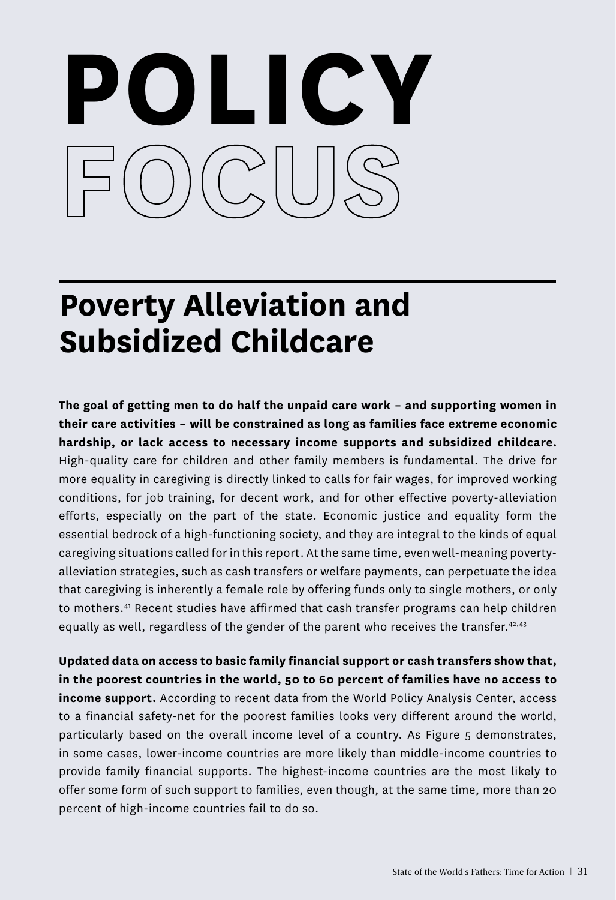# POLICY FOCUS

## Poverty Alleviation and Subsidized Childcare

**The goal of getting men to do half the unpaid care work – and supporting women in their care activities – will be constrained as long as families face extreme economic hardship, or lack access to necessary income supports and subsidized childcare.** High-quality care for children and other family members is fundamental. The drive for more equality in caregiving is directly linked to calls for fair wages, for improved working conditions, for job training, for decent work, and for other effective poverty-alleviation efforts, especially on the part of the state. Economic justice and equality form the essential bedrock of a high-functioning society, and they are integral to the kinds of equal caregiving situations called for in this report. At the same time, even well-meaning poverty-alleviation strategies, such as cash transfers or welfare payments, can perpetuate the idea that caregiving is inherently a female role by offering funds only to single mothers, or only to mothers.[41] Recent studies have affirmed that cash transfer programs can help children equally as well, regardless of the gender of the parent who receives the transfer.[42,43]

**Updated data on access to basic family financial support or cash transfers show that, in the poorest countries in the world, 50 to 60 percent of families have no access to income support.** According to recent data from the World Policy Analysis Center, access to a financial safety-net for the poorest families looks very different around the world, particularly based on the overall income level of a country. As Figure 5 demonstrates, in some cases, lower-income countries are more likely than middle-income countries to provide family financial supports. The highest-income countries are the most likely to offer some form of such support to families, even though, at the same time, more than 20 percent of high-income countries fail to do so.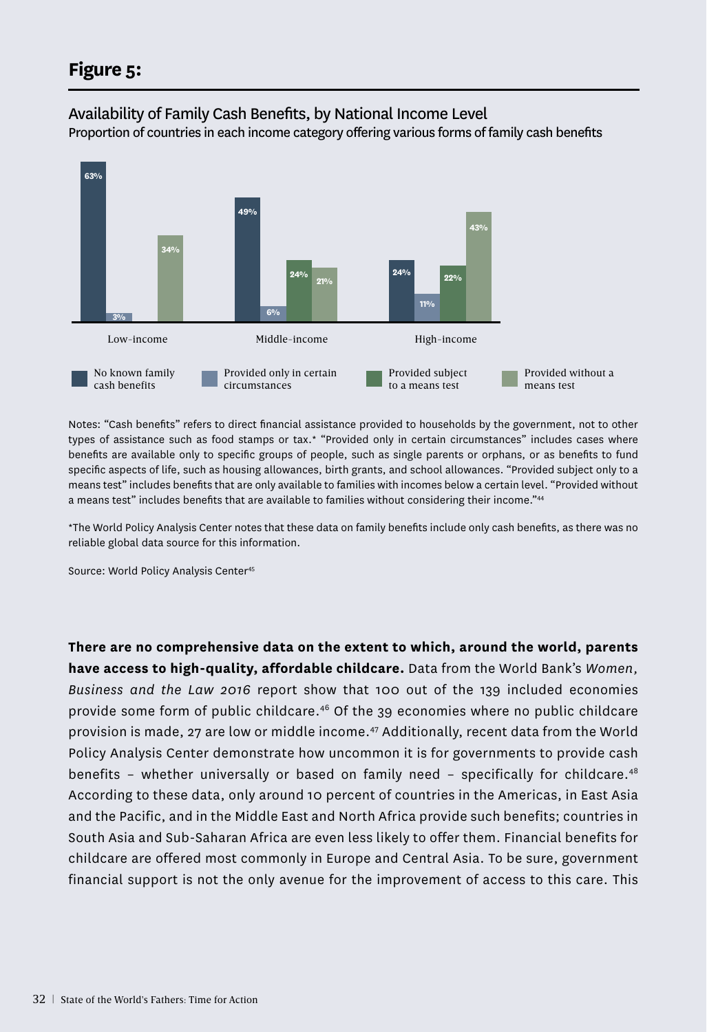## Figure 5:

Availability of Family Cash Benefits, by National Income Level

Proportion of countries in each income category offering various forms of family cash benefits

| | No known family cash benefits | Provided only in certain circumstances | Provided subject to a means test | Provided without a means test |
|---|---|---|---|---|
| Low-income | 63% | 3% | | 34% |
| Middle-income | 49% | 6% | 24% | 21% |
| High-income | 24% | 11% | 22% | 43% |

Notes: "Cash benefits" refers to direct financial assistance provided to households by the government, not to other types of assistance such as food stamps or tax.* "Provided only in certain circumstances" includes cases where benefits are available only to specific groups of people, such as single parents or orphans, or as benefits to fund specific aspects of life, such as housing allowances, birth grants, and school allowances. "Provided subject only to a means test" includes benefits that are only available to families with incomes below a certain level. "Provided without a means test" includes benefits that are available to families without considering their income."[44]

*The World Policy Analysis Center notes that these data on family benefits include only cash benefits, as there was no reliable global data source for this information.

Source: World Policy Analysis Center[45]

**There are no comprehensive data on the extent to which, around the world, parents have access to high-quality, affordable childcare.** Data from the World Bank's *Women, Business and the Law 2016* report show that 100 out of the 139 included economies provide some form of public childcare.[46] Of the 39 economies where no public childcare provision is made, 27 are low or middle income.[47] Additionally, recent data from the World Policy Analysis Center demonstrate how uncommon it is for governments to provide cash benefits – whether universally or based on family need – specifically for childcare.[48] According to these data, only around 10 percent of countries in the Americas, in East Asia and the Pacific, and in the Middle East and North Africa provide such benefits; countries in South Asia and Sub-Saharan Africa are even less likely to offer them. Financial benefits for childcare are offered most commonly in Europe and Central Asia. To be sure, government financial support is not the only avenue for the improvement of access to this care. This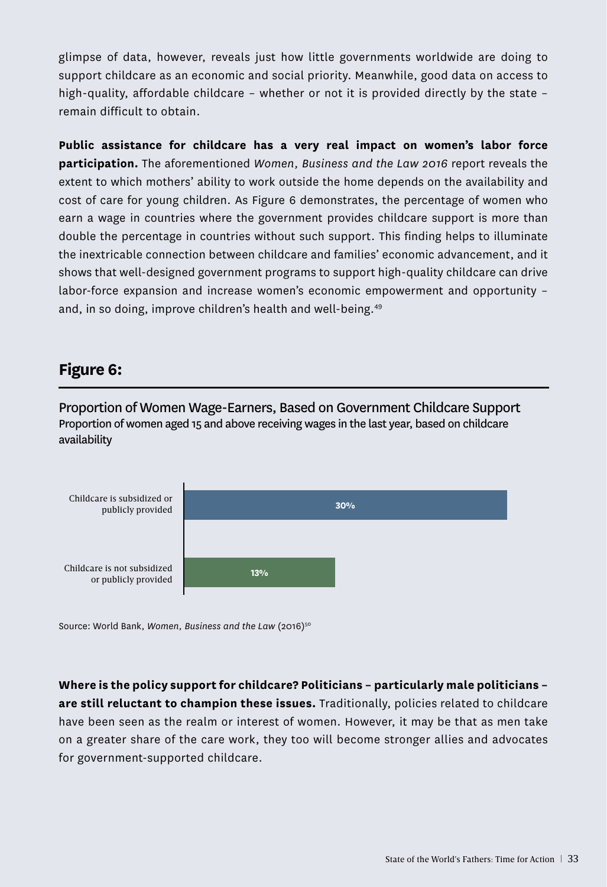glimpse of data, however, reveals just how little governments worldwide are doing to support childcare as an economic and social priority. Meanwhile, good data on access to high-quality, affordable childcare – whether or not it is provided directly by the state – remain difficult to obtain.

**Public assistance for childcare has a very real impact on women's labor force participation.** The aforementioned *Women, Business and the Law 2016* report reveals the extent to which mothers' ability to work outside the home depends on the availability and cost of care for young children. As Figure 6 demonstrates, the percentage of women who earn a wage in countries where the government provides childcare support is more than double the percentage in countries without such support. This finding helps to illuminate the inextricable connection between childcare and families' economic advancement, and it shows that well-designed government programs to support high-quality childcare can drive labor-force expansion and increase women's economic empowerment and opportunity – and, in so doing, improve children's health and well-being.[49]

## Figure 6:

Proportion of Women Wage-Earners, Based on Government Childcare Support

Proportion of women aged 15 and above receiving wages in the last year, based on childcare availability

| Childcare availability | Proportion |
|---|---|
| Childcare is subsidized or publicly provided | 30% |
| Childcare is not subsidized or publicly provided | 13% |

Source: World Bank, *Women, Business and the Law* (2016)[50]

**Where is the policy support for childcare? Politicians – particularly male politicians – are still reluctant to champion these issues.** Traditionally, policies related to childcare have been seen as the realm or interest of women. However, it may be that as men take on a greater share of the care work, they too will become stronger allies and advocates for government-supported childcare.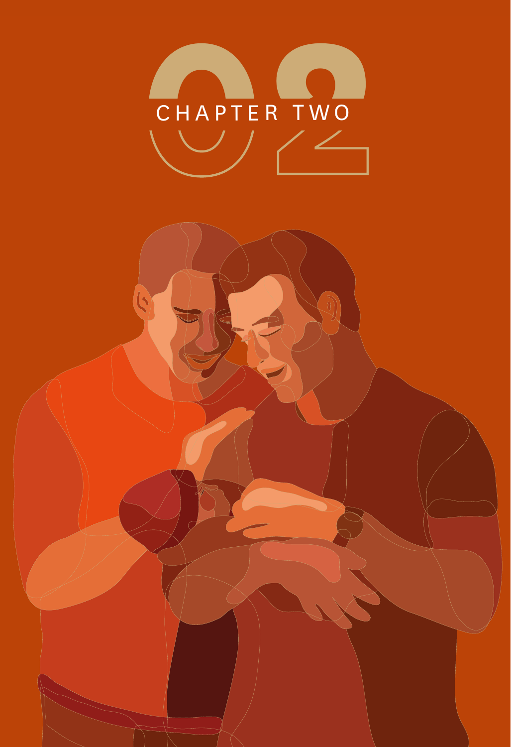# 02 CHAPTER TWO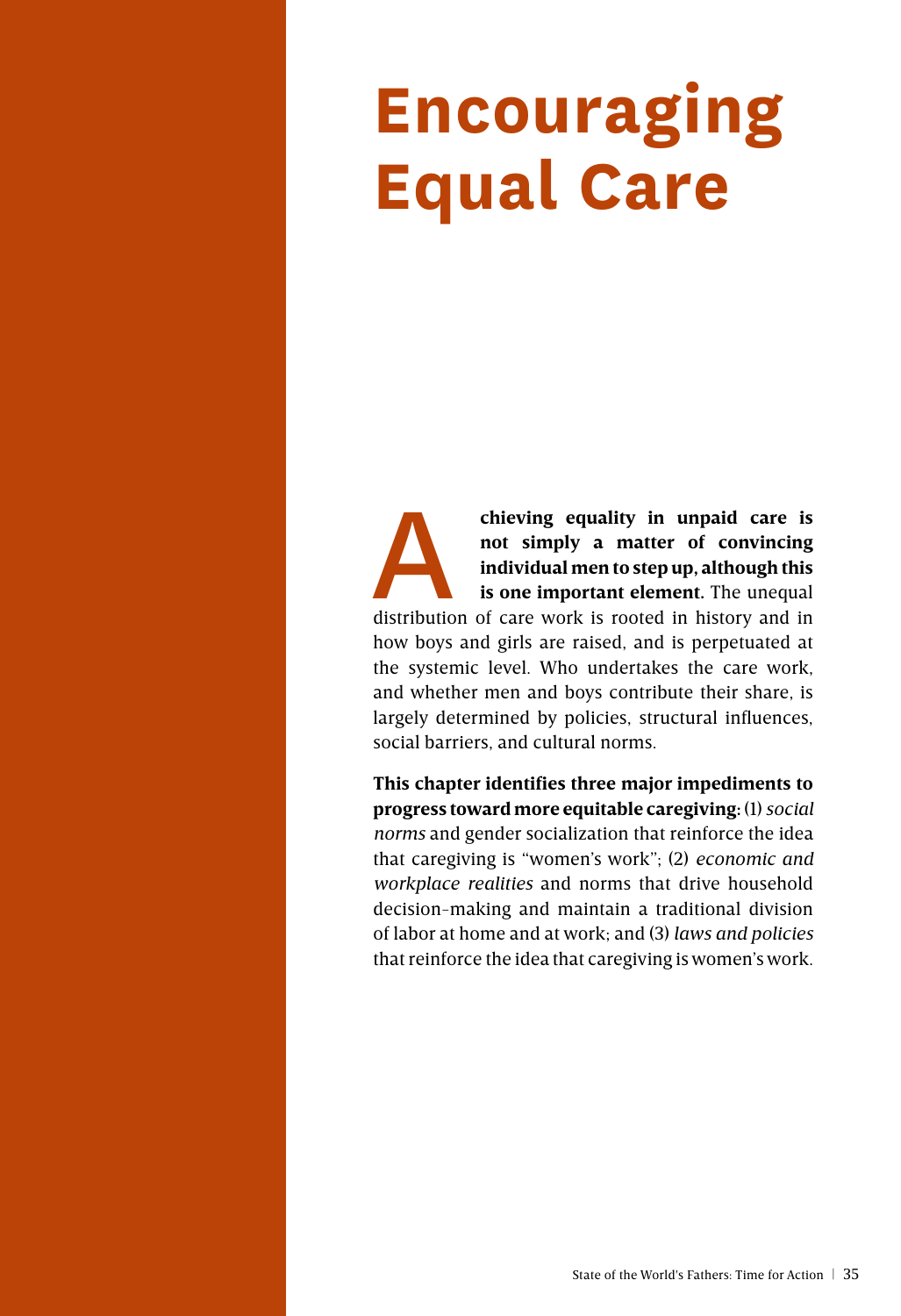# Encouraging Equal Care

**Achieving equality in unpaid care is not simply a matter of convincing individual men to step up, although this is one important element.** The unequal distribution of care work is rooted in history and in how boys and girls are raised, and is perpetuated at the systemic level. Who undertakes the care work, and whether men and boys contribute their share, is largely determined by policies, structural influences, social barriers, and cultural norms.

**This chapter identifies three major impediments to progress toward more equitable caregiving:** (1) *social norms* and gender socialization that reinforce the idea that caregiving is "women's work"; (2) *economic and workplace realities* and norms that drive household decision-making and maintain a traditional division of labor at home and at work; and (3) *laws and policies* that reinforce the idea that caregiving is women's work.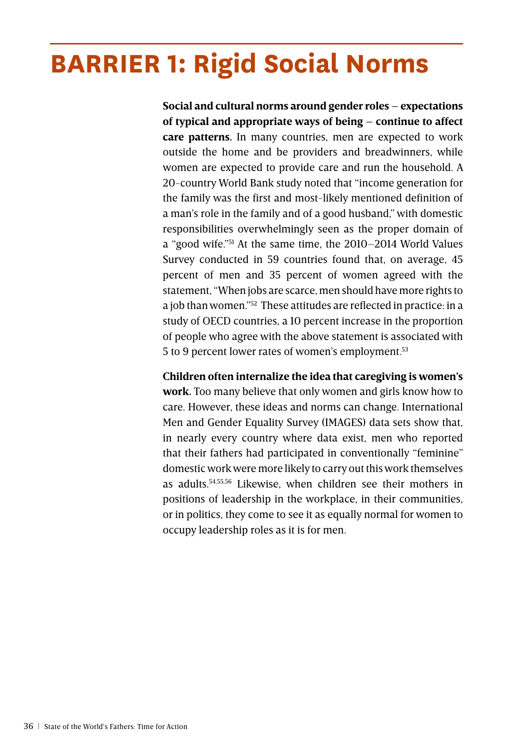# BARRIER 1: Rigid Social Norms

**Social and cultural norms around gender roles – expectations of typical and appropriate ways of being – continue to affect care patterns.** In many countries, men are expected to work outside the home and be providers and breadwinners, while women are expected to provide care and run the household. A 20-country World Bank study noted that "income generation for the family was the first and most-likely mentioned definition of a man's role in the family and of a good husband," with domestic responsibilities overwhelmingly seen as the proper domain of a "good wife."[51] At the same time, the 2010–2014 World Values Survey conducted in 59 countries found that, on average, 45 percent of men and 35 percent of women agreed with the statement, "When jobs are scarce, men should have more rights to a job than women."[52] These attitudes are reflected in practice: in a study of OECD countries, a 10 percent increase in the proportion of people who agree with the above statement is associated with 5 to 9 percent lower rates of women's employment.[53]

**Children often internalize the idea that caregiving is women's work.** Too many believe that only women and girls know how to care. However, these ideas and norms can change. International Men and Gender Equality Survey (IMAGES) data sets show that, in nearly every country where data exist, men who reported that their fathers had participated in conventionally "feminine" domestic work were more likely to carry out this work themselves as adults.[54,55,56] Likewise, when children see their mothers in positions of leadership in the workplace, in their communities, or in politics, they come to see it as equally normal for women to occupy leadership roles as it is for men.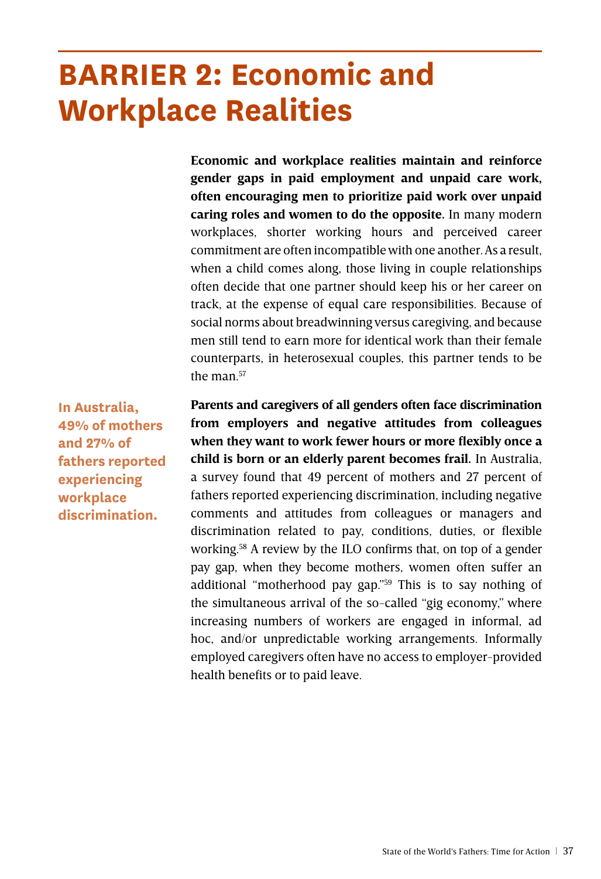# BARRIER 2: Economic and Workplace Realities

**Economic and workplace realities maintain and reinforce gender gaps in paid employment and unpaid care work, often encouraging men to prioritize paid work over unpaid caring roles and women to do the opposite.** In many modern workplaces, shorter working hours and perceived career commitment are often incompatible with one another. As a result, when a child comes along, those living in couple relationships often decide that one partner should keep his or her career on track, at the expense of equal care responsibilities. Because of social norms about breadwinning versus caregiving, and because men still tend to earn more for identical work than their female counterparts, in heterosexual couples, this partner tends to be the man.[57]

**In Australia, 49% of mothers and 27% of fathers reported experiencing workplace discrimination.**

**Parents and caregivers of all genders often face discrimination from employers and negative attitudes from colleagues when they want to work fewer hours or more flexibly once a child is born or an elderly parent becomes frail.** In Australia, a survey found that 49 percent of mothers and 27 percent of fathers reported experiencing discrimination, including negative comments and attitudes from colleagues or managers and discrimination related to pay, conditions, duties, or flexible working.[58] A review by the ILO confirms that, on top of a gender pay gap, when they become mothers, women often suffer an additional "motherhood pay gap."[59] This is to say nothing of the simultaneous arrival of the so-called "gig economy," where increasing numbers of workers are engaged in informal, ad hoc, and/or unpredictable working arrangements. Informally employed caregivers often have no access to employer-provided health benefits or to paid leave.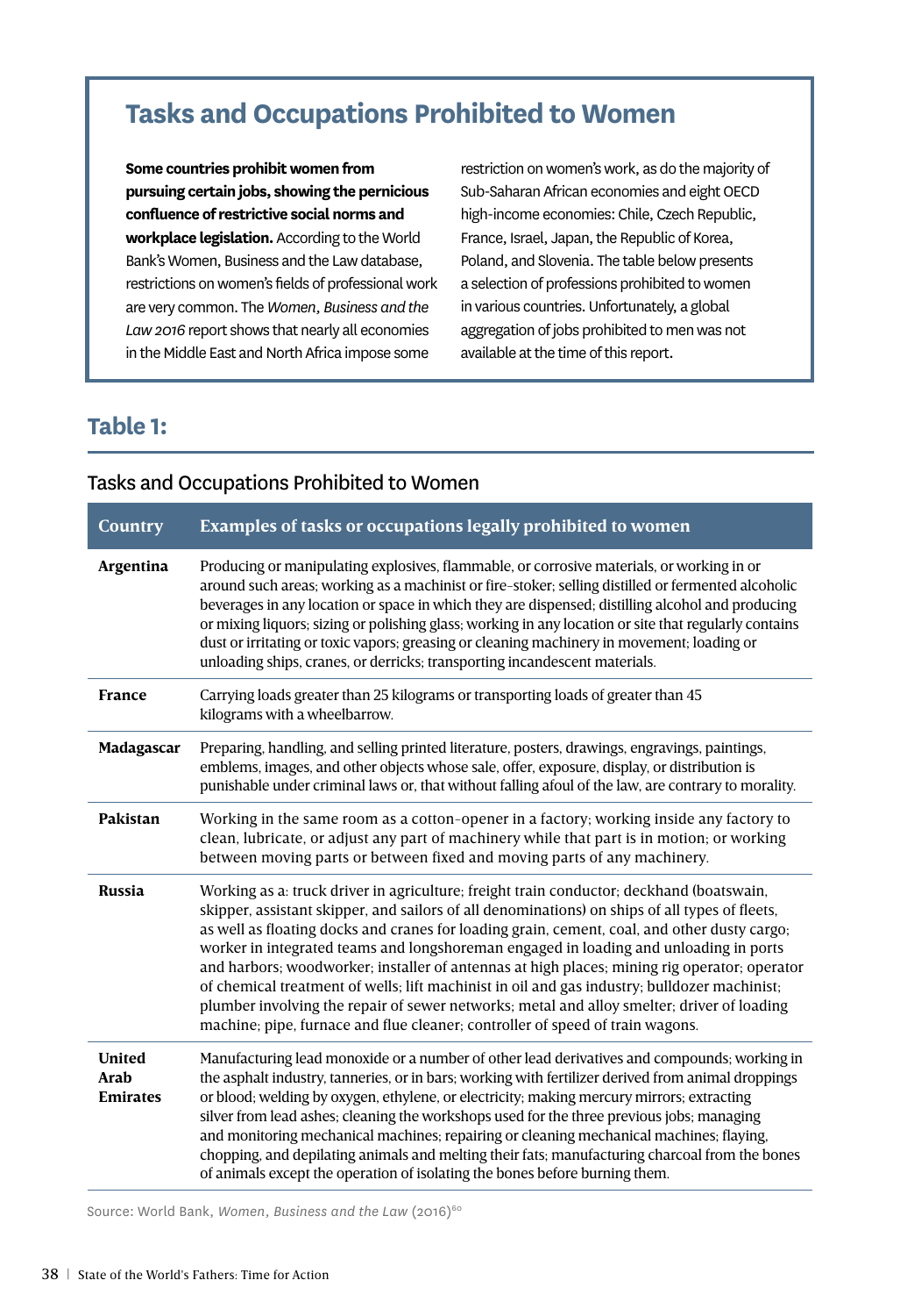## Tasks and Occupations Prohibited to Women

**Some countries prohibit women from pursuing certain jobs, showing the pernicious confluence of restrictive social norms and workplace legislation.** According to the World Bank's Women, Business and the Law database, restrictions on women's fields of professional work are very common. The *Women, Business and the Law 2016* report shows that nearly all economies in the Middle East and North Africa impose some restriction on women's work, as do the majority of Sub-Saharan African economies and eight OECD high-income economies: Chile, Czech Republic, France, Israel, Japan, the Republic of Korea, Poland, and Slovenia. The table below presents a selection of professions prohibited to women in various countries. Unfortunately, a global aggregation of jobs prohibited to men was not available at the time of this report.

## Table 1:

Tasks and Occupations Prohibited to Women

| Country | Examples of tasks or occupations legally prohibited to women |
|---|---|
| **Argentina** | Producing or manipulating explosives, flammable, or corrosive materials, or working in or around such areas; working as a machinist or fire-stoker; selling distilled or fermented alcoholic beverages in any location or space in which they are dispensed; distilling alcohol and producing or mixing liquors; sizing or polishing glass; working in any location or site that regularly contains dust or irritating or toxic vapors; greasing or cleaning machinery in movement; loading or unloading ships, cranes, or derricks; transporting incandescent materials. |
| **France** | Carrying loads greater than 25 kilograms or transporting loads of greater than 45 kilograms with a wheelbarrow. |
| **Madagascar** | Preparing, handling, and selling printed literature, posters, drawings, engravings, paintings, emblems, images, and other objects whose sale, offer, exposure, display, or distribution is punishable under criminal laws or, that without falling afoul of the law, are contrary to morality. |
| **Pakistan** | Working in the same room as a cotton-opener in a factory; working inside any factory to clean, lubricate, or adjust any part of machinery while that part is in motion; or working between moving parts or between fixed and moving parts of any machinery. |
| **Russia** | Working as a: truck driver in agriculture; freight train conductor; deckhand (boatswain, skipper, assistant skipper, and sailors of all denominations) on ships of all types of fleets, as well as floating docks and cranes for loading grain, cement, coal, and other dusty cargo; worker in integrated teams and longshoreman engaged in loading and unloading in ports and harbors; woodworker; installer of antennas at high places; mining rig operator; operator of chemical treatment of wells; lift machinist in oil and gas industry; bulldozer machinist; plumber involving the repair of sewer networks; metal and alloy smelter; driver of loading machine; pipe, furnace and flue cleaner; controller of speed of train wagons. |
| **United Arab Emirates** | Manufacturing lead monoxide or a number of other lead derivatives and compounds; working in the asphalt industry, tanneries, or in bars; working with fertilizer derived from animal droppings or blood; welding by oxygen, ethylene, or electricity; making mercury mirrors; extracting silver from lead ashes; cleaning the workshops used for the three previous jobs; managing and monitoring mechanical machines; repairing or cleaning mechanical machines; flaying, chopping, and depilating animals and melting their fats; manufacturing charcoal from the bones of animals except the operation of isolating the bones before burning them. |

Source: World Bank, *Women, Business and the Law* (2016)[60]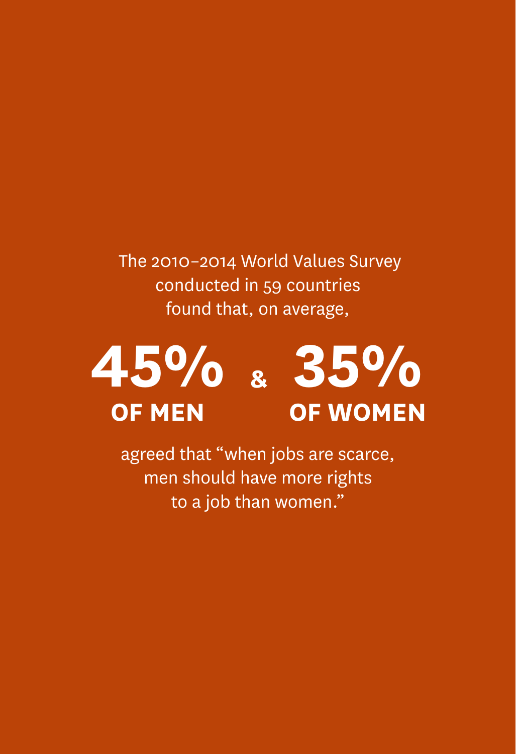The 2010–2014 World Values Survey conducted in 59 countries found that, on average,

**45% OF MEN** & **35% OF WOMEN**

agreed that "when jobs are scarce, men should have more rights to a job than women."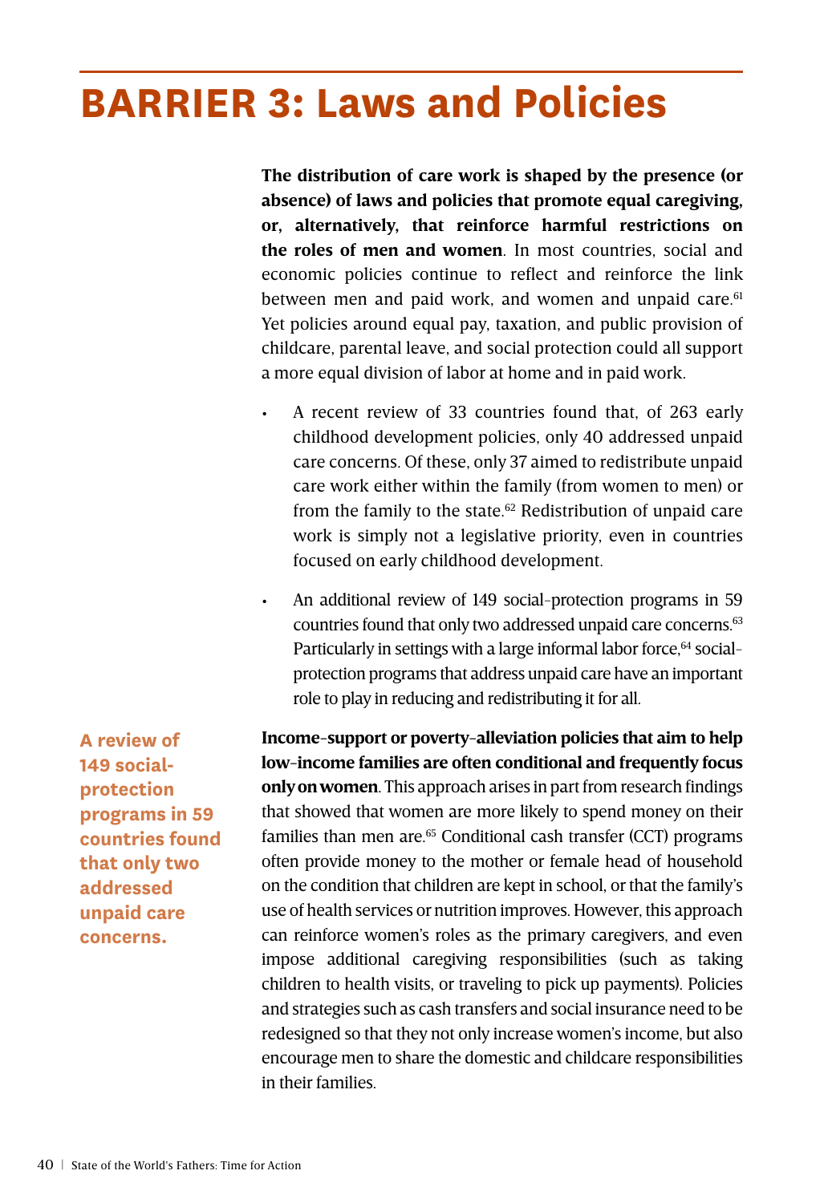# BARRIER 3: Laws and Policies

**The distribution of care work is shaped by the presence (or absence) of laws and policies that promote equal caregiving, or, alternatively, that reinforce harmful restrictions on the roles of men and women**. In most countries, social and economic policies continue to reflect and reinforce the link between men and paid work, and women and unpaid care.[61] Yet policies around equal pay, taxation, and public provision of childcare, parental leave, and social protection could all support a more equal division of labor at home and in paid work.

- A recent review of 33 countries found that, of 263 early childhood development policies, only 40 addressed unpaid care concerns. Of these, only 37 aimed to redistribute unpaid care work either within the family (from women to men) or from the family to the state.[62] Redistribution of unpaid care work is simply not a legislative priority, even in countries focused on early childhood development.
- An additional review of 149 social-protection programs in 59 countries found that only two addressed unpaid care concerns.[63] Particularly in settings with a large informal labor force,[64] social-protection programs that address unpaid care have an important role to play in reducing and redistributing it for all.

**A review of 149 social-protection programs in 59 countries found that only two addressed unpaid care concerns.**

**Income-support or poverty-alleviation policies that aim to help low-income families are often conditional and frequently focus only on women**. This approach arises in part from research findings that showed that women are more likely to spend money on their families than men are.[65] Conditional cash transfer (CCT) programs often provide money to the mother or female head of household on the condition that children are kept in school, or that the family's use of health services or nutrition improves. However, this approach can reinforce women's roles as the primary caregivers, and even impose additional caregiving responsibilities (such as taking children to health visits, or traveling to pick up payments). Policies and strategies such as cash transfers and social insurance need to be redesigned so that they not only increase women's income, but also encourage men to share the domestic and childcare responsibilities in their families.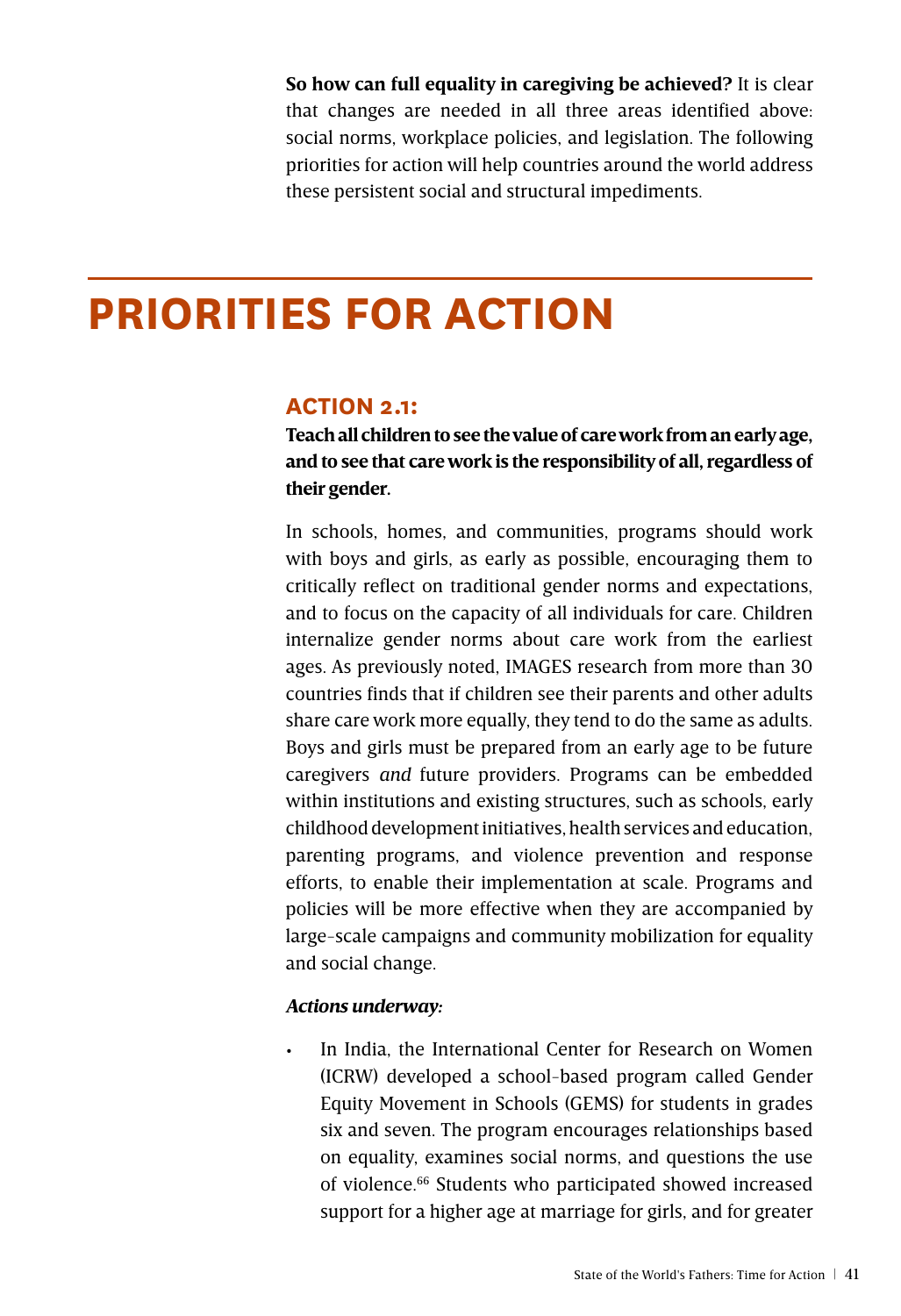**So how can full equality in caregiving be achieved?** It is clear that changes are needed in all three areas identified above: social norms, workplace policies, and legislation. The following priorities for action will help countries around the world address these persistent social and structural impediments.

# PRIORITIES FOR ACTION

## ACTION 2.1:

**Teach all children to see the value of care work from an early age, and to see that care work is the responsibility of all, regardless of their gender.**

In schools, homes, and communities, programs should work with boys and girls, as early as possible, encouraging them to critically reflect on traditional gender norms and expectations, and to focus on the capacity of all individuals for care. Children internalize gender norms about care work from the earliest ages. As previously noted, IMAGES research from more than 30 countries finds that if children see their parents and other adults share care work more equally, they tend to do the same as adults. Boys and girls must be prepared from an early age to be future caregivers *and* future providers. Programs can be embedded within institutions and existing structures, such as schools, early childhood development initiatives, health services and education, parenting programs, and violence prevention and response efforts, to enable their implementation at scale. Programs and policies will be more effective when they are accompanied by large-scale campaigns and community mobilization for equality and social change.

***Actions underway:***

- In India, the International Center for Research on Women (ICRW) developed a school-based program called Gender Equity Movement in Schools (GEMS) for students in grades six and seven. The program encourages relationships based on equality, examines social norms, and questions the use of violence.[66] Students who participated showed increased support for a higher age at marriage for girls, and for greater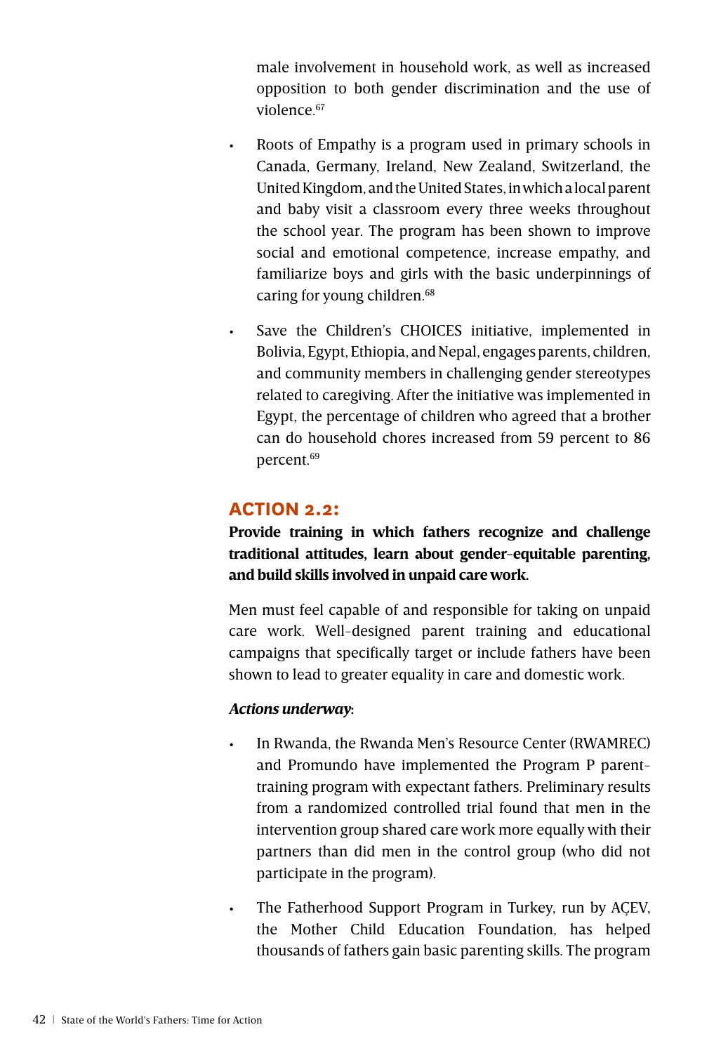male involvement in household work, as well as increased opposition to both gender discrimination and the use of violence.[67]

- Roots of Empathy is a program used in primary schools in Canada, Germany, Ireland, New Zealand, Switzerland, the United Kingdom, and the United States, in which a local parent and baby visit a classroom every three weeks throughout the school year. The program has been shown to improve social and emotional competence, increase empathy, and familiarize boys and girls with the basic underpinnings of caring for young children.[68]

- Save the Children's CHOICES initiative, implemented in Bolivia, Egypt, Ethiopia, and Nepal, engages parents, children, and community members in challenging gender stereotypes related to caregiving. After the initiative was implemented in Egypt, the percentage of children who agreed that a brother can do household chores increased from 59 percent to 86 percent.[69]

## ACTION 2.2:

**Provide training in which fathers recognize and challenge traditional attitudes, learn about gender-equitable parenting, and build skills involved in unpaid care work.**

Men must feel capable of and responsible for taking on unpaid care work. Well-designed parent training and educational campaigns that specifically target or include fathers have been shown to lead to greater equality in care and domestic work.

***Actions underway:***

- In Rwanda, the Rwanda Men's Resource Center (RWAMREC) and Promundo have implemented the Program P parent-training program with expectant fathers. Preliminary results from a randomized controlled trial found that men in the intervention group shared care work more equally with their partners than did men in the control group (who did not participate in the program).

- The Fatherhood Support Program in Turkey, run by AÇEV, the Mother Child Education Foundation, has helped thousands of fathers gain basic parenting skills. The program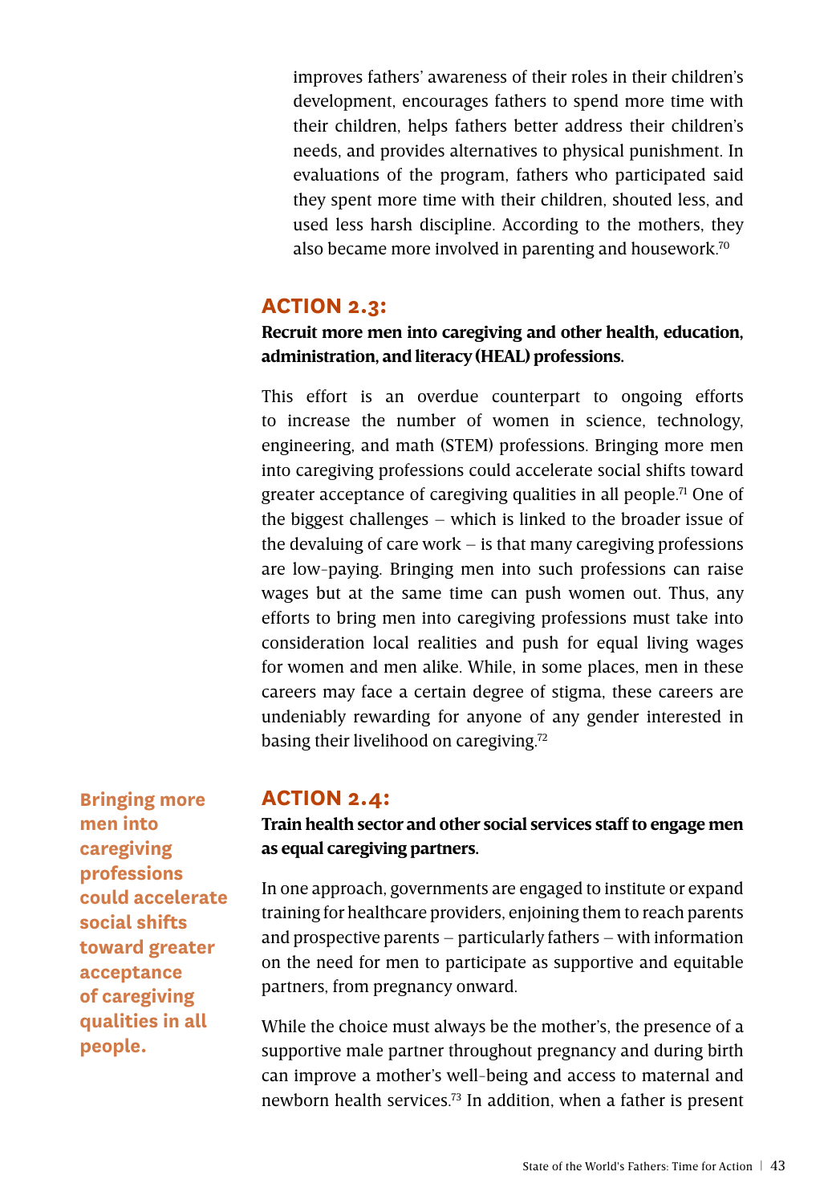improves fathers' awareness of their roles in their children's development, encourages fathers to spend more time with their children, helps fathers better address their children's needs, and provides alternatives to physical punishment. In evaluations of the program, fathers who participated said they spent more time with their children, shouted less, and used less harsh discipline. According to the mothers, they also became more involved in parenting and housework.[70]

## ACTION 2.3:

**Recruit more men into caregiving and other health, education, administration, and literacy (HEAL) professions.**

This effort is an overdue counterpart to ongoing efforts to increase the number of women in science, technology, engineering, and math (STEM) professions. Bringing more men into caregiving professions could accelerate social shifts toward greater acceptance of caregiving qualities in all people.[71] One of the biggest challenges – which is linked to the broader issue of the devaluing of care work – is that many caregiving professions are low-paying. Bringing men into such professions can raise wages but at the same time can push women out. Thus, any efforts to bring men into caregiving professions must take into consideration local realities and push for equal living wages for women and men alike. While, in some places, men in these careers may face a certain degree of stigma, these careers are undeniably rewarding for anyone of any gender interested in basing their livelihood on caregiving.[72]

**Bringing more men into caregiving professions could accelerate social shifts toward greater acceptance of caregiving qualities in all people.**

## ACTION 2.4:

**Train health sector and other social services staff to engage men as equal caregiving partners.**

In one approach, governments are engaged to institute or expand training for healthcare providers, enjoining them to reach parents and prospective parents – particularly fathers – with information on the need for men to participate as supportive and equitable partners, from pregnancy onward.

While the choice must always be the mother's, the presence of a supportive male partner throughout pregnancy and during birth can improve a mother's well-being and access to maternal and newborn health services.[73] In addition, when a father is present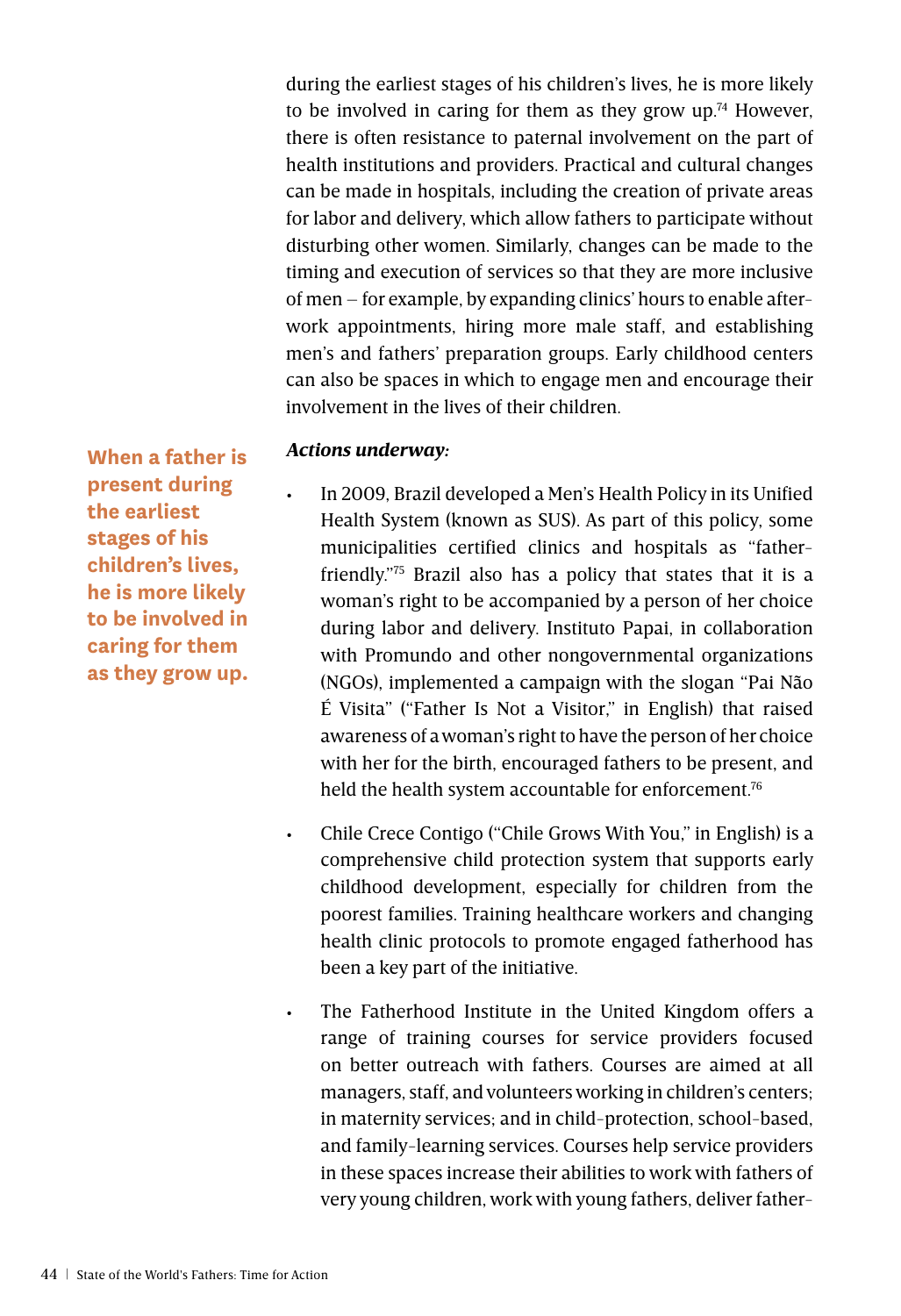during the earliest stages of his children's lives, he is more likely to be involved in caring for them as they grow up.[74] However, there is often resistance to paternal involvement on the part of health institutions and providers. Practical and cultural changes can be made in hospitals, including the creation of private areas for labor and delivery, which allow fathers to participate without disturbing other women. Similarly, changes can be made to the timing and execution of services so that they are more inclusive of men – for example, by expanding clinics' hours to enable after-work appointments, hiring more male staff, and establishing men's and fathers' preparation groups. Early childhood centers can also be spaces in which to engage men and encourage their involvement in the lives of their children.

**When a father is present during the earliest stages of his children's lives, he is more likely to be involved in caring for them as they grow up.**

***Actions underway:***

- In 2009, Brazil developed a Men's Health Policy in its Unified Health System (known as SUS). As part of this policy, some municipalities certified clinics and hospitals as "father-friendly."[75] Brazil also has a policy that states that it is a woman's right to be accompanied by a person of her choice during labor and delivery. Instituto Papai, in collaboration with Promundo and other nongovernmental organizations (NGOs), implemented a campaign with the slogan "Pai Não É Visita" ("Father Is Not a Visitor," in English) that raised awareness of a woman's right to have the person of her choice with her for the birth, encouraged fathers to be present, and held the health system accountable for enforcement.[76]

- Chile Crece Contigo ("Chile Grows With You," in English) is a comprehensive child protection system that supports early childhood development, especially for children from the poorest families. Training healthcare workers and changing health clinic protocols to promote engaged fatherhood has been a key part of the initiative.

- The Fatherhood Institute in the United Kingdom offers a range of training courses for service providers focused on better outreach with fathers. Courses are aimed at all managers, staff, and volunteers working in children's centers; in maternity services; and in child-protection, school-based, and family-learning services. Courses help service providers in these spaces increase their abilities to work with fathers of very young children, work with young fathers, deliver father-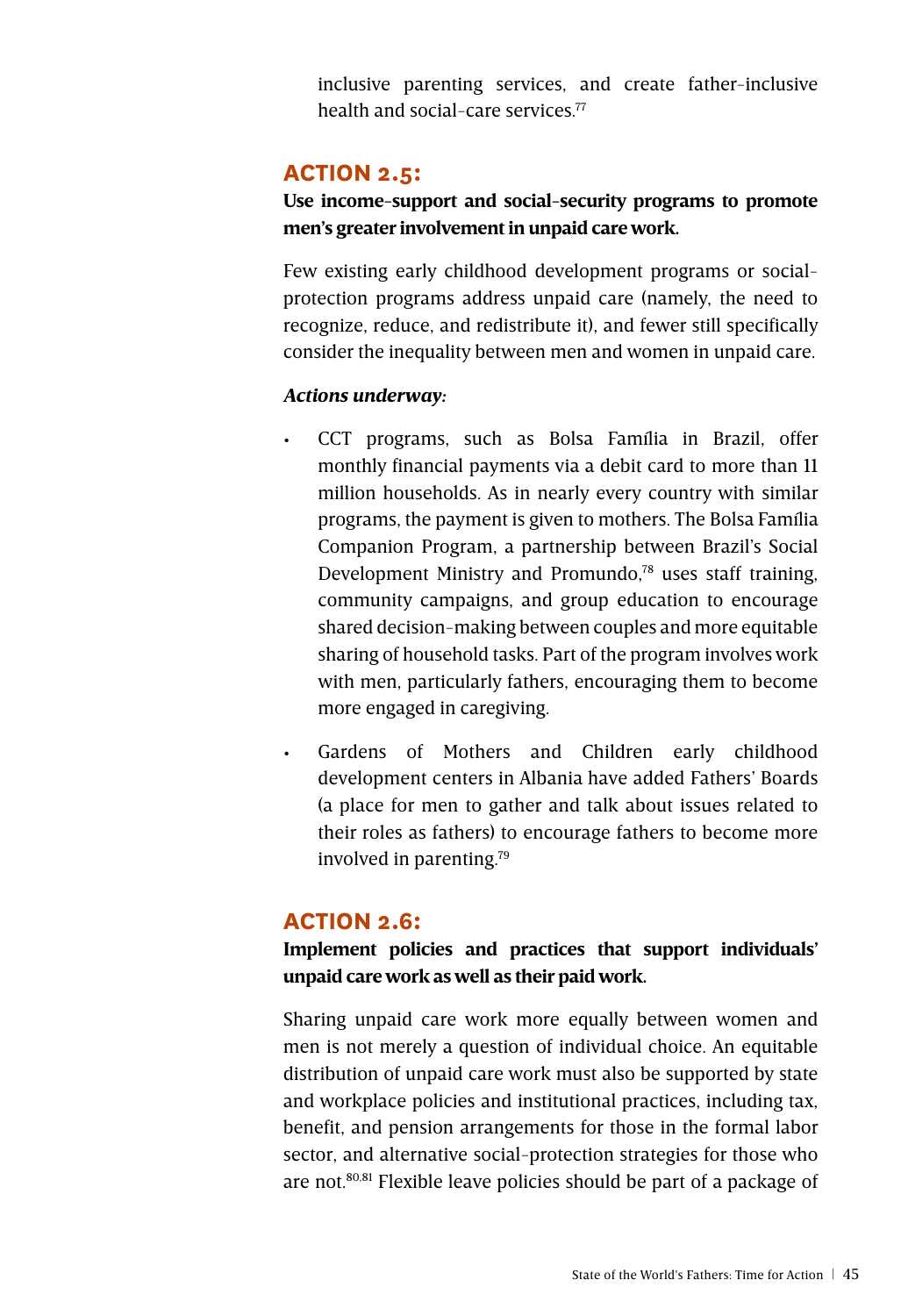inclusive parenting services, and create father-inclusive health and social-care services.[77]

## ACTION 2.5:

**Use income-support and social-security programs to promote men's greater involvement in unpaid care work.**

Few existing early childhood development programs or social-protection programs address unpaid care (namely, the need to recognize, reduce, and redistribute it), and fewer still specifically consider the inequality between men and women in unpaid care.

***Actions underway:***

- CCT programs, such as Bolsa Família in Brazil, offer monthly financial payments via a debit card to more than 11 million households. As in nearly every country with similar programs, the payment is given to mothers. The Bolsa Família Companion Program, a partnership between Brazil's Social Development Ministry and Promundo,[78] uses staff training, community campaigns, and group education to encourage shared decision-making between couples and more equitable sharing of household tasks. Part of the program involves work with men, particularly fathers, encouraging them to become more engaged in caregiving.
- Gardens of Mothers and Children early childhood development centers in Albania have added Fathers' Boards (a place for men to gather and talk about issues related to their roles as fathers) to encourage fathers to become more involved in parenting.[79]

## ACTION 2.6:

**Implement policies and practices that support individuals' unpaid care work as well as their paid work.**

Sharing unpaid care work more equally between women and men is not merely a question of individual choice. An equitable distribution of unpaid care work must also be supported by state and workplace policies and institutional practices, including tax, benefit, and pension arrangements for those in the formal labor sector, and alternative social-protection strategies for those who are not.[80,81] Flexible leave policies should be part of a package of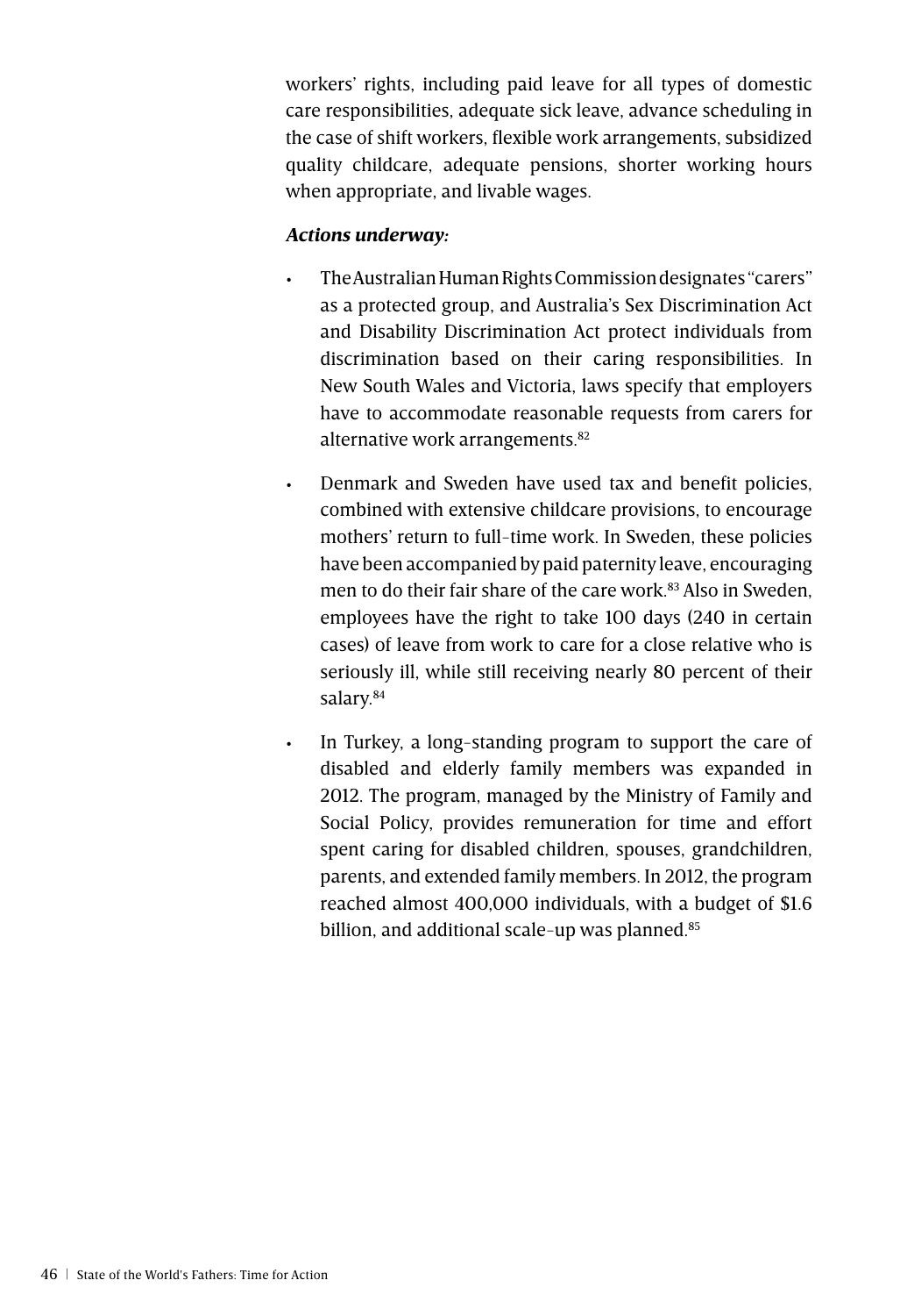workers' rights, including paid leave for all types of domestic care responsibilities, adequate sick leave, advance scheduling in the case of shift workers, flexible work arrangements, subsidized quality childcare, adequate pensions, shorter working hours when appropriate, and livable wages.

***Actions underway:***

- The Australian Human Rights Commission designates "carers" as a protected group, and Australia's Sex Discrimination Act and Disability Discrimination Act protect individuals from discrimination based on their caring responsibilities. In New South Wales and Victoria, laws specify that employers have to accommodate reasonable requests from carers for alternative work arrangements.[82]

- Denmark and Sweden have used tax and benefit policies, combined with extensive childcare provisions, to encourage mothers' return to full-time work. In Sweden, these policies have been accompanied by paid paternity leave, encouraging men to do their fair share of the care work.[83] Also in Sweden, employees have the right to take 100 days (240 in certain cases) of leave from work to care for a close relative who is seriously ill, while still receiving nearly 80 percent of their salary.[84]

- In Turkey, a long-standing program to support the care of disabled and elderly family members was expanded in 2012. The program, managed by the Ministry of Family and Social Policy, provides remuneration for time and effort spent caring for disabled children, spouses, grandchildren, parents, and extended family members. In 2012, the program reached almost 400,000 individuals, with a budget of $1.6 billion, and additional scale-up was planned.[85]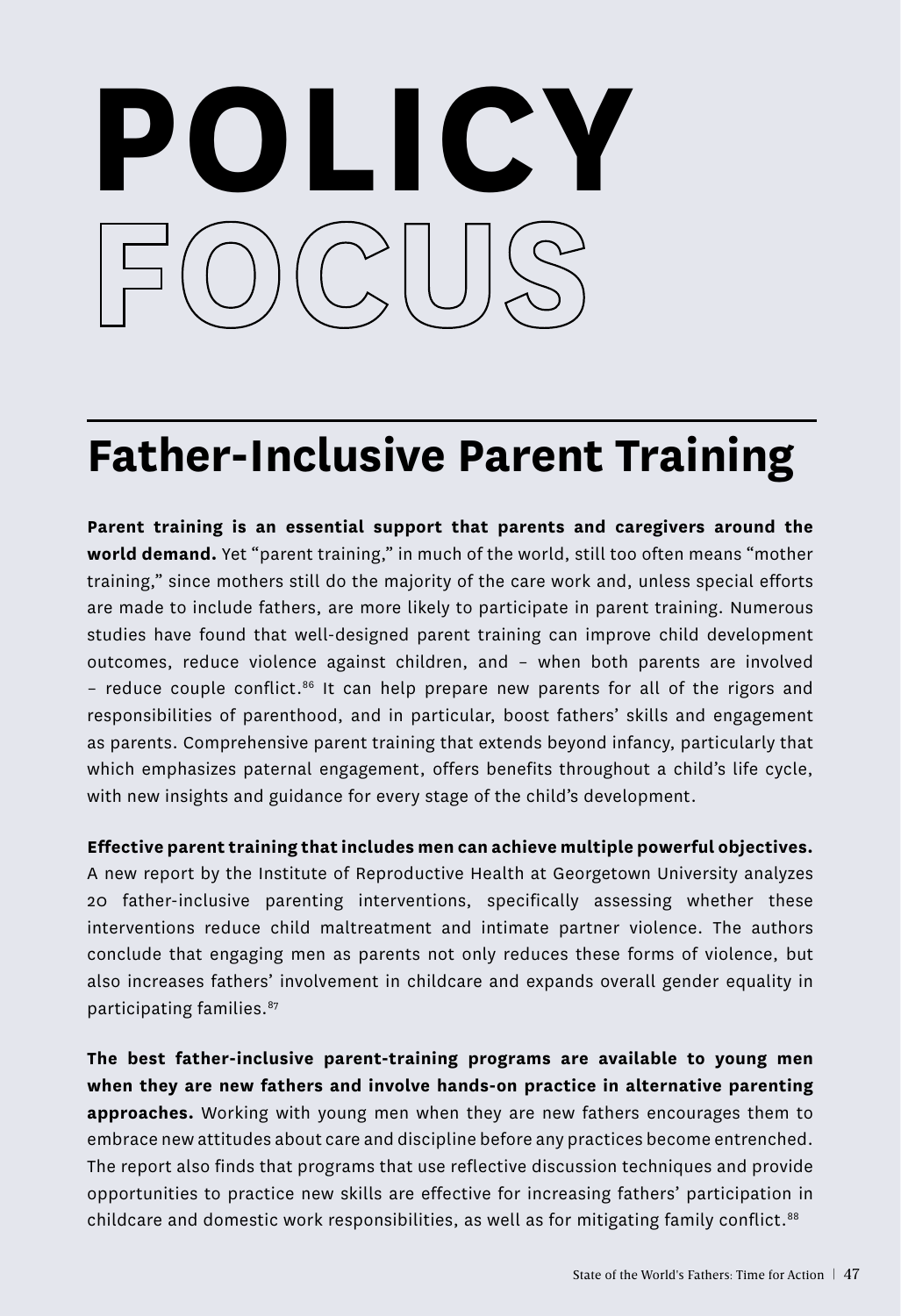# POLICY FOCUS

## Father-Inclusive Parent Training

**Parent training is an essential support that parents and caregivers around the world demand.** Yet "parent training," in much of the world, still too often means "mother training," since mothers still do the majority of the care work and, unless special efforts are made to include fathers, are more likely to participate in parent training. Numerous studies have found that well-designed parent training can improve child development outcomes, reduce violence against children, and – when both parents are involved – reduce couple conflict.[86] It can help prepare new parents for all of the rigors and responsibilities of parenthood, and in particular, boost fathers' skills and engagement as parents. Comprehensive parent training that extends beyond infancy, particularly that which emphasizes paternal engagement, offers benefits throughout a child's life cycle, with new insights and guidance for every stage of the child's development.

**Effective parent training that includes men can achieve multiple powerful objectives.** A new report by the Institute of Reproductive Health at Georgetown University analyzes 20 father-inclusive parenting interventions, specifically assessing whether these interventions reduce child maltreatment and intimate partner violence. The authors conclude that engaging men as parents not only reduces these forms of violence, but also increases fathers' involvement in childcare and expands overall gender equality in participating families.[87]

**The best father-inclusive parent-training programs are available to young men when they are new fathers and involve hands-on practice in alternative parenting approaches.** Working with young men when they are new fathers encourages them to embrace new attitudes about care and discipline before any practices become entrenched. The report also finds that programs that use reflective discussion techniques and provide opportunities to practice new skills are effective for increasing fathers' participation in childcare and domestic work responsibilities, as well as for mitigating family conflict.[88]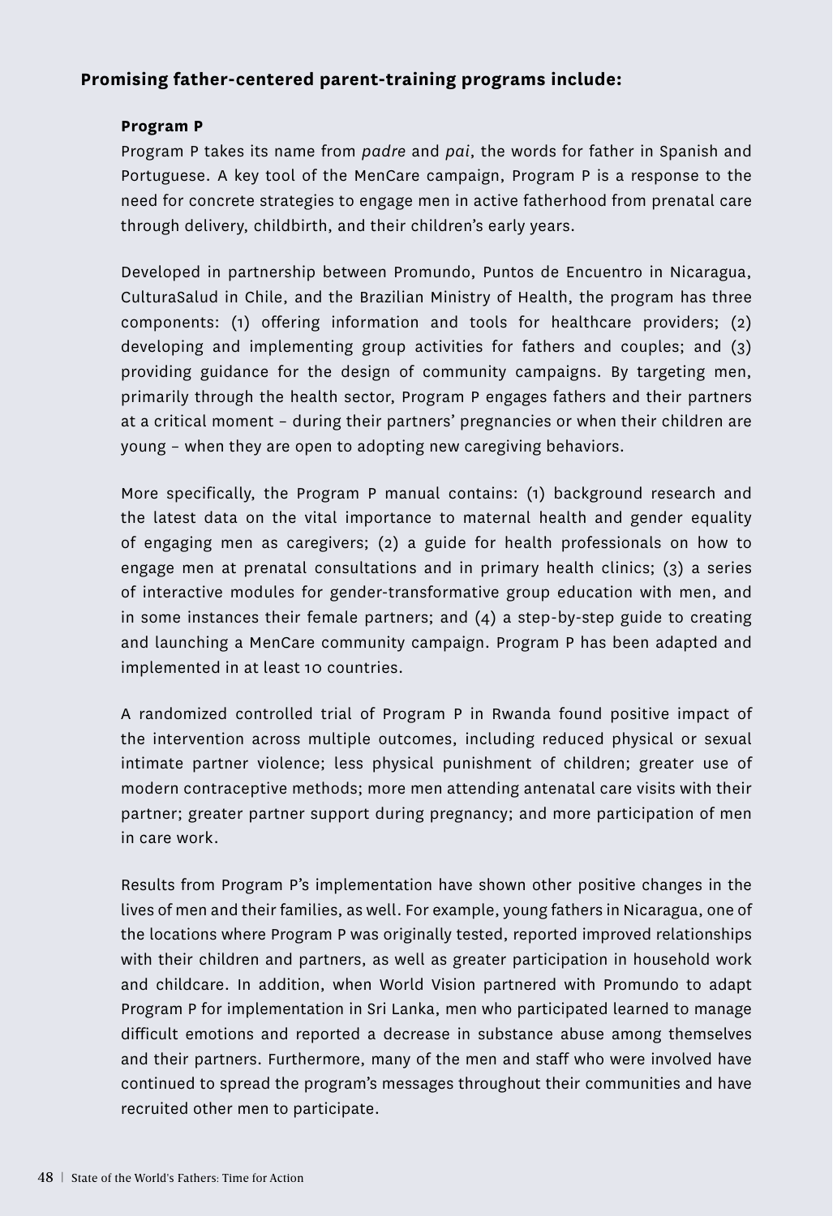**Promising father-centered parent-training programs include:**

**Program P**

Program P takes its name from *padre* and *pai*, the words for father in Spanish and Portuguese. A key tool of the MenCare campaign, Program P is a response to the need for concrete strategies to engage men in active fatherhood from prenatal care through delivery, childbirth, and their children's early years.

Developed in partnership between Promundo, Puntos de Encuentro in Nicaragua, CulturaSalud in Chile, and the Brazilian Ministry of Health, the program has three components: (1) offering information and tools for healthcare providers; (2) developing and implementing group activities for fathers and couples; and (3) providing guidance for the design of community campaigns. By targeting men, primarily through the health sector, Program P engages fathers and their partners at a critical moment – during their partners' pregnancies or when their children are young – when they are open to adopting new caregiving behaviors.

More specifically, the Program P manual contains: (1) background research and the latest data on the vital importance to maternal health and gender equality of engaging men as caregivers; (2) a guide for health professionals on how to engage men at prenatal consultations and in primary health clinics; (3) a series of interactive modules for gender-transformative group education with men, and in some instances their female partners; and (4) a step-by-step guide to creating and launching a MenCare community campaign. Program P has been adapted and implemented in at least 10 countries.

A randomized controlled trial of Program P in Rwanda found positive impact of the intervention across multiple outcomes, including reduced physical or sexual intimate partner violence; less physical punishment of children; greater use of modern contraceptive methods; more men attending antenatal care visits with their partner; greater partner support during pregnancy; and more participation of men in care work.

Results from Program P's implementation have shown other positive changes in the lives of men and their families, as well. For example, young fathers in Nicaragua, one of the locations where Program P was originally tested, reported improved relationships with their children and partners, as well as greater participation in household work and childcare. In addition, when World Vision partnered with Promundo to adapt Program P for implementation in Sri Lanka, men who participated learned to manage difficult emotions and reported a decrease in substance abuse among themselves and their partners. Furthermore, many of the men and staff who were involved have continued to spread the program's messages throughout their communities and have recruited other men to participate.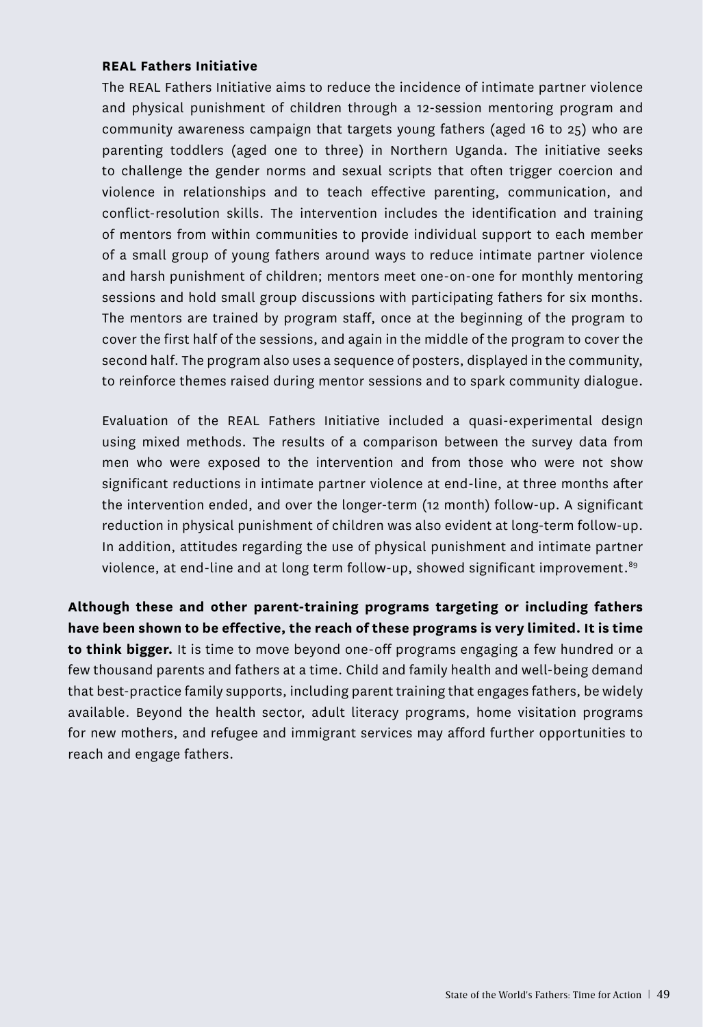### REAL Fathers Initiative

The REAL Fathers Initiative aims to reduce the incidence of intimate partner violence and physical punishment of children through a 12-session mentoring program and community awareness campaign that targets young fathers (aged 16 to 25) who are parenting toddlers (aged one to three) in Northern Uganda. The initiative seeks to challenge the gender norms and sexual scripts that often trigger coercion and violence in relationships and to teach effective parenting, communication, and conflict-resolution skills. The intervention includes the identification and training of mentors from within communities to provide individual support to each member of a small group of young fathers around ways to reduce intimate partner violence and harsh punishment of children; mentors meet one-on-one for monthly mentoring sessions and hold small group discussions with participating fathers for six months. The mentors are trained by program staff, once at the beginning of the program to cover the first half of the sessions, and again in the middle of the program to cover the second half. The program also uses a sequence of posters, displayed in the community, to reinforce themes raised during mentor sessions and to spark community dialogue.

Evaluation of the REAL Fathers Initiative included a quasi-experimental design using mixed methods. The results of a comparison between the survey data from men who were exposed to the intervention and from those who were not show significant reductions in intimate partner violence at end-line, at three months after the intervention ended, and over the longer-term (12 month) follow-up. A significant reduction in physical punishment of children was also evident at long-term follow-up. In addition, attitudes regarding the use of physical punishment and intimate partner violence, at end-line and at long term follow-up, showed significant improvement.[89]

**Although these and other parent-training programs targeting or including fathers have been shown to be effective, the reach of these programs is very limited. It is time to think bigger.** It is time to move beyond one-off programs engaging a few hundred or a few thousand parents and fathers at a time. Child and family health and well-being demand that best-practice family supports, including parent training that engages fathers, be widely available. Beyond the health sector, adult literacy programs, home visitation programs for new mothers, and refugee and immigrant services may afford further opportunities to reach and engage fathers.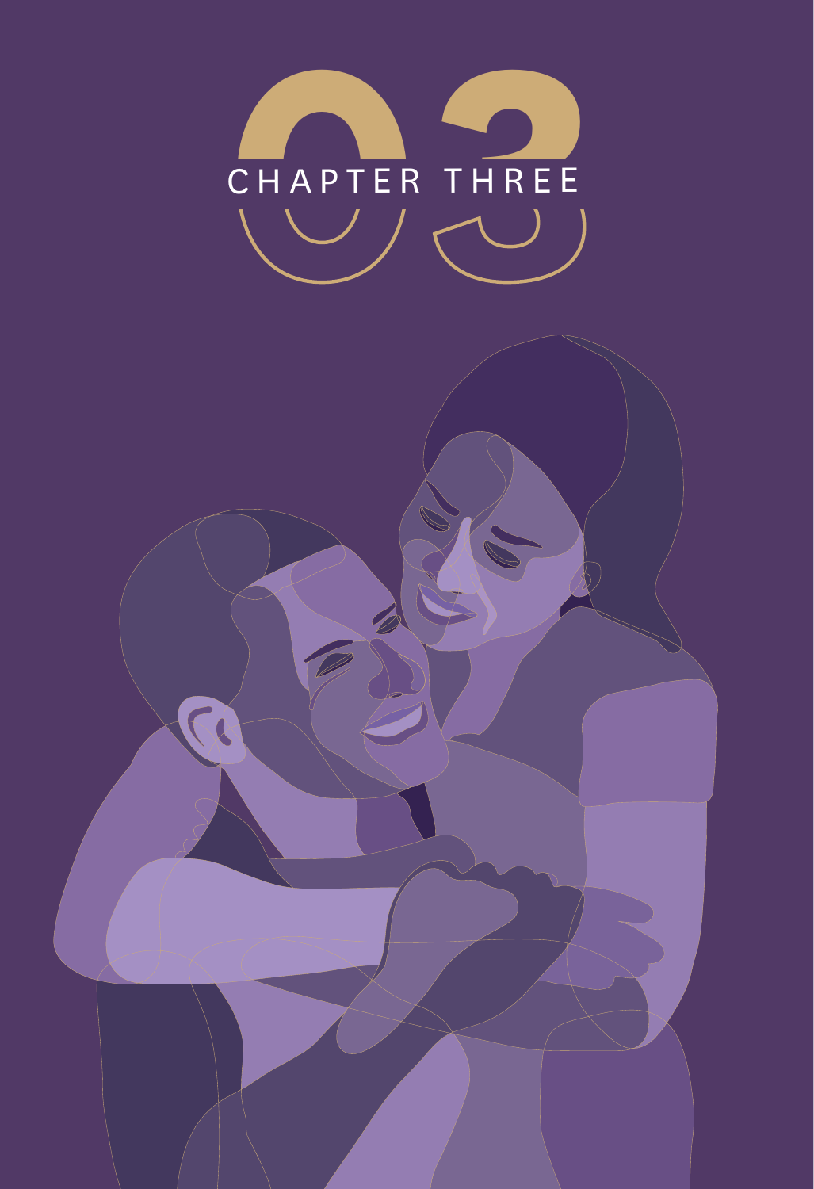# 03 CHAPTER THREE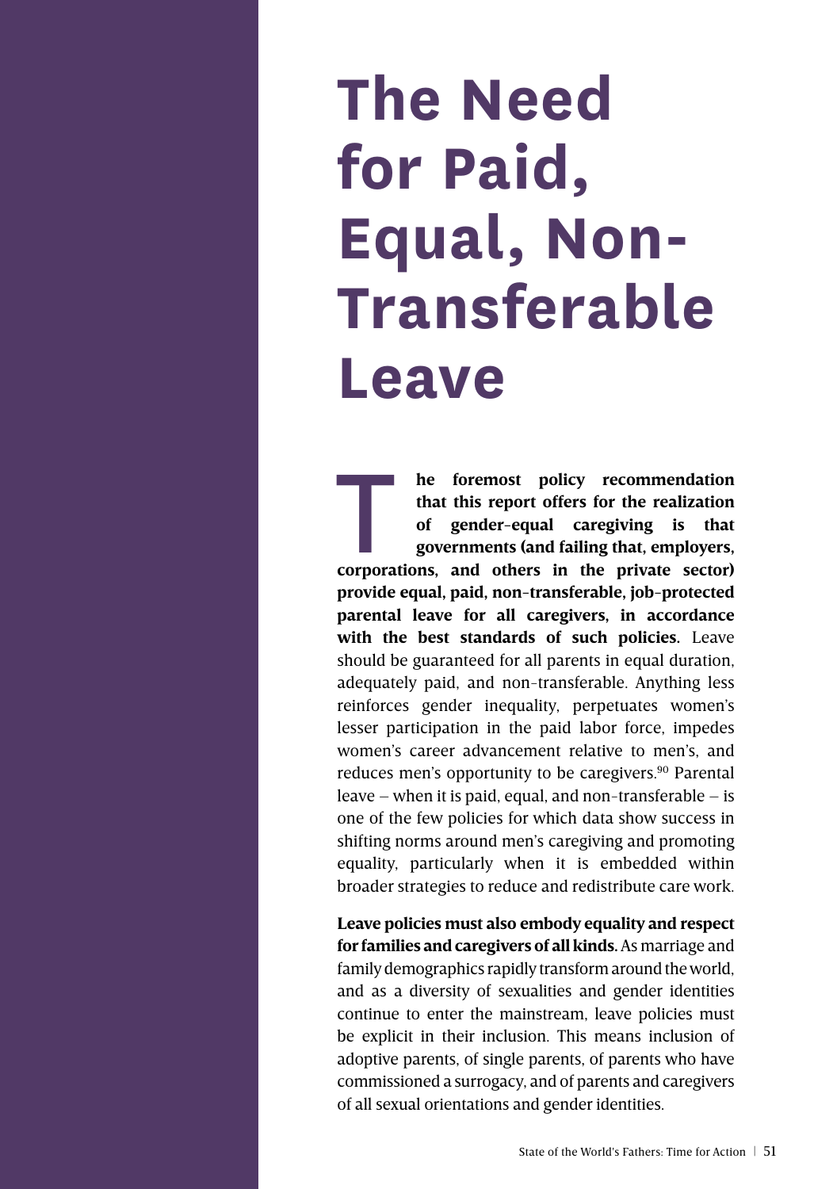# The Need for Paid, Equal, Non-Transferable Leave

**The foremost policy recommendation that this report offers for the realization of gender-equal caregiving is that governments (and failing that, employers, corporations, and others in the private sector) provide equal, paid, non-transferable, job-protected parental leave for all caregivers, in accordance with the best standards of such policies.** Leave should be guaranteed for all parents in equal duration, adequately paid, and non-transferable. Anything less reinforces gender inequality, perpetuates women's lesser participation in the paid labor force, impedes women's career advancement relative to men's, and reduces men's opportunity to be caregivers.[90] Parental leave – when it is paid, equal, and non-transferable – is one of the few policies for which data show success in shifting norms around men's caregiving and promoting equality, particularly when it is embedded within broader strategies to reduce and redistribute care work.

**Leave policies must also embody equality and respect for families and caregivers of all kinds.** As marriage and family demographics rapidly transform around the world, and as a diversity of sexualities and gender identities continue to enter the mainstream, leave policies must be explicit in their inclusion. This means inclusion of adoptive parents, of single parents, of parents who have commissioned a surrogacy, and of parents and caregivers of all sexual orientations and gender identities.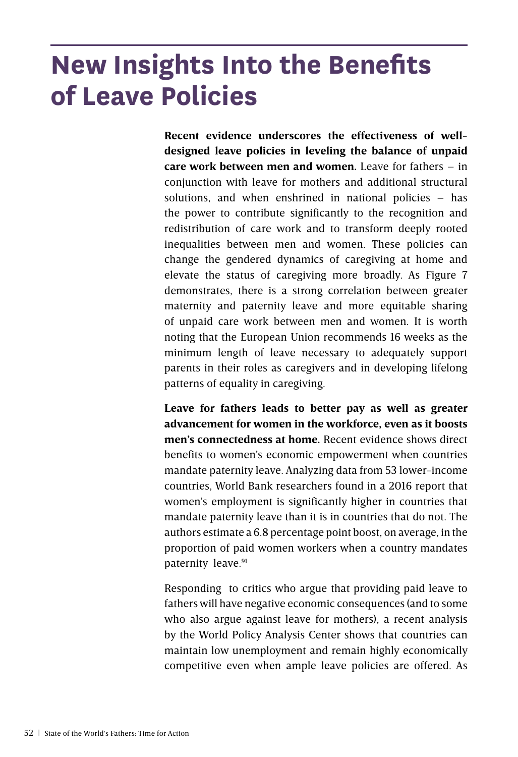# New Insights Into the Benefits of Leave Policies

**Recent evidence underscores the effectiveness of well-designed leave policies in leveling the balance of unpaid care work between men and women.** Leave for fathers – in conjunction with leave for mothers and additional structural solutions, and when enshrined in national policies – has the power to contribute significantly to the recognition and redistribution of care work and to transform deeply rooted inequalities between men and women. These policies can change the gendered dynamics of caregiving at home and elevate the status of caregiving more broadly. As Figure 7 demonstrates, there is a strong correlation between greater maternity and paternity leave and more equitable sharing of unpaid care work between men and women. It is worth noting that the European Union recommends 16 weeks as the minimum length of leave necessary to adequately support parents in their roles as caregivers and in developing lifelong patterns of equality in caregiving.

**Leave for fathers leads to better pay as well as greater advancement for women in the workforce, even as it boosts men's connectedness at home.** Recent evidence shows direct benefits to women's economic empowerment when countries mandate paternity leave. Analyzing data from 53 lower-income countries, World Bank researchers found in a 2016 report that women's employment is significantly higher in countries that mandate paternity leave than it is in countries that do not. The authors estimate a 6.8 percentage point boost, on average, in the proportion of paid women workers when a country mandates paternity leave.[91]

Responding to critics who argue that providing paid leave to fathers will have negative economic consequences (and to some who also argue against leave for mothers), a recent analysis by the World Policy Analysis Center shows that countries can maintain low unemployment and remain highly economically competitive even when ample leave policies are offered. As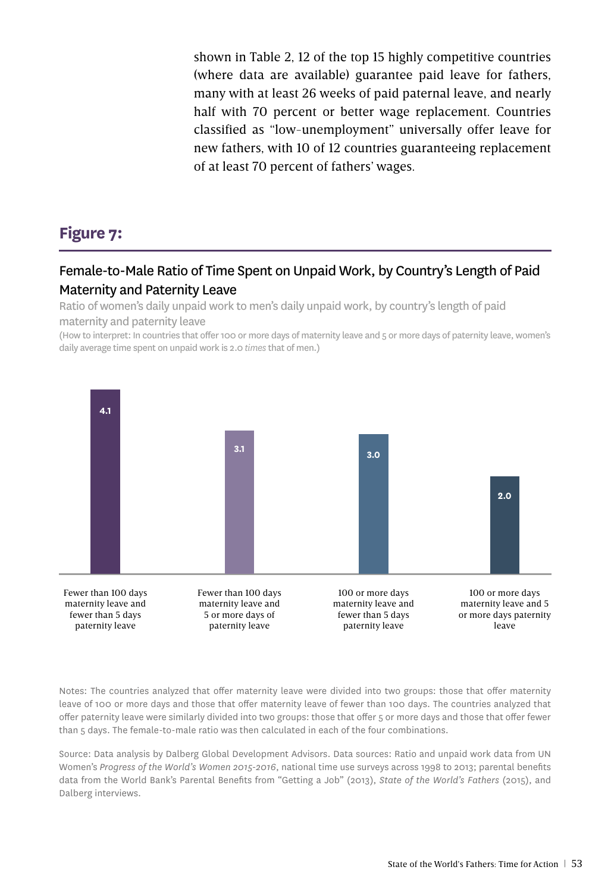shown in Table 2, 12 of the top 15 highly competitive countries (where data are available) guarantee paid leave for fathers, many with at least 26 weeks of paid paternal leave, and nearly half with 70 percent or better wage replacement. Countries classified as "low-unemployment" universally offer leave for new fathers, with 10 of 12 countries guaranteeing replacement of at least 70 percent of fathers' wages.

## Figure 7:

### Female-to-Male Ratio of Time Spent on Unpaid Work, by Country's Length of Paid Maternity and Paternity Leave

Ratio of women's daily unpaid work to men's daily unpaid work, by country's length of paid maternity and paternity leave

(How to interpret: In countries that offer 100 or more days of maternity leave and 5 or more days of paternity leave, women's daily average time spent on unpaid work is 2.0 *times* that of men.)

| Leave category | Ratio |
|---|---|
| Fewer than 100 days maternity leave and fewer than 5 days paternity leave | 4.1 |
| Fewer than 100 days maternity leave and 5 or more days of paternity leave | 3.1 |
| 100 or more days maternity leave and fewer than 5 days paternity leave | 3.0 |
| 100 or more days maternity leave and 5 or more days paternity leave | 2.0 |

Notes: The countries analyzed that offer maternity leave were divided into two groups: those that offer maternity leave of 100 or more days and those that offer maternity leave of fewer than 100 days. The countries analyzed that offer paternity leave were similarly divided into two groups: those that offer 5 or more days and those that offer fewer than 5 days. The female-to-male ratio was then calculated in each of the four combinations.

Source: Data analysis by Dalberg Global Development Advisors. Data sources: Ratio and unpaid work data from UN Women's *Progress of the World's Women 2015-2016*, national time use surveys across 1998 to 2013; parental benefits data from the World Bank's Parental Benefits from "Getting a Job" (2013), *State of the World's Fathers* (2015), and Dalberg interviews.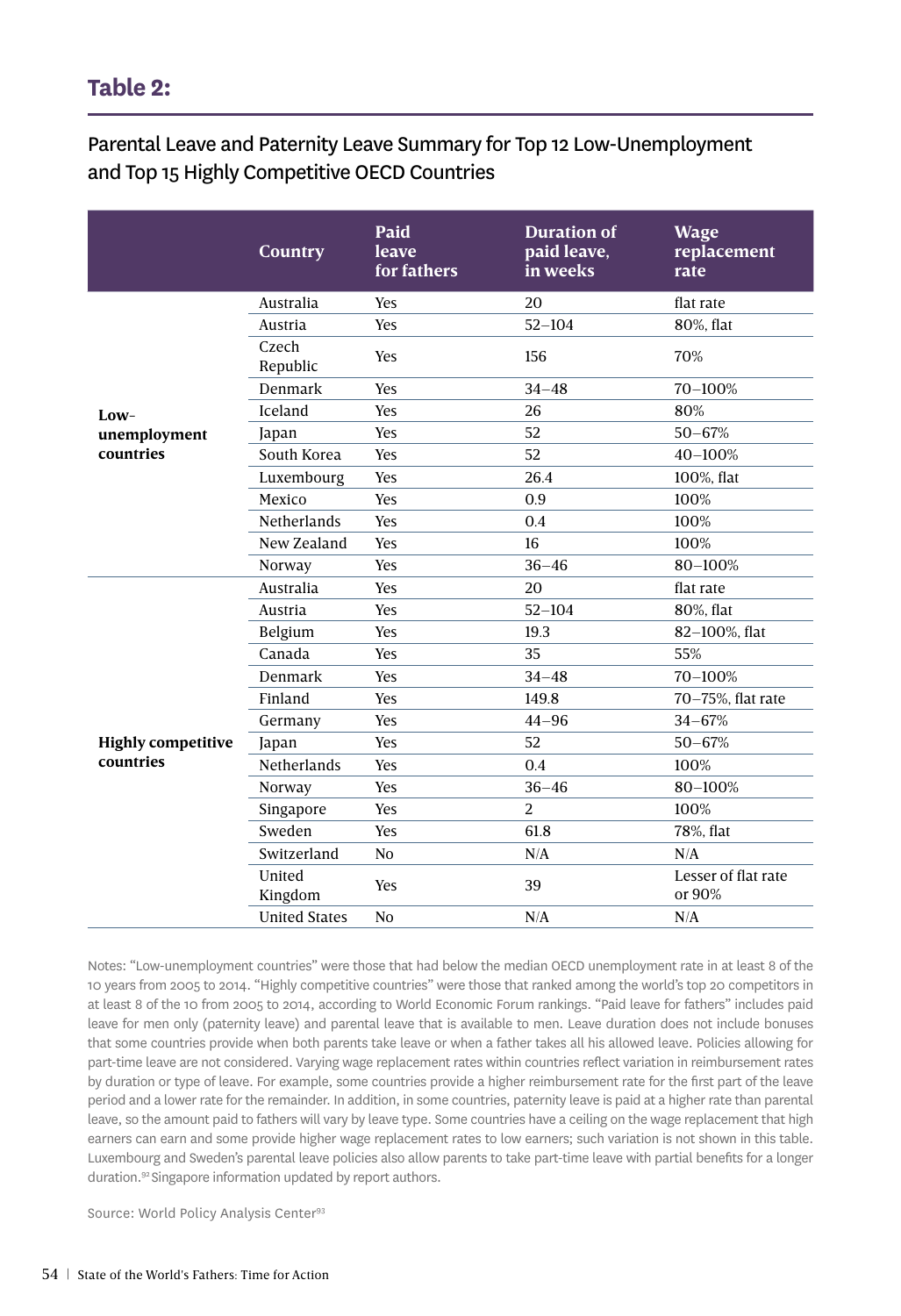## Table 2:

Parental Leave and Paternity Leave Summary for Top 12 Low-Unemployment and Top 15 Highly Competitive OECD Countries

| | Country | Paid leave for fathers | Duration of paid leave, in weeks | Wage replacement rate |
|---|---|---|---|---|
| **Low-unemployment countries** | Australia | Yes | 20 | flat rate |
| | Austria | Yes | 52–104 | 80%, flat |
| | Czech Republic | Yes | 156 | 70% |
| | Denmark | Yes | 34–48 | 70–100% |
| | Iceland | Yes | 26 | 80% |
| | Japan | Yes | 52 | 50–67% |
| | South Korea | Yes | 52 | 40–100% |
| | Luxembourg | Yes | 26.4 | 100%, flat |
| | Mexico | Yes | 0.9 | 100% |
| | Netherlands | Yes | 0.4 | 100% |
| | New Zealand | Yes | 16 | 100% |
| | Norway | Yes | 36–46 | 80–100% |
| **Highly competitive countries** | Australia | Yes | 20 | flat rate |
| | Austria | Yes | 52–104 | 80%, flat |
| | Belgium | Yes | 19.3 | 82–100%, flat |
| | Canada | Yes | 35 | 55% |
| | Denmark | Yes | 34–48 | 70–100% |
| | Finland | Yes | 149.8 | 70–75%, flat rate |
| | Germany | Yes | 44–96 | 34–67% |
| | Japan | Yes | 52 | 50–67% |
| | Netherlands | Yes | 0.4 | 100% |
| | Norway | Yes | 36–46 | 80–100% |
| | Singapore | Yes | 2 | 100% |
| | Sweden | Yes | 61.8 | 78%, flat |
| | Switzerland | No | N/A | N/A |
| | United Kingdom | Yes | 39 | Lesser of flat rate or 90% |
| | United States | No | N/A | N/A |

Notes: "Low-unemployment countries" were those that had below the median OECD unemployment rate in at least 8 of the 10 years from 2005 to 2014. "Highly competitive countries" were those that ranked among the world's top 20 competitors in at least 8 of the 10 from 2005 to 2014, according to World Economic Forum rankings. "Paid leave for fathers" includes paid leave for men only (paternity leave) and parental leave that is available to men. Leave duration does not include bonuses that some countries provide when both parents take leave or when a father takes all his allowed leave. Policies allowing for part-time leave are not considered. Varying wage replacement rates within countries reflect variation in reimbursement rates by duration or type of leave. For example, some countries provide a higher reimbursement rate for the first part of the leave period and a lower rate for the remainder. In addition, in some countries, paternity leave is paid at a higher rate than parental leave, so the amount paid to fathers will vary by leave type. Some countries have a ceiling on the wage replacement that high earners can earn and some provide higher wage replacement rates to low earners; such variation is not shown in this table. Luxembourg and Sweden's parental leave policies also allow parents to take part-time leave with partial benefits for a longer duration.[92] Singapore information updated by report authors.

Source: World Policy Analysis Center[93]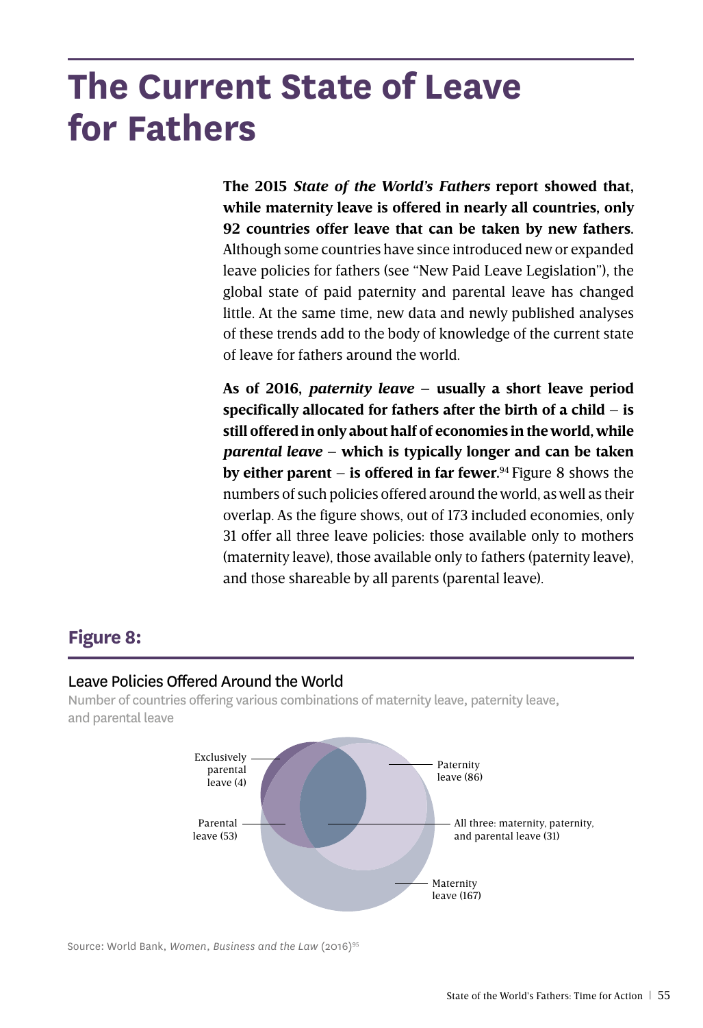# The Current State of Leave for Fathers

**The 2015 *State of the World's Fathers* report showed that, while maternity leave is offered in nearly all countries, only 92 countries offer leave that can be taken by new fathers.** Although some countries have since introduced new or expanded leave policies for fathers (see "New Paid Leave Legislation"), the global state of paid paternity and parental leave has changed little. At the same time, new data and newly published analyses of these trends add to the body of knowledge of the current state of leave for fathers around the world.

**As of 2016, *paternity leave* – usually a short leave period specifically allocated for fathers after the birth of a child – is still offered in only about half of economies in the world, while *parental leave* – which is typically longer and can be taken by either parent – is offered in far fewer.**[94] Figure 8 shows the numbers of such policies offered around the world, as well as their overlap. As the figure shows, out of 173 included economies, only 31 offer all three leave policies: those available only to mothers (maternity leave), those available only to fathers (paternity leave), and those shareable by all parents (parental leave).

## Figure 8:

Leave Policies Offered Around the World

Number of countries offering various combinations of maternity leave, paternity leave, and parental leave

Exclusively parental leave (4)

Paternity leave (86)

Parental leave (53)

All three: maternity, paternity, and parental leave (31)

Maternity leave (167)

Source: World Bank, *Women, Business and the Law* (2016)[95]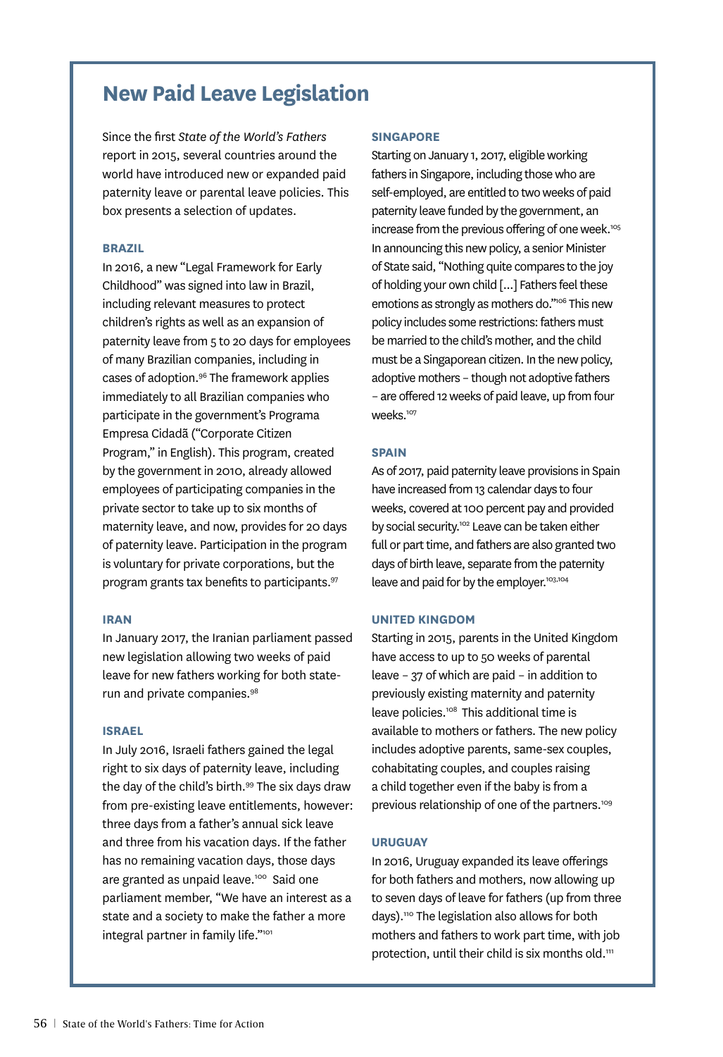## New Paid Leave Legislation

Since the first *State of the World's Fathers* report in 2015, several countries around the world have introduced new or expanded paid paternity leave or parental leave policies. This box presents a selection of updates.

### BRAZIL

In 2016, a new "Legal Framework for Early Childhood" was signed into law in Brazil, including relevant measures to protect children's rights as well as an expansion of paternity leave from 5 to 20 days for employees of many Brazilian companies, including in cases of adoption.[96] The framework applies immediately to all Brazilian companies who participate in the government's Programa Empresa Cidadã ("Corporate Citizen Program," in English). This program, created by the government in 2010, already allowed employees of participating companies in the private sector to take up to six months of maternity leave, and now, provides for 20 days of paternity leave. Participation in the program is voluntary for private corporations, but the program grants tax benefits to participants.[97]

### IRAN

In January 2017, the Iranian parliament passed new legislation allowing two weeks of paid leave for new fathers working for both state-run and private companies.[98]

### ISRAEL

In July 2016, Israeli fathers gained the legal right to six days of paternity leave, including the day of the child's birth.[99] The six days draw from pre-existing leave entitlements, however: three days from a father's annual sick leave and three from his vacation days. If the father has no remaining vacation days, those days are granted as unpaid leave.[100] Said one parliament member, "We have an interest as a state and a society to make the father a more integral partner in family life."[101]

### SINGAPORE

Starting on January 1, 2017, eligible working fathers in Singapore, including those who are self-employed, are entitled to two weeks of paid paternity leave funded by the government, an increase from the previous offering of one week.[105] In announcing this new policy, a senior Minister of State said, "Nothing quite compares to the joy of holding your own child [...] Fathers feel these emotions as strongly as mothers do."[106] This new policy includes some restrictions: fathers must be married to the child's mother, and the child must be a Singaporean citizen. In the new policy, adoptive mothers – though not adoptive fathers – are offered 12 weeks of paid leave, up from four weeks.[107]

### SPAIN

As of 2017, paid paternity leave provisions in Spain have increased from 13 calendar days to four weeks, covered at 100 percent pay and provided by social security.[102] Leave can be taken either full or part time, and fathers are also granted two days of birth leave, separate from the paternity leave and paid for by the employer.[103,104]

### UNITED KINGDOM

Starting in 2015, parents in the United Kingdom have access to up to 50 weeks of parental leave – 37 of which are paid – in addition to previously existing maternity and paternity leave policies.[108] This additional time is available to mothers or fathers. The new policy includes adoptive parents, same-sex couples, cohabitating couples, and couples raising a child together even if the baby is from a previous relationship of one of the partners.[109]

### URUGUAY

In 2016, Uruguay expanded its leave offerings for both fathers and mothers, now allowing up to seven days of leave for fathers (up from three days).[110] The legislation also allows for both mothers and fathers to work part time, with job protection, until their child is six months old.[111]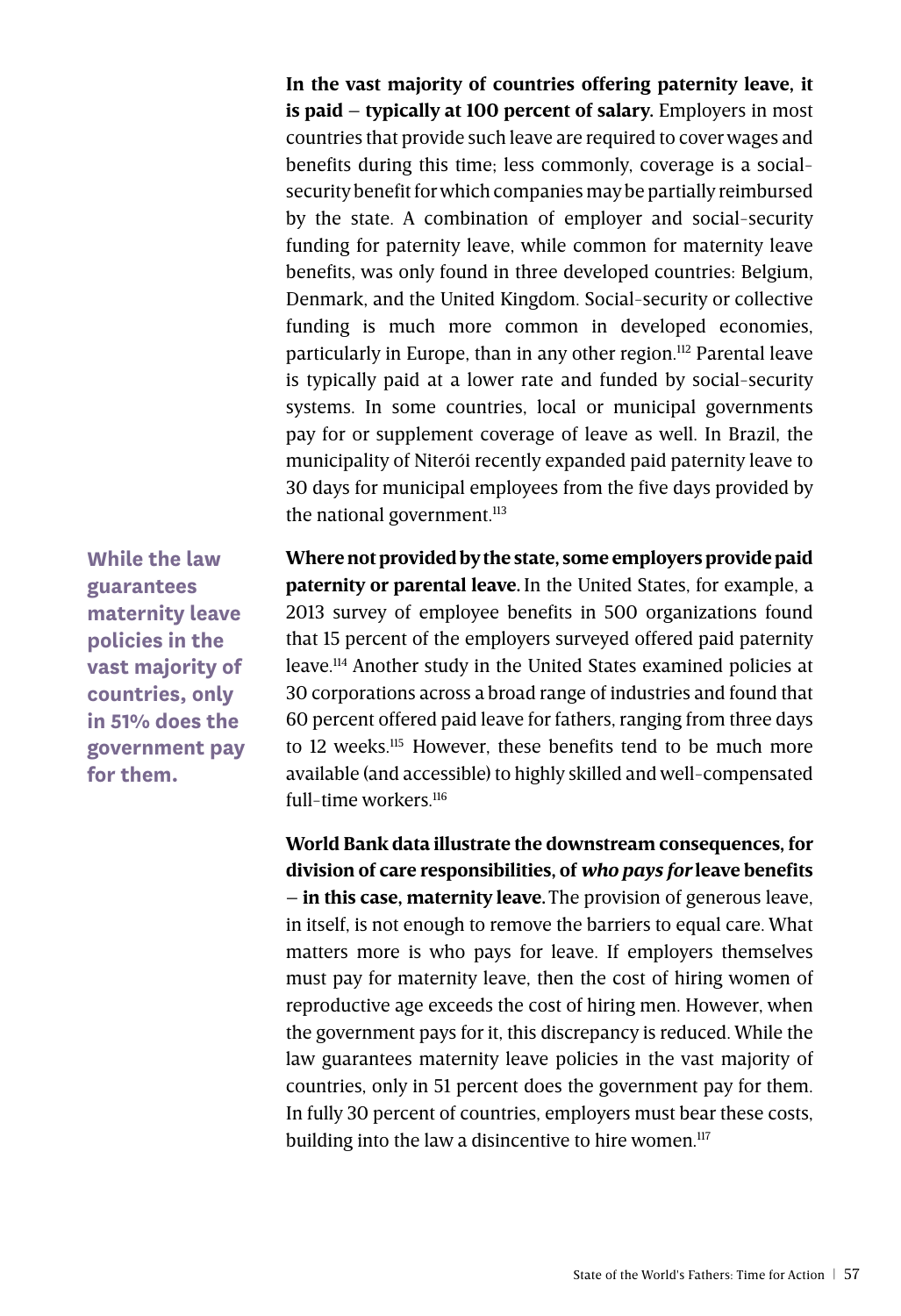**In the vast majority of countries offering paternity leave, it is paid – typically at 100 percent of salary.** Employers in most countries that provide such leave are required to cover wages and benefits during this time; less commonly, coverage is a social-security benefit for which companies may be partially reimbursed by the state. A combination of employer and social-security funding for paternity leave, while common for maternity leave benefits, was only found in three developed countries: Belgium, Denmark, and the United Kingdom. Social-security or collective funding is much more common in developed economies, particularly in Europe, than in any other region.[112] Parental leave is typically paid at a lower rate and funded by social-security systems. In some countries, local or municipal governments pay for or supplement coverage of leave as well. In Brazil, the municipality of Niterói recently expanded paid paternity leave to 30 days for municipal employees from the five days provided by the national government.[113]

**While the law guarantees maternity leave policies in the vast majority of countries, only in 51% does the government pay for them.**

**Where not provided by the state, some employers provide paid paternity or parental leave.** In the United States, for example, a 2013 survey of employee benefits in 500 organizations found that 15 percent of the employers surveyed offered paid paternity leave.[114] Another study in the United States examined policies at 30 corporations across a broad range of industries and found that 60 percent offered paid leave for fathers, ranging from three days to 12 weeks.[115] However, these benefits tend to be much more available (and accessible) to highly skilled and well-compensated full-time workers.[116]

**World Bank data illustrate the downstream consequences, for division of care responsibilities, of *who pays for* leave benefits – in this case, maternity leave.** The provision of generous leave, in itself, is not enough to remove the barriers to equal care. What matters more is who pays for leave. If employers themselves must pay for maternity leave, then the cost of hiring women of reproductive age exceeds the cost of hiring men. However, when the government pays for it, this discrepancy is reduced. While the law guarantees maternity leave policies in the vast majority of countries, only in 51 percent does the government pay for them. In fully 30 percent of countries, employers must bear these costs, building into the law a disincentive to hire women.[117]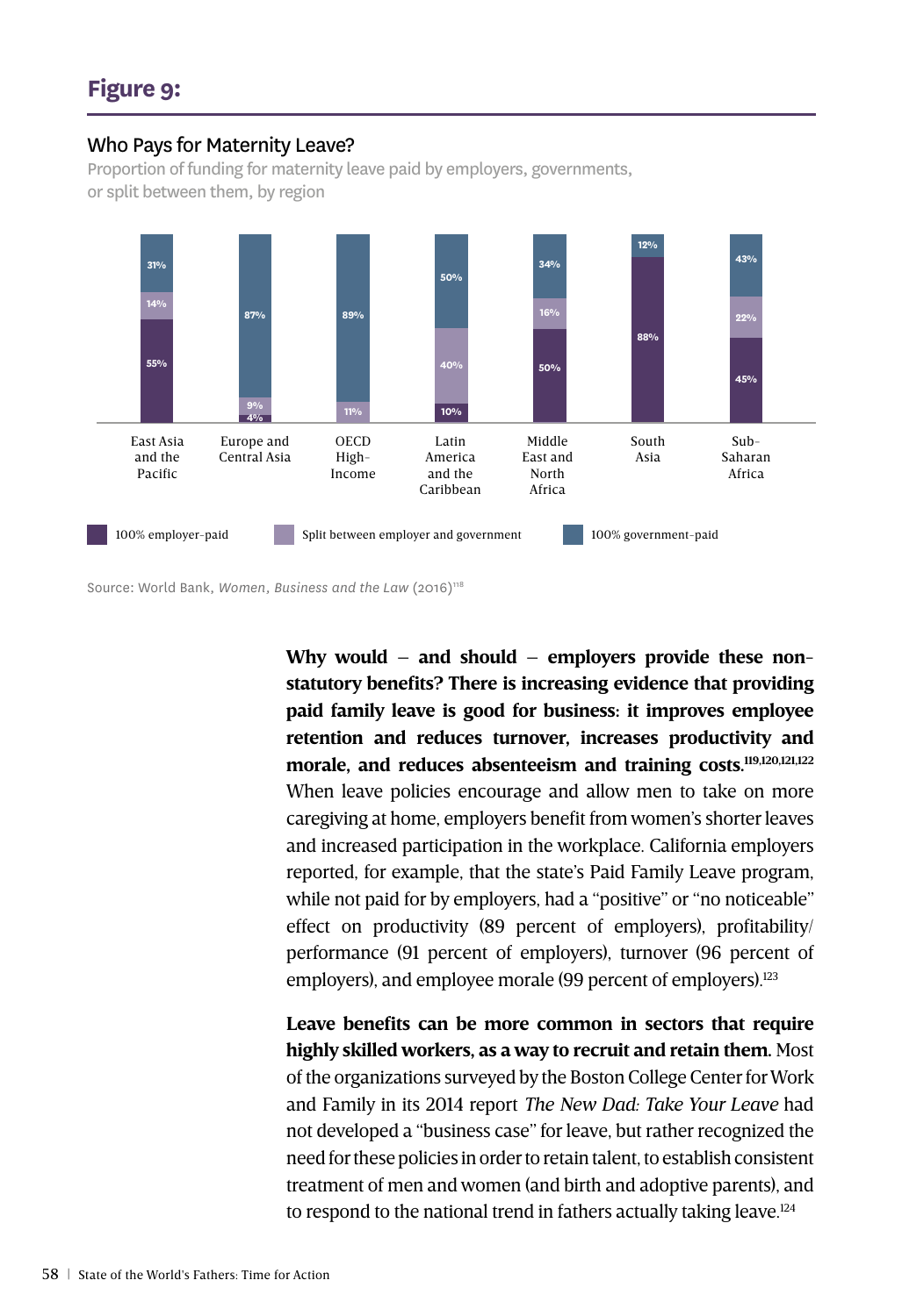## Figure 9:

### Who Pays for Maternity Leave?

Proportion of funding for maternity leave paid by employers, governments, or split between them, by region

| Region | 100% employer-paid | Split between employer and government | 100% government-paid |
|---|---|---|---|
| East Asia and the Pacific | 55% | 14% | 31% |
| Europe and Central Asia | 4% | 9% | 87% |
| OECD High-Income | | 11% | 89% |
| Latin America and the Caribbean | 10% | 40% | 50% |
| Middle East and North Africa | 50% | 16% | 34% |
| South Asia | 88% | | 12% |
| Sub-Saharan Africa | 45% | 22% | 43% |

Source: World Bank, *Women, Business and the Law* (2016)[118]

**Why would – and should – employers provide these non-statutory benefits? There is increasing evidence that providing paid family leave is good for business: it improves employee retention and reduces turnover, increases productivity and morale, and reduces absenteeism and training costs.**[119,120,121,122] When leave policies encourage and allow men to take on more caregiving at home, employers benefit from women's shorter leaves and increased participation in the workplace. California employers reported, for example, that the state's Paid Family Leave program, while not paid for by employers, had a "positive" or "no noticeable" effect on productivity (89 percent of employers), profitability/performance (91 percent of employers), turnover (96 percent of employers), and employee morale (99 percent of employers).[123]

**Leave benefits can be more common in sectors that require highly skilled workers, as a way to recruit and retain them.** Most of the organizations surveyed by the Boston College Center for Work and Family in its 2014 report *The New Dad: Take Your Leave* had not developed a "business case" for leave, but rather recognized the need for these policies in order to retain talent, to establish consistent treatment of men and women (and birth and adoptive parents), and to respond to the national trend in fathers actually taking leave.[124]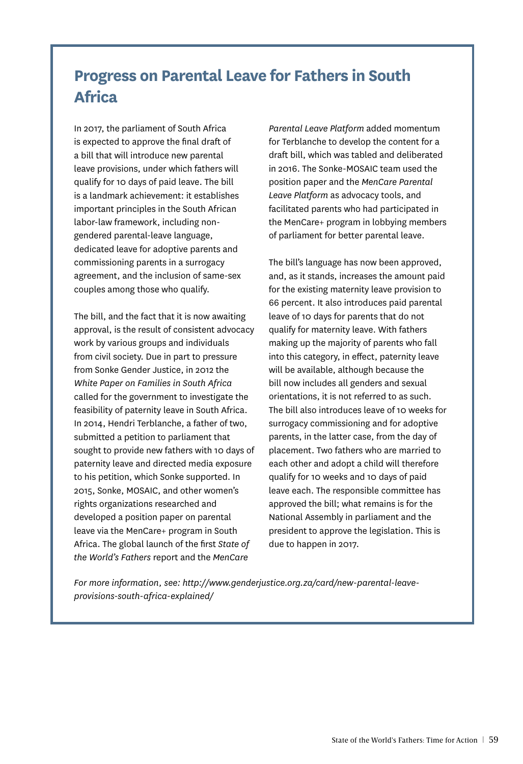## Progress on Parental Leave for Fathers in South Africa

In 2017, the parliament of South Africa is expected to approve the final draft of a bill that will introduce new parental leave provisions, under which fathers will qualify for 10 days of paid leave. The bill is a landmark achievement: it establishes important principles in the South African labor-law framework, including non-gendered parental-leave language, dedicated leave for adoptive parents and commissioning parents in a surrogacy agreement, and the inclusion of same-sex couples among those who qualify.

The bill, and the fact that it is now awaiting approval, is the result of consistent advocacy work by various groups and individuals from civil society. Due in part to pressure from Sonke Gender Justice, in 2012 the *White Paper on Families in South Africa* called for the government to investigate the feasibility of paternity leave in South Africa. In 2014, Hendri Terblanche, a father of two, submitted a petition to parliament that sought to provide new fathers with 10 days of paternity leave and directed media exposure to his petition, which Sonke supported. In 2015, Sonke, MOSAIC, and other women's rights organizations researched and developed a position paper on parental leave via the MenCare+ program in South Africa. The global launch of the first *State of the World's Fathers* report and the *MenCare Parental Leave Platform* added momentum for Terblanche to develop the content for a draft bill, which was tabled and deliberated in 2016. The Sonke-MOSAIC team used the position paper and the *MenCare Parental Leave Platform* as advocacy tools, and facilitated parents who had participated in the MenCare+ program in lobbying members of parliament for better parental leave.

The bill's language has now been approved, and, as it stands, increases the amount paid for the existing maternity leave provision to 66 percent. It also introduces paid parental leave of 10 days for parents that do not qualify for maternity leave. With fathers making up the majority of parents who fall into this category, in effect, paternity leave will be available, although because the bill now includes all genders and sexual orientations, it is not referred to as such. The bill also introduces leave of 10 weeks for surrogacy commissioning and for adoptive parents, in the latter case, from the day of placement. Two fathers who are married to each other and adopt a child will therefore qualify for 10 weeks and 10 days of paid leave each. The responsible committee has approved the bill; what remains is for the National Assembly in parliament and the president to approve the legislation. This is due to happen in 2017.

*For more information, see: http://www.genderjustice.org.za/card/new-parental-leave-provisions-south-africa-explained/*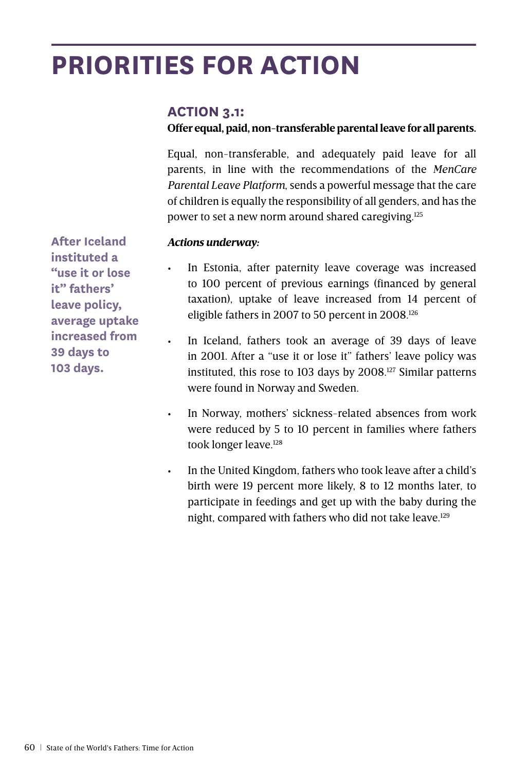# PRIORITIES FOR ACTION

## ACTION 3.1:

**Offer equal, paid, non-transferable parental leave for all parents.**

Equal, non-transferable, and adequately paid leave for all parents, in line with the recommendations of the *MenCare Parental Leave Platform*, sends a powerful message that the care of children is equally the responsibility of all genders, and has the power to set a new norm around shared caregiving.[125]

**After Iceland instituted a "use it or lose it" fathers' leave policy, average uptake increased from 39 days to 103 days.**

***Actions underway:***

- In Estonia, after paternity leave coverage was increased to 100 percent of previous earnings (financed by general taxation), uptake of leave increased from 14 percent of eligible fathers in 2007 to 50 percent in 2008.[126]
- In Iceland, fathers took an average of 39 days of leave in 2001. After a "use it or lose it" fathers' leave policy was instituted, this rose to 103 days by 2008.[127] Similar patterns were found in Norway and Sweden.
- In Norway, mothers' sickness-related absences from work were reduced by 5 to 10 percent in families where fathers took longer leave.[128]
- In the United Kingdom, fathers who took leave after a child's birth were 19 percent more likely, 8 to 12 months later, to participate in feedings and get up with the baby during the night, compared with fathers who did not take leave.[129]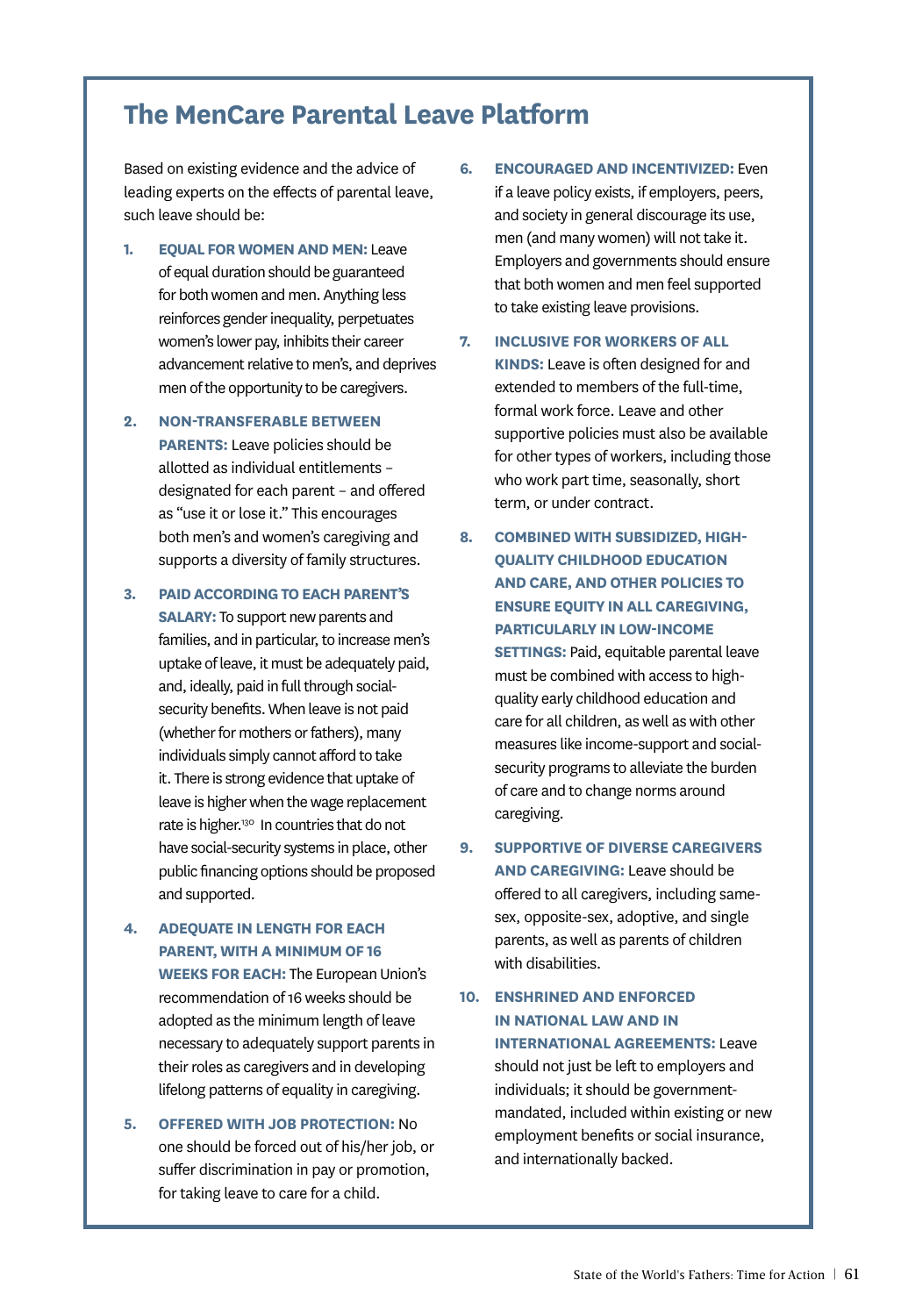## The MenCare Parental Leave Platform

Based on existing evidence and the advice of leading experts on the effects of parental leave, such leave should be:

1. **EQUAL FOR WOMEN AND MEN:** Leave of equal duration should be guaranteed for both women and men. Anything less reinforces gender inequality, perpetuates women's lower pay, inhibits their career advancement relative to men's, and deprives men of the opportunity to be caregivers.

2. **NON-TRANSFERABLE BETWEEN PARENTS:** Leave policies should be allotted as individual entitlements – designated for each parent – and offered as "use it or lose it." This encourages both men's and women's caregiving and supports a diversity of family structures.

3. **PAID ACCORDING TO EACH PARENT'S SALARY:** To support new parents and families, and in particular, to increase men's uptake of leave, it must be adequately paid, and, ideally, paid in full through social-security benefits. When leave is not paid (whether for mothers or fathers), many individuals simply cannot afford to take it. There is strong evidence that uptake of leave is higher when the wage replacement rate is higher.[130] In countries that do not have social-security systems in place, other public financing options should be proposed and supported.

4. **ADEQUATE IN LENGTH FOR EACH PARENT, WITH A MINIMUM OF 16 WEEKS FOR EACH:** The European Union's recommendation of 16 weeks should be adopted as the minimum length of leave necessary to adequately support parents in their roles as caregivers and in developing lifelong patterns of equality in caregiving.

5. **OFFERED WITH JOB PROTECTION:** No one should be forced out of his/her job, or suffer discrimination in pay or promotion, for taking leave to care for a child.

6. **ENCOURAGED AND INCENTIVIZED:** Even if a leave policy exists, if employers, peers, and society in general discourage its use, men (and many women) will not take it. Employers and governments should ensure that both women and men feel supported to take existing leave provisions.

7. **INCLUSIVE FOR WORKERS OF ALL KINDS:** Leave is often designed for and extended to members of the full-time, formal work force. Leave and other supportive policies must also be available for other types of workers, including those who work part time, seasonally, short term, or under contract.

8. **COMBINED WITH SUBSIDIZED, HIGH-QUALITY CHILDHOOD EDUCATION AND CARE, AND OTHER POLICIES TO ENSURE EQUITY IN ALL CAREGIVING, PARTICULARLY IN LOW-INCOME SETTINGS:** Paid, equitable parental leave must be combined with access to high-quality early childhood education and care for all children, as well as with other measures like income-support and social-security programs to alleviate the burden of care and to change norms around caregiving.

9. **SUPPORTIVE OF DIVERSE CAREGIVERS AND CAREGIVING:** Leave should be offered to all caregivers, including same-sex, opposite-sex, adoptive, and single parents, as well as parents of children with disabilities.

10. **ENSHRINED AND ENFORCED IN NATIONAL LAW AND IN INTERNATIONAL AGREEMENTS:** Leave should not just be left to employers and individuals; it should be government-mandated, included within existing or new employment benefits or social insurance, and internationally backed.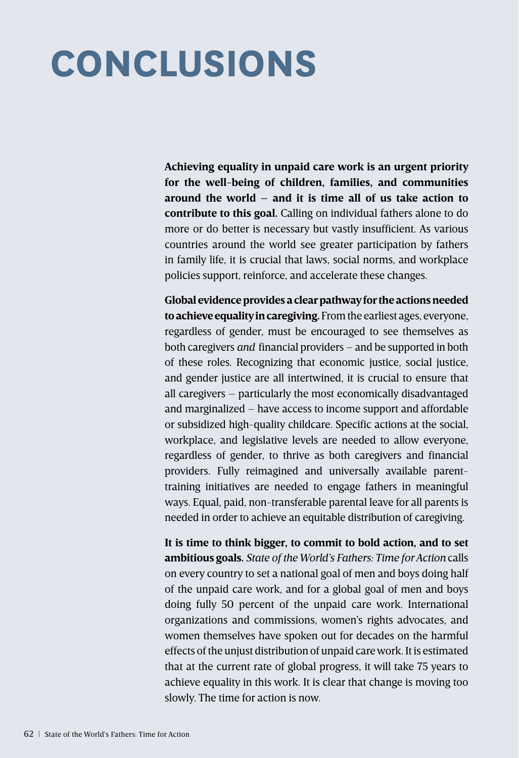# CONCLUSIONS

**Achieving equality in unpaid care work is an urgent priority for the well-being of children, families, and communities around the world – and it is time all of us take action to contribute to this goal.** Calling on individual fathers alone to do more or do better is necessary but vastly insufficient. As various countries around the world see greater participation by fathers in family life, it is crucial that laws, social norms, and workplace policies support, reinforce, and accelerate these changes.

**Global evidence provides a clear pathway for the actions needed to achieve equality in caregiving.** From the earliest ages, everyone, regardless of gender, must be encouraged to see themselves as both caregivers *and* financial providers – and be supported in both of these roles. Recognizing that economic justice, social justice, and gender justice are all intertwined, it is crucial to ensure that all caregivers – particularly the most economically disadvantaged and marginalized – have access to income support and affordable or subsidized high-quality childcare. Specific actions at the social, workplace, and legislative levels are needed to allow everyone, regardless of gender, to thrive as both caregivers and financial providers. Fully reimagined and universally available parent-training initiatives are needed to engage fathers in meaningful ways. Equal, paid, non-transferable parental leave for all parents is needed in order to achieve an equitable distribution of caregiving.

**It is time to think bigger, to commit to bold action, and to set ambitious goals.** *State of the World's Fathers: Time for Action* calls on every country to set a national goal of men and boys doing half of the unpaid care work, and for a global goal of men and boys doing fully 50 percent of the unpaid care work. International organizations and commissions, women's rights advocates, and women themselves have spoken out for decades on the harmful effects of the unjust distribution of unpaid care work. It is estimated that at the current rate of global progress, it will take 75 years to achieve equality in this work. It is clear that change is moving too slowly. The time for action is now.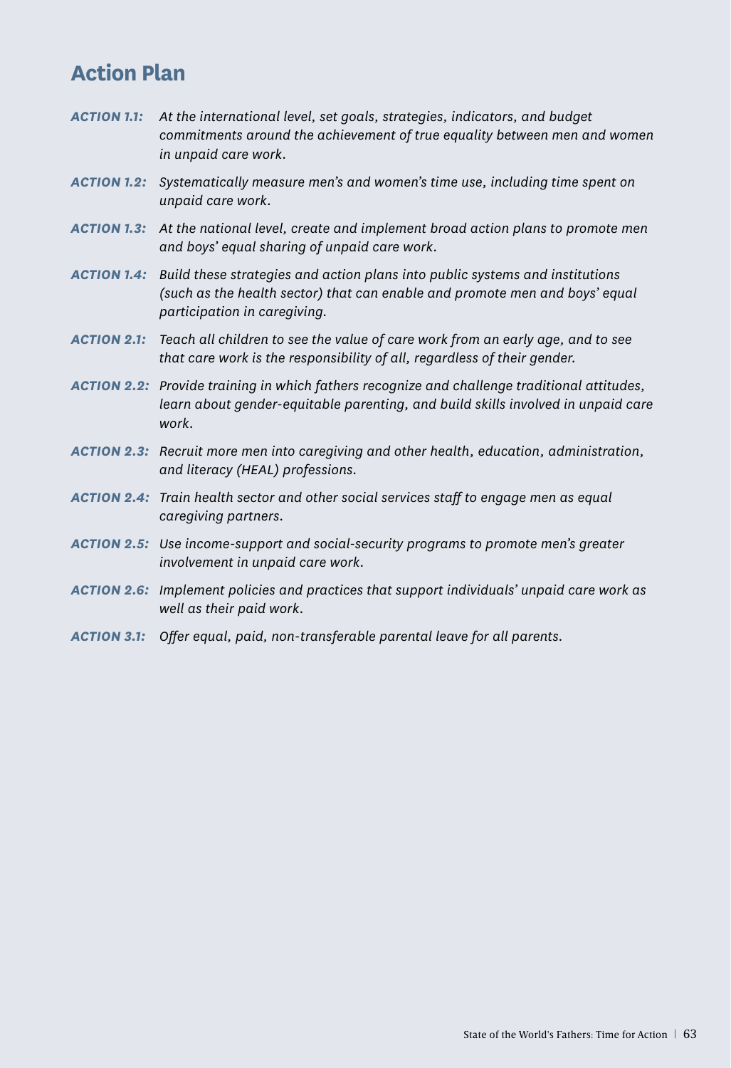## Action Plan

***ACTION 1.1:*** *At the international level, set goals, strategies, indicators, and budget commitments around the achievement of true equality between men and women in unpaid care work.*

***ACTION 1.2:*** *Systematically measure men's and women's time use, including time spent on unpaid care work.*

***ACTION 1.3:*** *At the national level, create and implement broad action plans to promote men and boys' equal sharing of unpaid care work.*

***ACTION 1.4:*** *Build these strategies and action plans into public systems and institutions (such as the health sector) that can enable and promote men and boys' equal participation in caregiving.*

***ACTION 2.1:*** *Teach all children to see the value of care work from an early age, and to see that care work is the responsibility of all, regardless of their gender.*

***ACTION 2.2:*** *Provide training in which fathers recognize and challenge traditional attitudes, learn about gender-equitable parenting, and build skills involved in unpaid care work.*

***ACTION 2.3:*** *Recruit more men into caregiving and other health, education, administration, and literacy (HEAL) professions.*

***ACTION 2.4:*** *Train health sector and other social services staff to engage men as equal caregiving partners.*

***ACTION 2.5:*** *Use income-support and social-security programs to promote men's greater involvement in unpaid care work.*

***ACTION 2.6:*** *Implement policies and practices that support individuals' unpaid care work as well as their paid work.*

***ACTION 3.1:*** *Offer equal, paid, non-transferable parental leave for all parents.*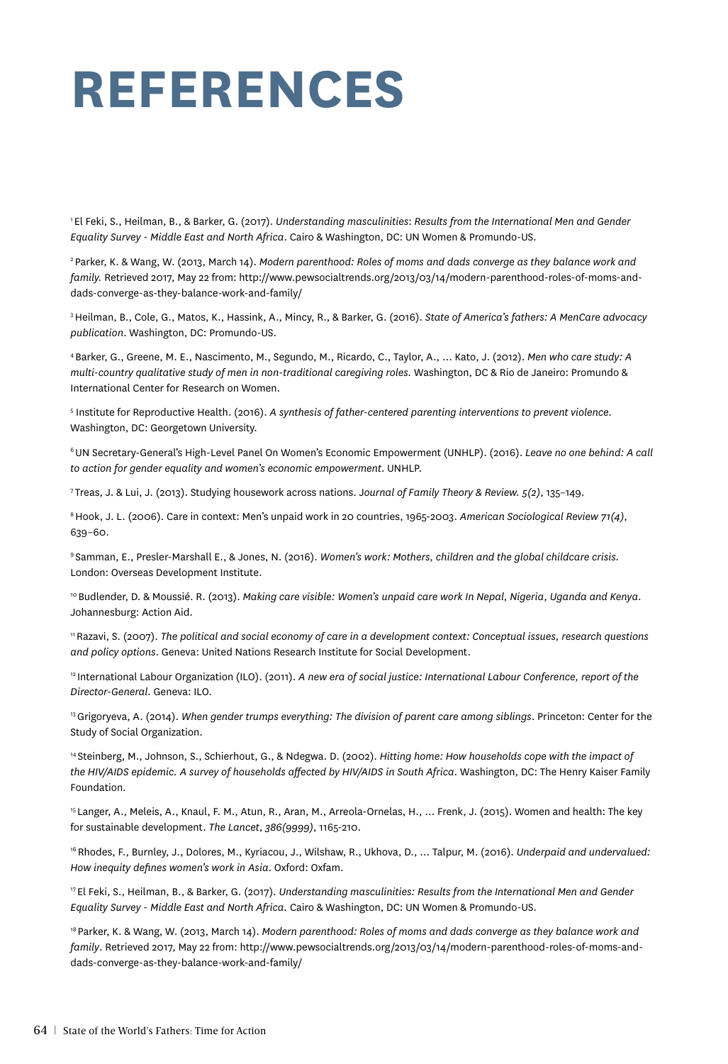# REFERENCES

[1] El Feki, S., Heilman, B., & Barker, G. (2017). *Understanding masculinities*: *Results from the International Men and Gender Equality Survey - Middle East and North Africa*. Cairo & Washington, DC: UN Women & Promundo-US.

[2] Parker, K. & Wang, W. (2013, March 14). *Modern parenthood: Roles of moms and dads converge as they balance work and family.* Retrieved 2017, May 22 from: http://www.pewsocialtrends.org/2013/03/14/modern-parenthood-roles-of-moms-and-dads-converge-as-they-balance-work-and-family/

[3] Heilman, B., Cole, G., Matos, K., Hassink, A., Mincy, R., & Barker, G. (2016). *State of America's fathers: A MenCare advocacy publication*. Washington, DC: Promundo-US.

[4] Barker, G., Greene, M. E., Nascimento, M., Segundo, M., Ricardo, C., Taylor, A., ... Kato, J. (2012). *Men who care study: A multi-country qualitative study of men in non-traditional caregiving roles.* Washington, DC & Rio de Janeiro: Promundo & International Center for Research on Women.

[5] Institute for Reproductive Health. (2016). *A synthesis of father-centered parenting interventions to prevent violence.* Washington, DC: Georgetown University.

[6] UN Secretary-General's High-Level Panel On Women's Economic Empowerment (UNHLP). (2016). *Leave no one behind: A call to action for gender equality and women's economic empowerment*. UNHLP.

[7] Treas, J. & Lui, J. (2013). Studying housework across nations. *Journal of Family Theory & Review. 5(2)*, 135–149.

[8] Hook, J. L. (2006). Care in context: Men's unpaid work in 20 countries, 1965-2003. *American Sociological Review 71(4)*, 639–60.

[9] Samman, E., Presler-Marshall E., & Jones, N. (2016). *Women's work: Mothers, children and the global childcare crisis.* London: Overseas Development Institute.

[10] Budlender, D. & Moussié. R. (2013). *Making care visible: Women's unpaid care work In Nepal, Nigeria, Uganda and Kenya*. Johannesburg: Action Aid.

[11] Razavi, S. (2007). *The political and social economy of care in a development context: Conceptual issues, research questions and policy options*. Geneva: United Nations Research Institute for Social Development.

[12] International Labour Organization (ILO). (2011). *A new era of social justice: International Labour Conference, report of the Director-General*. Geneva: ILO.

[13] Grigoryeva, A. (2014). *When gender trumps everything: The division of parent care among siblings*. Princeton: Center for the Study of Social Organization.

[14] Steinberg, M., Johnson, S., Schierhout, G., & Ndegwa. D. (2002). *Hitting home: How households cope with the impact of the HIV/AIDS epidemic. A survey of households affected by HIV/AIDS in South Africa*. Washington, DC: The Henry Kaiser Family Foundation.

[15] Langer, A., Meleis, A., Knaul, F. M., Atun, R., Aran, M., Arreola-Ornelas, H., ... Frenk, J. (2015). Women and health: The key for sustainable development. *The Lancet*, *386(9999)*, 1165-210.

[16] Rhodes, F., Burnley, J., Dolores, M., Kyriacou, J., Wilshaw, R., Ukhova, D., ... Talpur, M. (2016). *Underpaid and undervalued: How inequity defines women's work in Asia*. Oxford: Oxfam.

[17] El Feki, S., Heilman, B., & Barker, G. (2017). *Understanding masculinities: Results from the International Men and Gender Equality Survey - Middle East and North Africa.* Cairo & Washington, DC: UN Women & Promundo-US.

[18] Parker, K. & Wang, W. (2013, March 14). *Modern parenthood: Roles of moms and dads converge as they balance work and family*. Retrieved 2017, May 22 from: http://www.pewsocialtrends.org/2013/03/14/modern-parenthood-roles-of-moms-and-dads-converge-as-they-balance-work-and-family/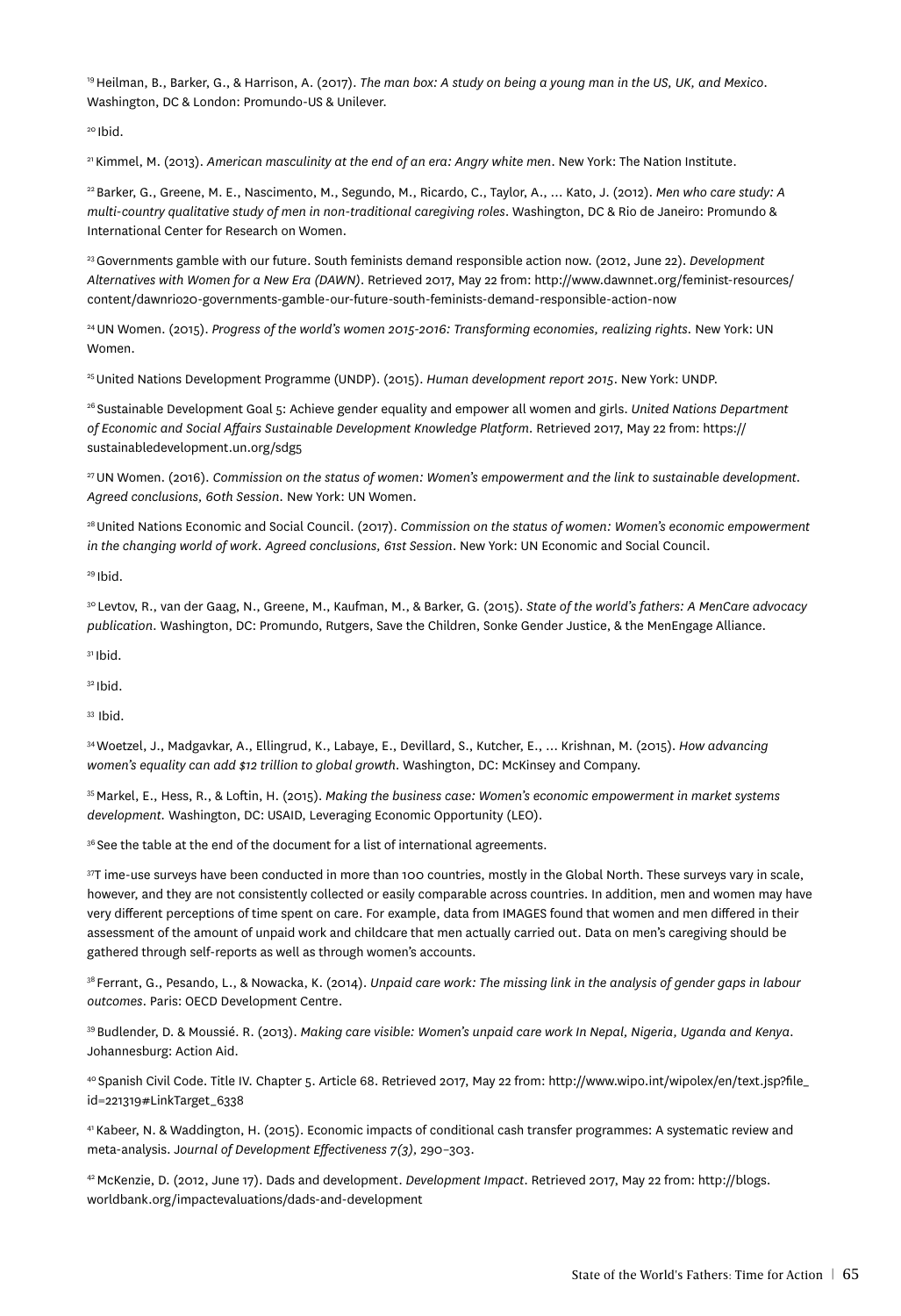[19] Heilman, B., Barker, G., & Harrison, A. (2017). *The man box: A study on being a young man in the US, UK, and Mexico*. Washington, DC & London: Promundo-US & Unilever.

[20] Ibid.

[21] Kimmel, M. (2013). *American masculinity at the end of an era: Angry white men*. New York: The Nation Institute.

[22] Barker, G., Greene, M. E., Nascimento, M., Segundo, M., Ricardo, C., Taylor, A., … Kato, J. (2012). *Men who care study: A multi-country qualitative study of men in non-traditional caregiving roles*. Washington, DC & Rio de Janeiro: Promundo & International Center for Research on Women.

[23] Governments gamble with our future. South feminists demand responsible action now. (2012, June 22). *Development Alternatives with Women for a New Era (DAWN)*. Retrieved 2017, May 22 from: http://www.dawnnet.org/feminist-resources/content/dawnrio20-governments-gamble-our-future-south-feminists-demand-responsible-action-now

[24] UN Women. (2015). *Progress of the world's women 2015-2016: Transforming economies, realizing rights*. New York: UN Women.

[25] United Nations Development Programme (UNDP). (2015). *Human development report 2015*. New York: UNDP.

[26] Sustainable Development Goal 5: Achieve gender equality and empower all women and girls. *United Nations Department of Economic and Social Affairs Sustainable Development Knowledge Platform*. Retrieved 2017, May 22 from: https://sustainabledevelopment.un.org/sdg5

[27] UN Women. (2016). *Commission on the status of women: Women's empowerment and the link to sustainable development. Agreed conclusions, 60th Session*. New York: UN Women.

[28] United Nations Economic and Social Council. (2017). *Commission on the status of women: Women's economic empowerment in the changing world of work. Agreed conclusions, 61st Session*. New York: UN Economic and Social Council.

[29] Ibid.

[30] Levtov, R., van der Gaag, N., Greene, M., Kaufman, M., & Barker, G. (2015). *State of the world's fathers: A MenCare advocacy publication*. Washington, DC: Promundo, Rutgers, Save the Children, Sonke Gender Justice, & the MenEngage Alliance.

[31] Ibid.

[32] Ibid.

[33] Ibid.

[34] Woetzel, J., Madgavkar, A., Ellingrud, K., Labaye, E., Devillard, S., Kutcher, E., … Krishnan, M. (2015). *How advancing women's equality can add $12 trillion to global growth*. Washington, DC: McKinsey and Company.

[35] Markel, E., Hess, R., & Loftin, H. (2015). *Making the business case: Women's economic empowerment in market systems development*. Washington, DC: USAID, Leveraging Economic Opportunity (LEO).

[36] See the table at the end of the document for a list of international agreements.

[37] Time-use surveys have been conducted in more than 100 countries, mostly in the Global North. These surveys vary in scale, however, and they are not consistently collected or easily comparable across countries. In addition, men and women may have very different perceptions of time spent on care. For example, data from IMAGES found that women and men differed in their assessment of the amount of unpaid work and childcare that men actually carried out. Data on men's caregiving should be gathered through self-reports as well as through women's accounts.

[38] Ferrant, G., Pesando, L., & Nowacka, K. (2014). *Unpaid care work: The missing link in the analysis of gender gaps in labour outcomes*. Paris: OECD Development Centre.

[39] Budlender, D. & Moussié. R. (2013). *Making care visible: Women's unpaid care work In Nepal, Nigeria, Uganda and Kenya*. Johannesburg: Action Aid.

[40] Spanish Civil Code. Title IV. Chapter 5. Article 68. Retrieved 2017, May 22 from: http://www.wipo.int/wipolex/en/text.jsp?file_id=221319#LinkTarget_6338

[41] Kabeer, N. & Waddington, H. (2015). Economic impacts of conditional cash transfer programmes: A systematic review and meta-analysis. *Journal of Development Effectiveness 7(3)*, 290–303.

[42] McKenzie, D. (2012, June 17). Dads and development. *Development Impact*. Retrieved 2017, May 22 from: http://blogs.worldbank.org/impactevaluations/dads-and-development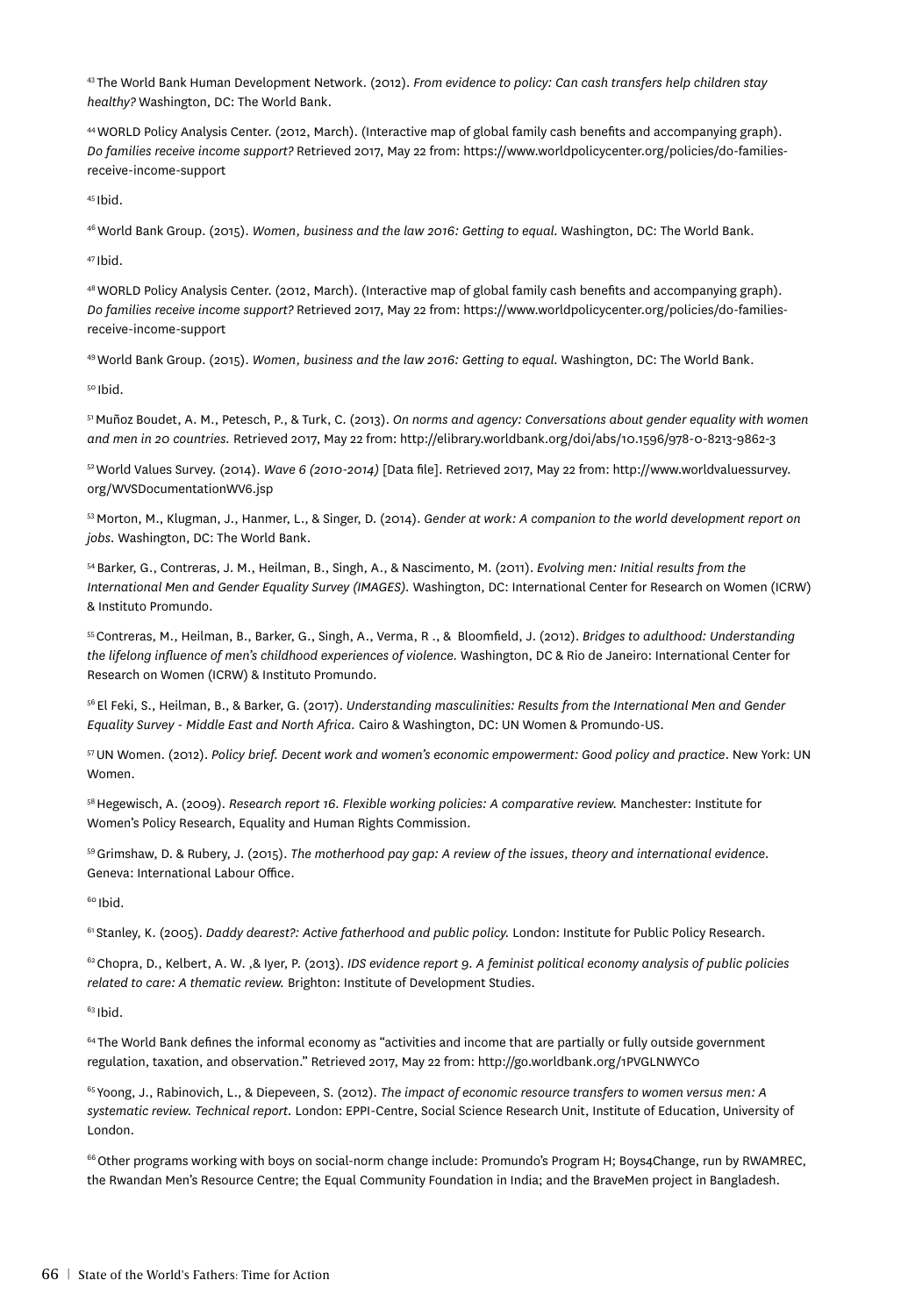[43] The World Bank Human Development Network. (2012). *From evidence to policy: Can cash transfers help children stay healthy?* Washington, DC: The World Bank.

[44] WORLD Policy Analysis Center. (2012, March). (Interactive map of global family cash benefits and accompanying graph). *Do families receive income support?* Retrieved 2017, May 22 from: https://www.worldpolicycenter.org/policies/do-families-receive-income-support

[45] Ibid.

[46] World Bank Group. (2015). *Women, business and the law 2016: Getting to equal.* Washington, DC: The World Bank.

[47] Ibid.

[48] WORLD Policy Analysis Center. (2012, March). (Interactive map of global family cash benefits and accompanying graph). *Do families receive income support?* Retrieved 2017, May 22 from: https://www.worldpolicycenter.org/policies/do-families-receive-income-support

[49] World Bank Group. (2015). *Women, business and the law 2016: Getting to equal.* Washington, DC: The World Bank.

[50] Ibid.

[51] Muñoz Boudet, A. M., Petesch, P., & Turk, C. (2013). *On norms and agency: Conversations about gender equality with women and men in 20 countries.* Retrieved 2017, May 22 from: http://elibrary.worldbank.org/doi/abs/10.1596/978-0-8213-9862-3

[52] World Values Survey. (2014). *Wave 6 (2010-2014)* [Data file]. Retrieved 2017, May 22 from: http://www.worldvaluessurvey.org/WVSDocumentationWV6.jsp

[53] Morton, M., Klugman, J., Hanmer, L., & Singer, D. (2014). *Gender at work: A companion to the world development report on jobs*. Washington, DC: The World Bank.

[54] Barker, G., Contreras, J. M., Heilman, B., Singh, A., & Nascimento, M. (2011). *Evolving men: Initial results from the International Men and Gender Equality Survey (IMAGES).* Washington, DC: International Center for Research on Women (ICRW) & Instituto Promundo.

[55] Contreras, M., Heilman, B., Barker, G., Singh, A., Verma, R ., & Bloomfield, J. (2012). *Bridges to adulthood: Understanding the lifelong influence of men's childhood experiences of violence.* Washington, DC & Rio de Janeiro: International Center for Research on Women (ICRW) & Instituto Promundo.

[56] El Feki, S., Heilman, B., & Barker, G. (2017). *Understanding masculinities: Results from the International Men and Gender Equality Survey - Middle East and North Africa.* Cairo & Washington, DC: UN Women & Promundo-US.

[57] UN Women. (2012). *Policy brief. Decent work and women's economic empowerment: Good policy and practice*. New York: UN Women.

[58] Hegewisch, A. (2009). *Research report 16. Flexible working policies: A comparative review.* Manchester: Institute for Women's Policy Research, Equality and Human Rights Commission.

[59] Grimshaw, D. & Rubery, J. (2015). *The motherhood pay gap: A review of the issues, theory and international evidence*. Geneva: International Labour Office.

[60] Ibid.

[61] Stanley, K. (2005). *Daddy dearest?: Active fatherhood and public policy.* London: Institute for Public Policy Research.

[62] Chopra, D., Kelbert, A. W. ,& Iyer, P. (2013). *IDS evidence report 9. A feminist political economy analysis of public policies related to care: A thematic review.* Brighton: Institute of Development Studies.

[63] Ibid.

[64] The World Bank defines the informal economy as "activities and income that are partially or fully outside government regulation, taxation, and observation." Retrieved 2017, May 22 from: http://go.worldbank.org/1PVGLNWYC0

[65] Yoong, J., Rabinovich, L., & Diepeveen, S. (2012). *The impact of economic resource transfers to women versus men: A systematic review. Technical report*. London: EPPI-Centre, Social Science Research Unit, Institute of Education, University of London.

[66] Other programs working with boys on social-norm change include: Promundo's Program H; Boys4Change, run by RWAMREC, the Rwandan Men's Resource Centre; the Equal Community Foundation in India; and the BraveMen project in Bangladesh.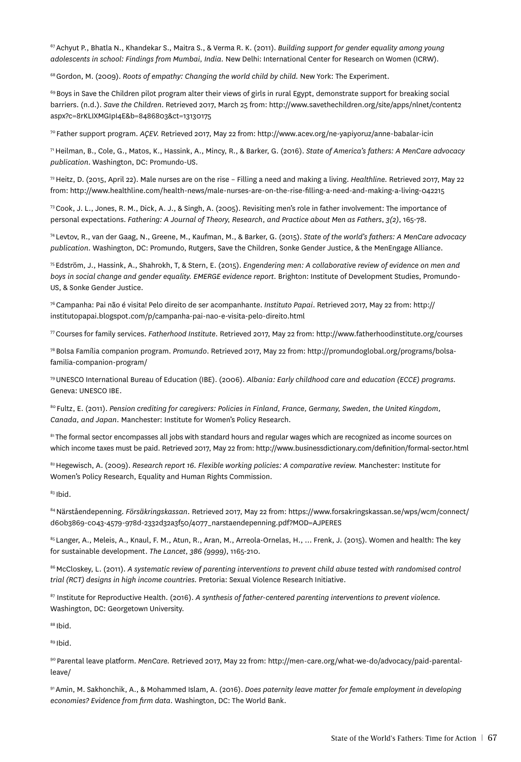[67] Achyut P., Bhatla N., Khandekar S., Maitra S., & Verma R. K. (2011). *Building support for gender equality among young adolescents in school: Findings from Mumbai, India.* New Delhi: International Center for Research on Women (ICRW).

[68] Gordon, M. (2009). *Roots of empathy: Changing the world child by child.* New York: The Experiment.

[69] Boys in Save the Children pilot program alter their views of girls in rural Egypt, demonstrate support for breaking social barriers. (n.d.). *Save the Children*. Retrieved 2017, March 25 from: http://www.savethechildren.org/site/apps/nlnet/content2 aspx?c=8rKLIXMGIpI4E&b=8486803&ct=13130175

[70] Father support program. *AÇEV.* Retrieved 2017, May 22 from: http://www.acev.org/ne-yapiyoruz/anne-babalar-icin

[71] Heilman, B., Cole, G., Matos, K., Hassink, A., Mincy, R., & Barker, G. (2016). *State of America's fathers: A MenCare advocacy publication*. Washington, DC: Promundo-US.

[72] Heitz, D. (2015, April 22). Male nurses are on the rise – Filling a need and making a living. *Healthline.* Retrieved 2017, May 22 from: http://www.healthline.com/health-news/male-nurses-are-on-the-rise-filling-a-need-and-making-a-living-042215

[73] Cook, J. L., Jones, R. M., Dick, A. J., & Singh, A. (2005). Revisiting men's role in father involvement: The importance of personal expectations. *Fathering: A Journal of Theory, Research, and Practice about Men as Fathers*, *3(2)*, 165-78.

[74] Levtov, R., van der Gaag, N., Greene, M., Kaufman, M., & Barker, G. (2015). *State of the world's fathers: A MenCare advocacy publication*. Washington, DC: Promundo, Rutgers, Save the Children, Sonke Gender Justice, & the MenEngage Alliance.

[75] Edström, J., Hassink, A., Shahrokh, T, & Stern, E. (2015). *Engendering men: A collaborative review of evidence on men and boys in social change and gender equality. EMERGE evidence report.* Brighton: Institute of Development Studies, Promundo-US, & Sonke Gender Justice.

[76] Campanha: Pai não é visita! Pelo direito de ser acompanhante. *Instituto Papai*. Retrieved 2017, May 22 from: http://institutopapai.blogspot.com/p/campanha-pai-nao-e-visita-pelo-direito.html

[77] Courses for family services. *Fatherhood Institute*. Retrieved 2017, May 22 from: http://www.fatherhoodinstitute.org/courses

[78] Bolsa Família companion program. *Promundo*. Retrieved 2017, May 22 from: http://promundoglobal.org/programs/bolsa-familia-companion-program/

[79] UNESCO International Bureau of Education (IBE). (2006). *Albania: Early childhood care and education (ECCE) programs.* Geneva: UNESCO IBE.

[80] Fultz, E. (2011). *Pension crediting for caregivers: Policies in Finland, France, Germany, Sweden, the United Kingdom, Canada, and Japan*. Manchester: Institute for Women's Policy Research.

[81] The formal sector encompasses all jobs with standard hours and regular wages which are recognized as income sources on which income taxes must be paid. Retrieved 2017, May 22 from: http://www.businessdictionary.com/definition/formal-sector.html

[82] Hegewisch, A. (2009). *Research report 16. Flexible working policies: A comparative review.* Manchester: Institute for Women's Policy Research, Equality and Human Rights Commission.

[83] Ibid.

[84] Närståendepenning. *Försäkringskassan*. Retrieved 2017, May 22 from: https://www.forsakringskassan.se/wps/wcm/connect/d60b3869-c043-4579-978d-2332d32a3f50/4077_narstaendepenning.pdf?MOD=AJPERES

[85] Langer, A., Meleis, A., Knaul, F. M., Atun, R., Aran, M., Arreola-Ornelas, H., ... Frenk, J. (2015). Women and health: The key for sustainable development. *The Lancet*, *386 (9999)*, 1165-210.

[86] McCloskey, L. (2011). *A systematic review of parenting interventions to prevent child abuse tested with randomised control trial (RCT) designs in high income countries.* Pretoria: Sexual Violence Research Initiative.

[87] Institute for Reproductive Health. (2016). *A synthesis of father-centered parenting interventions to prevent violence.* Washington, DC: Georgetown University.

[88] Ibid.

[89] Ibid.

[90] Parental leave platform. *MenCare.* Retrieved 2017, May 22 from: http://men-care.org/what-we-do/advocacy/paid-parental-leave/

[91] Amin, M. Sakhonchik, A., & Mohammed Islam, A. (2016). *Does paternity leave matter for female employment in developing economies? Evidence from firm data.* Washington, DC: The World Bank.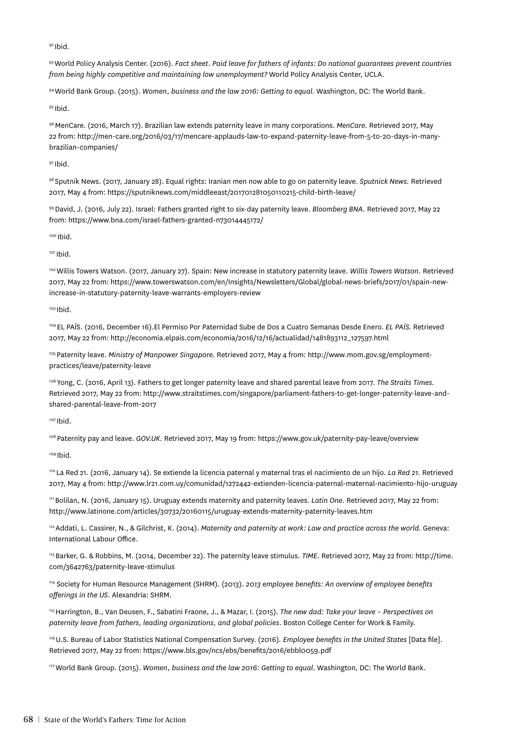[92] Ibid.

[93] World Policy Analysis Center. (2016). *Fact sheet. Paid leave for fathers of infants: Do national guarantees prevent countries from being highly competitive and maintaining low unemployment?* World Policy Analysis Center, UCLA.

[94] World Bank Group. (2015). *Women, business and the law 2016: Getting to equal.* Washington, DC: The World Bank.

[95] Ibid.

[96] MenCare. (2016, March 17). Brazilian law extends paternity leave in many corporations. *MenCare.* Retrieved 2017, May 22 from: http://men-care.org/2016/03/17/mencare-applauds-law-to-expand-paternity-leave-from-5-to-20-days-in-many-brazilian-companies/

[97] Ibid.

[98] Sputnik News. (2017, January 28). Equal rights: Iranian men now able to go on paternity leave. *Sputnick News.* Retrieved 2017, May 4 from: https://sputniknews.com/middleeast/201701281050110215-child-birth-leave/

[99] David, J. (2016, July 22). Israel: Fathers granted right to six-day paternity leave. *Bloomberg BNA.* Retrieved 2017, May 22 from: https://www.bna.com/israel-fathers-granted-n73014445172/

[100] Ibid.

[101] Ibid.

[102] Willis Towers Watson. (2017, January 27). Spain: New increase in statutory paternity leave. *Willis Towers Watson.* Retrieved 2017, May 22 from: https://www.towerswatson.com/en/Insights/Newsletters/Global/global-news-briefs/2017/01/spain-new-increase-in-statutory-paternity-leave-warrants-employers-review

[103] Ibid.

[104] EL PAÍS. (2016, December 16).El Permiso Por Paternidad Sube de Dos a Cuatro Semanas Desde Enero. *EL PAÍS.* Retrieved 2017, May 22 from: http://economia.elpais.com/economia/2016/12/16/actualidad/1481893112_127597.html

[105] Paternity leave. *Ministry of Manpower Singapore.* Retrieved 2017, May 4 from: http://www.mom.gov.sg/employment-practices/leave/paternity-leave

[106] Yong, C. (2016, April 13). Fathers to get longer paternity leave and shared parental leave from 2017. *The Straits Times.* Retrieved 2017, May 22 from: http://www.straitstimes.com/singapore/parliament-fathers-to-get-longer-paternity-leave-and-shared-parental-leave-from-2017

[107] Ibid.

[108] Paternity pay and leave. *GOV.UK.* Retrieved 2017, May 19 from: https://www.gov.uk/paternity-pay-leave/overview

[109] Ibid.

[110] La Red 21. (2016, January 14). Se extiende la licencia paternal y maternal tras el nacimiento de un hijo. *La Red 21.* Retrieved 2017, May 4 from: http://www.lr21.com.uy/comunidad/1272442-extienden-licencia-paternal-maternal-nacimiento-hijo-uruguay

[111] Bolilan, N. (2016, January 15). Uruguay extends maternity and paternity leaves. *Latin One.* Retrieved 2017, May 22 from: http://www.latinone.com/articles/30732/20160115/uruguay-extends-maternity-paternity-leaves.htm

[112] Addati, L. Cassirer, N., & Gilchrist, K. (2014). *Maternity and paternity at work: Law and practice across the world.* Geneva: International Labour Office.

[113] Barker, G. & Robbins, M. (2014, December 22). The paternity leave stimulus. *TIME.* Retrieved 2017, May 22 from: http://time.com/3642763/paternity-leave-stimulus

[114] Society for Human Resource Management (SHRM). (2013). *2013 employee benefits: An overview of employee benefits offerings in the US*. Alexandria: SHRM.

[115] Harrington, B., Van Deusen, F., Sabatini Fraone, J., & Mazar, I. (2015). *The new dad: Take your leave – Perspectives on paternity leave from fathers, leading organizations, and global policies*. Boston College Center for Work & Family.

[116] U.S. Bureau of Labor Statistics National Compensation Survey. (2016). *Employee benefits in the United States* [Data file]. Retrieved 2017, May 22 from: https://www.bls.gov/ncs/ebs/benefits/2016/ebbl0059.pdf

[117] World Bank Group. (2015). *Women, business and the law 2016: Getting to equal.* Washington, DC: The World Bank.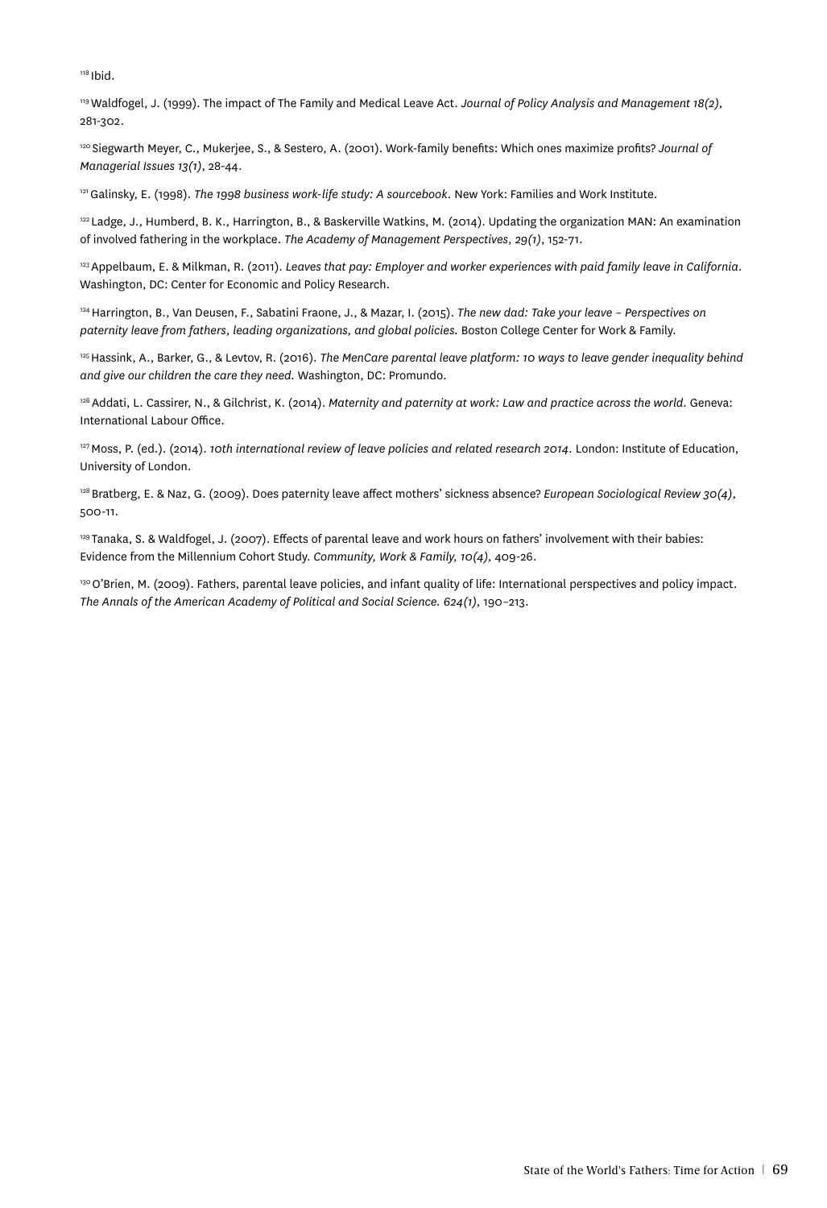[118] Ibid.

[119] Waldfogel, J. (1999). The impact of The Family and Medical Leave Act. *Journal of Policy Analysis and Management 18(2)*, 281-302.

[120] Siegwarth Meyer, C., Mukerjee, S., & Sestero, A. (2001). Work-family benefits: Which ones maximize profits? *Journal of Managerial Issues 13(1)*, 28-44.

[121] Galinsky, E. (1998). *The 1998 business work-life study: A sourcebook*. New York: Families and Work Institute.

[122] Ladge, J., Humberd, B. K., Harrington, B., & Baskerville Watkins, M. (2014). Updating the organization MAN: An examination of involved fathering in the workplace. *The Academy of Management Perspectives, 29(1)*, 152-71.

[123] Appelbaum, E. & Milkman, R. (2011). *Leaves that pay: Employer and worker experiences with paid family leave in California*. Washington, DC: Center for Economic and Policy Research.

[124] Harrington, B., Van Deusen, F., Sabatini Fraone, J., & Mazar, I. (2015). *The new dad: Take your leave – Perspectives on paternity leave from fathers, leading organizations, and global policies.* Boston College Center for Work & Family.

[125] Hassink, A., Barker, G., & Levtov, R. (2016). *The MenCare parental leave platform: 10 ways to leave gender inequality behind and give our children the care they need.* Washington, DC: Promundo.

[126] Addati, L. Cassirer, N., & Gilchrist, K. (2014). *Maternity and paternity at work: Law and practice across the world.* Geneva: International Labour Office.

[127] Moss, P. (ed.). (2014). *10th international review of leave policies and related research 2014.* London: Institute of Education, University of London.

[128] Bratberg, E. & Naz, G. (2009). Does paternity leave affect mothers' sickness absence? *European Sociological Review 30(4)*, 500-11.

[129] Tanaka, S. & Waldfogel, J. (2007). Effects of parental leave and work hours on fathers' involvement with their babies: Evidence from the Millennium Cohort Study. *Community, Work & Family, 10(4)*, 409-26.

[130] O'Brien, M. (2009). Fathers, parental leave policies, and infant quality of life: International perspectives and policy impact. *The Annals of the American Academy of Political and Social Science. 624(1)*, 190–213.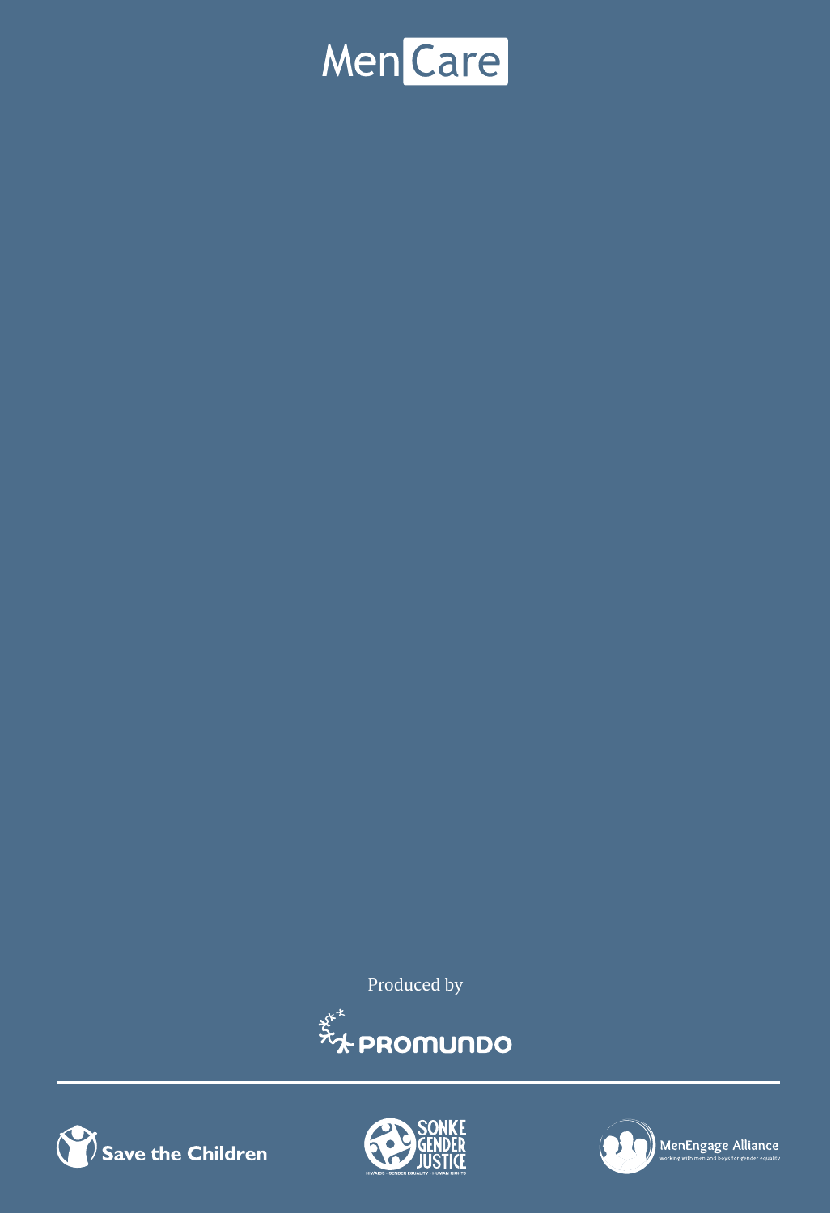MenCare

Produced by

PROMUNDO

Save the Children

SONKE GENDER JUSTICE

HIV/AIDS • GENDER EQUALITY • HUMAN RIGHTS

MenEngage Alliance

working with men and boys for gender equality